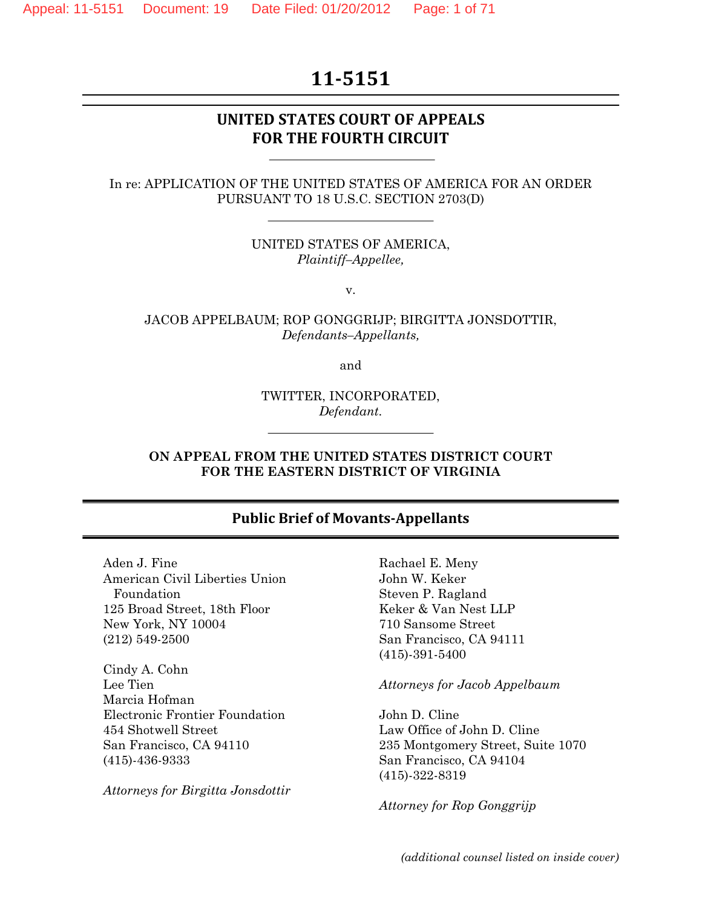# 11-5151

## UNITED STATES COURT OF APPEALS
## FOR THE FOURTH CIRCUIT

In re: APPLICATION OF THE UNITED STATES OF AMERICA FOR AN ORDER PURSUANT TO 18 U.S.C. SECTION 2703(D)

UNITED STATES OF AMERICA,
*Plaintiff–Appellee,*

v.

JACOB APPELBAUM; ROP GONGGRIJP; BIRGITTA JONSDOTTIR,
*Defendants–Appellants,*

and

TWITTER, INCORPORATED,
*Defendant.*

**ON APPEAL FROM THE UNITED STATES DISTRICT COURT FOR THE EASTERN DISTRICT OF VIRGINIA**

## Public Brief of Movants-Appellants

Aden J. Fine
American Civil Liberties Union Foundation
125 Broad Street, 18th Floor
New York, NY 10004
(212) 549-2500

Cindy A. Cohn
Lee Tien
Marcia Hofman
Electronic Frontier Foundation
454 Shotwell Street
San Francisco, CA 94110
(415)-436-9333

*Attorneys for Birgitta Jonsdottir*

Rachael E. Meny
John W. Keker
Steven P. Ragland
Keker & Van Nest LLP
710 Sansome Street
San Francisco, CA 94111
(415)-391-5400

*Attorneys for Jacob Appelbaum*

John D. Cline
Law Office of John D. Cline
235 Montgomery Street, Suite 1070
San Francisco, CA 94104
(415)-322-8319

*Attorney for Rop Gonggrijp*

*(additional counsel listed on inside cover)*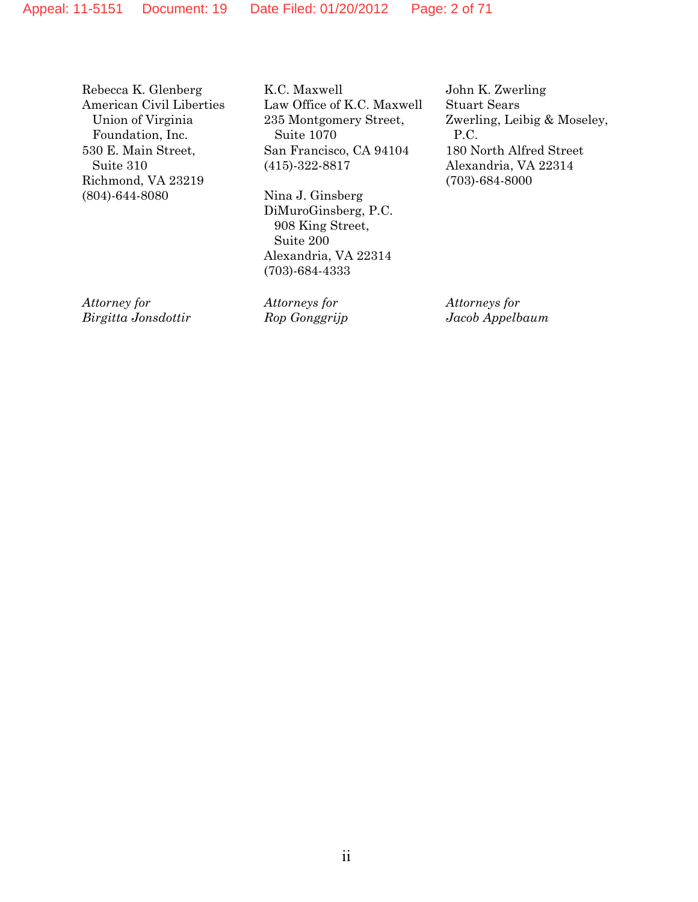Rebecca K. Glenberg
American Civil Liberties Union of Virginia Foundation, Inc.
530 E. Main Street, Suite 310
Richmond, VA 23219
(804)-644-8080

*Attorney for Birgitta Jonsdottir*

K.C. Maxwell
Law Office of K.C. Maxwell
235 Montgomery Street, Suite 1070
San Francisco, CA 94104
(415)-322-8817

Nina J. Ginsberg
DiMuroGinsberg, P.C.
908 King Street, Suite 200
Alexandria, VA 22314
(703)-684-4333

*Attorneys for Rop Gonggrijp*

John K. Zwerling
Stuart Sears
Zwerling, Leibig & Moseley, P.C.
180 North Alfred Street
Alexandria, VA 22314
(703)-684-8000

*Attorneys for Jacob Appelbaum*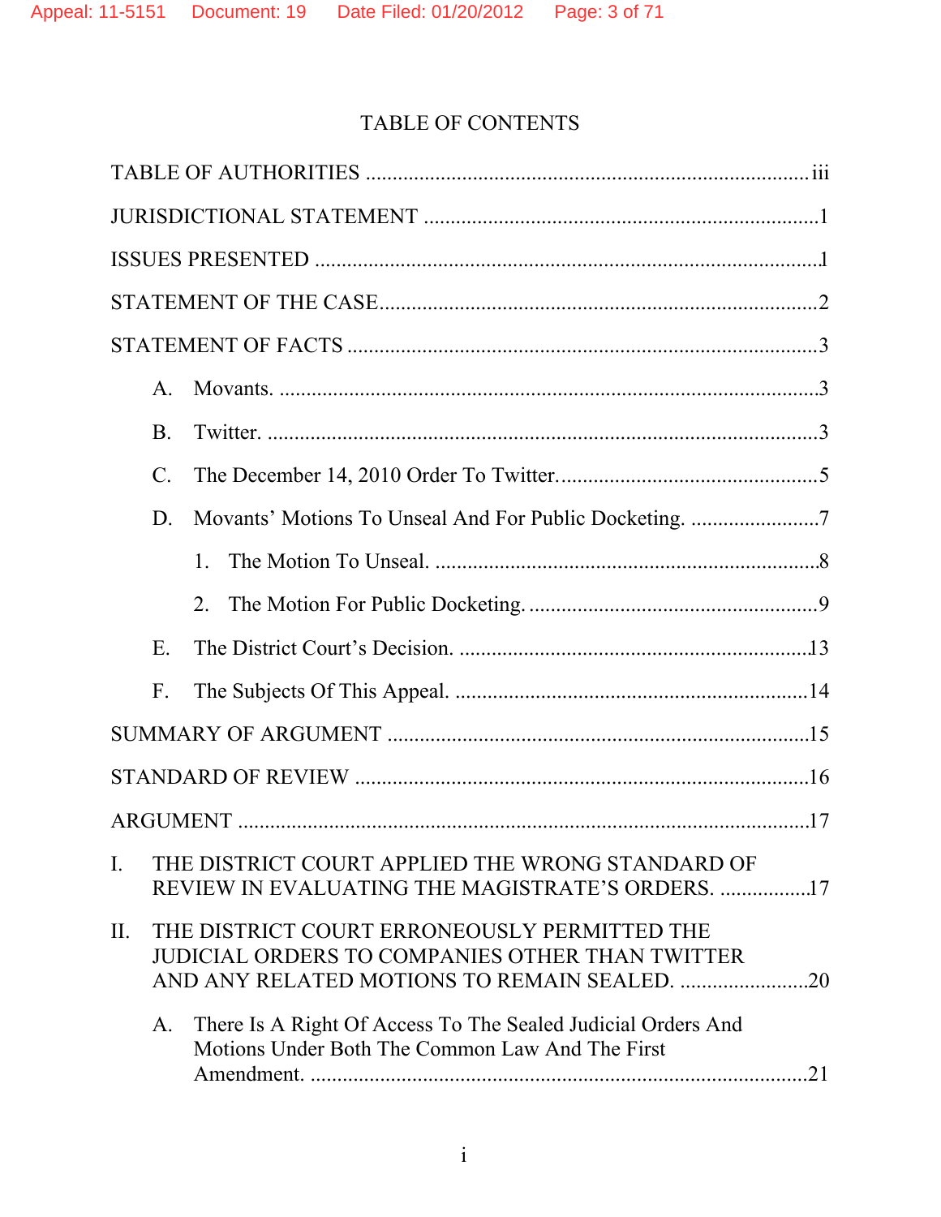# TABLE OF CONTENTS

TABLE OF AUTHORITIES ........................................................................................ iii

JURISDICTIONAL STATEMENT ..............................................................................1

ISSUES PRESENTED ..................................................................................................1

STATEMENT OF THE CASE......................................................................................2

STATEMENT OF FACTS ............................................................................................3

A. Movants. ..........................................................................................................3

B. Twitter. ............................................................................................................3

C. The December 14, 2010 Order To Twitter......................................................5

D. Movants' Motions To Unseal And For Public Docketing. ..............................7

1. The Motion To Unseal. ...........................................................................8

2. The Motion For Public Docketing. .........................................................9

E. The District Court's Decision. ......................................................................13

F. The Subjects Of This Appeal. .......................................................................14

SUMMARY OF ARGUMENT ...................................................................................15

STANDARD OF REVIEW .........................................................................................16

ARGUMENT ...............................................................................................................17

I. THE DISTRICT COURT APPLIED THE WRONG STANDARD OF REVIEW IN EVALUATING THE MAGISTRATE'S ORDERS. .................17

II. THE DISTRICT COURT ERRONEOUSLY PERMITTED THE JUDICIAL ORDERS TO COMPANIES OTHER THAN TWITTER AND ANY RELATED MOTIONS TO REMAIN SEALED. ........................20

A. There Is A Right Of Access To The Sealed Judicial Orders And Motions Under Both The Common Law And The First Amendment. ...................................................................................................21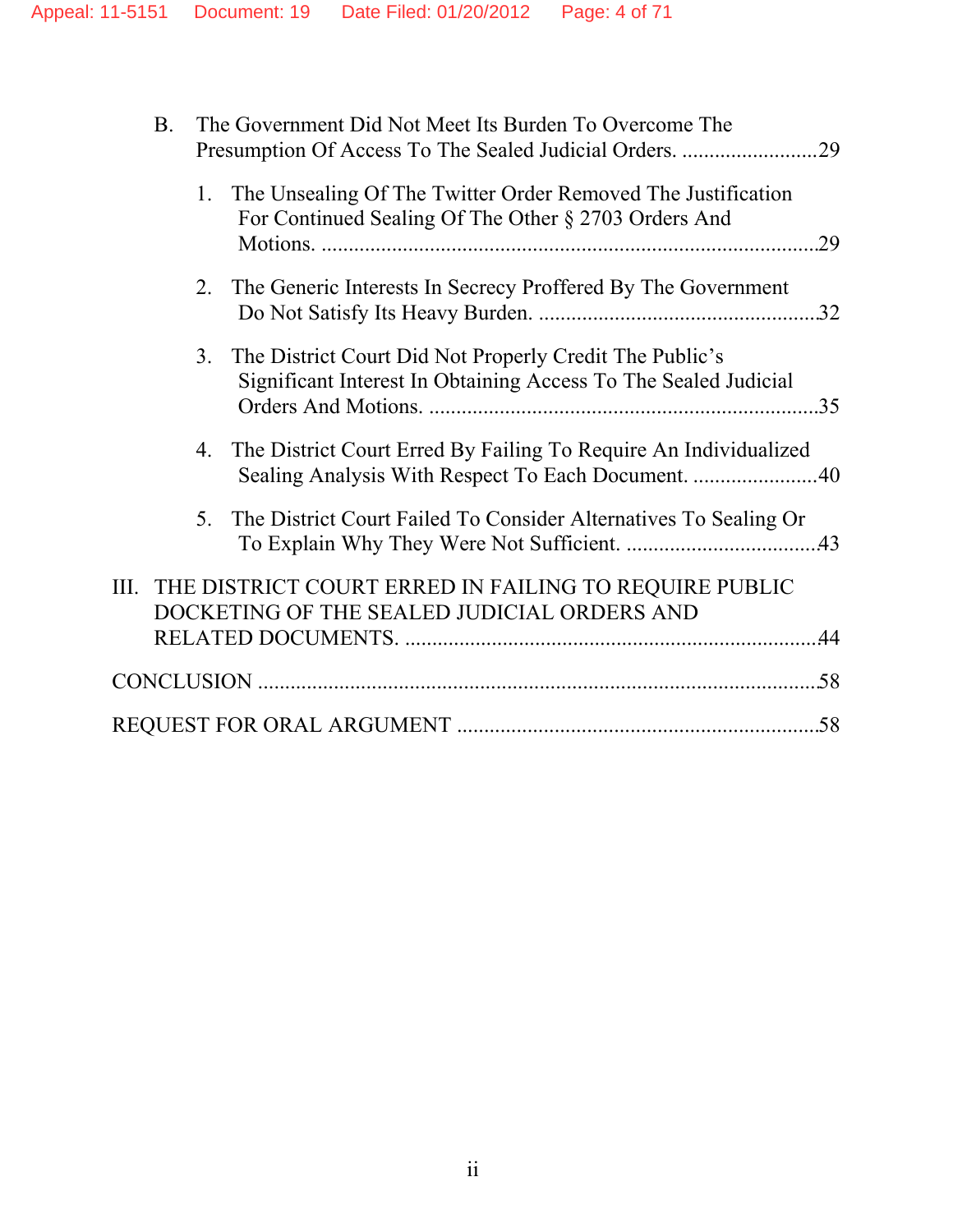B. The Government Did Not Meet Its Burden To Overcome The Presumption Of Access To The Sealed Judicial Orders. .........................29

1. The Unsealing Of The Twitter Order Removed The Justification For Continued Sealing Of The Other § 2703 Orders And Motions. ..........................................................................................29

2. The Generic Interests In Secrecy Proffered By The Government Do Not Satisfy Its Heavy Burden. ..................................................32

3. The District Court Did Not Properly Credit The Public's Significant Interest In Obtaining Access To The Sealed Judicial Orders And Motions. .......................................................................35

4. The District Court Erred By Failing To Require An Individualized Sealing Analysis With Respect To Each Document. .......................40

5. The District Court Failed To Consider Alternatives To Sealing Or To Explain Why They Were Not Sufficient. ...................................43

III. THE DISTRICT COURT ERRED IN FAILING TO REQUIRE PUBLIC DOCKETING OF THE SEALED JUDICIAL ORDERS AND RELATED DOCUMENTS. ..........................................................................44

CONCLUSION ......................................................................................................58

REQUEST FOR ORAL ARGUMENT ..................................................................58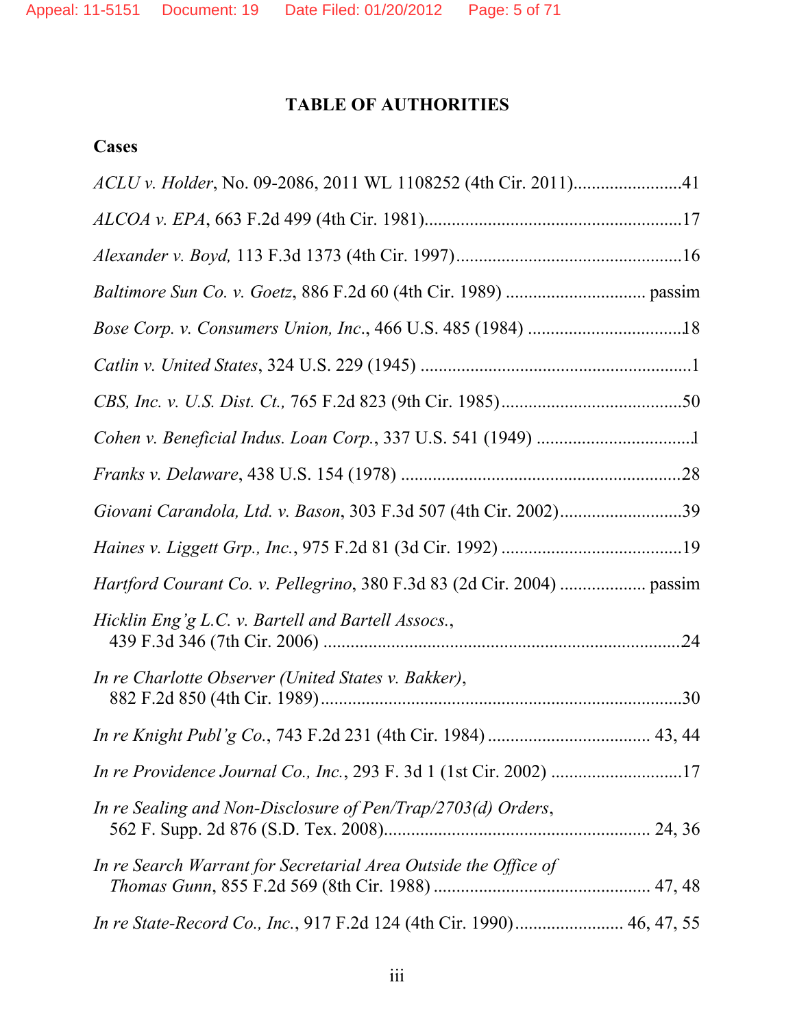# TABLE OF AUTHORITIES

## Cases

*ACLU v. Holder*, No. 09-2086, 2011 WL 1108252 (4th Cir. 2011)........................41

*ALCOA v. EPA*, 663 F.2d 499 (4th Cir. 1981)........................................................17

*Alexander v. Boyd,* 113 F.3d 1373 (4th Cir. 1997)..................................................16

*Baltimore Sun Co. v. Goetz*, 886 F.2d 60 (4th Cir. 1989) .............................. passim

*Bose Corp. v. Consumers Union, Inc*., 466 U.S. 485 (1984) ..................................18

*Catlin v. United States*, 324 U.S. 229 (1945) ............................................................1

*CBS, Inc. v. U.S. Dist. Ct.,* 765 F.2d 823 (9th Cir. 1985)........................................50

*Cohen v. Beneficial Indus. Loan Corp.*, 337 U.S. 541 (1949) ..................................1

*Franks v. Delaware*, 438 U.S. 154 (1978) .............................................................28

*Giovani Carandola, Ltd. v. Bason*, 303 F.3d 507 (4th Cir. 2002)...........................39

*Haines v. Liggett Grp., Inc.*, 975 F.2d 81 (3d Cir. 1992) ........................................19

*Hartford Courant Co. v. Pellegrino*, 380 F.3d 83 (2d Cir. 2004) .................. passim

*Hicklin Eng'g L.C. v. Bartell and Bartell Assocs.*,
439 F.3d 346 (7th Cir. 2006) ..............................................................................24

*In re Charlotte Observer (United States v. Bakker)*,
882 F.2d 850 (4th Cir. 1989)...............................................................................30

*In re Knight Publ'g Co.*, 743 F.2d 231 (4th Cir. 1984) ................................... 43, 44

*In re Providence Journal Co., Inc.*, 293 F. 3d 1 (1st Cir. 2002) .............................17

*In re Sealing and Non-Disclosure of Pen/Trap/2703(d) Orders*,
562 F. Supp. 2d 876 (S.D. Tex. 2008).......................................................... 24, 36

*In re Search Warrant for Secretarial Area Outside the Office of Thomas Gunn*, 855 F.2d 569 (8th Cir. 1988) ............................................... 47, 48

*In re State-Record Co., Inc.*, 917 F.2d 124 (4th Cir. 1990)....................... 46, 47, 55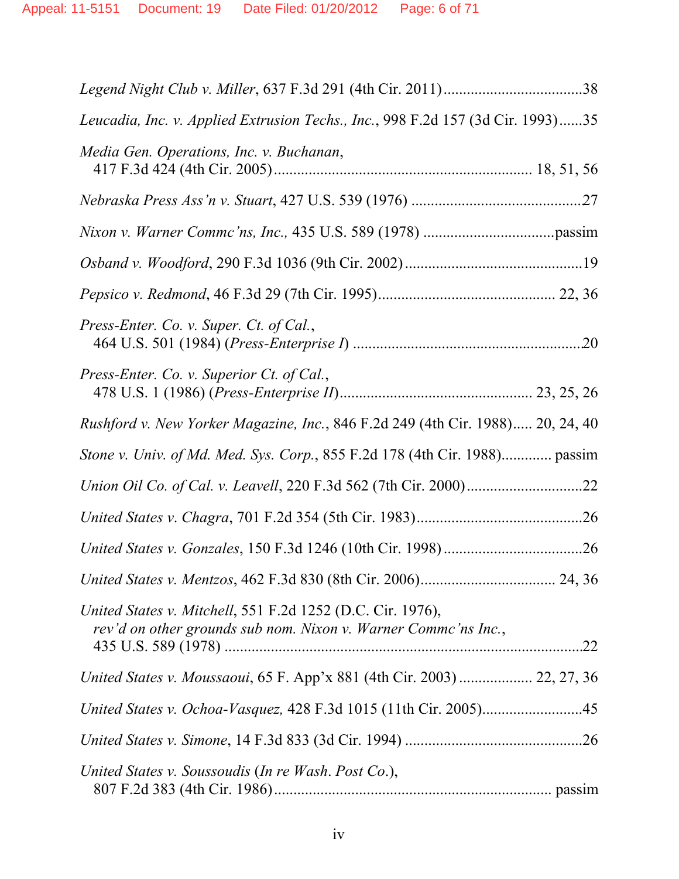*Legend Night Club v. Miller*, 637 F.3d 291 (4th Cir. 2011) .................................... 38

*Leucadia, Inc. v. Applied Extrusion Techs., Inc.*, 998 F.2d 157 (3d Cir. 1993) ...... 35

*Media Gen. Operations, Inc. v. Buchanan*, 417 F.3d 424 (4th Cir. 2005) .................................................................. 18, 51, 56

*Nebraska Press Ass'n v. Stuart*, 427 U.S. 539 (1976) ............................................ 27

*Nixon v. Warner Commc'ns, Inc.,* 435 U.S. 589 (1978) .................................. passim

*Osband v. Woodford*, 290 F.3d 1036 (9th Cir. 2002) .............................................. 19

*Pepsico v. Redmond*, 46 F.3d 29 (7th Cir. 1995) ............................................. 22, 36

*Press-Enter. Co. v. Super. Ct. of Cal.*, 464 U.S. 501 (1984) (*Press-Enterprise I*) .......................................................... 20

*Press-Enter. Co. v. Superior Ct. of Cal.*, 478 U.S. 1 (1986) (*Press-Enterprise II*) ................................................ 23, 25, 26

*Rushford v. New Yorker Magazine, Inc.*, 846 F.2d 249 (4th Cir. 1988) ..... 20, 24, 40

*Stone v. Univ. of Md. Med. Sys. Corp.*, 855 F.2d 178 (4th Cir. 1988) ............. passim

*Union Oil Co. of Cal. v. Leavell*, 220 F.3d 562 (7th Cir. 2000) .............................. 22

*United States v. Chagra*, 701 F.2d 354 (5th Cir. 1983) ........................................... 26

*United States v. Gonzales*, 150 F.3d 1246 (10th Cir. 1998) .................................... 26

*United States v. Mentzos*, 462 F.3d 830 (8th Cir. 2006) .................................. 24, 36

*United States v. Mitchell*, 551 F.2d 1252 (D.C. Cir. 1976), *rev'd on other grounds sub nom. Nixon v. Warner Commc'ns Inc.*, 435 U.S. 589 (1978) ............................................................................................ 22

*United States v. Moussaoui*, 65 F. App'x 881 (4th Cir. 2003) ................... 22, 27, 36

*United States v. Ochoa-Vasquez,* 428 F.3d 1015 (11th Cir. 2005) .......................... 45

*United States v. Simone*, 14 F.3d 833 (3d Cir. 1994) .............................................. 26

*United States v. Soussoudis* (*In re Wash. Post Co.*), 807 F.2d 383 (4th Cir. 1986) ....................................................................... passim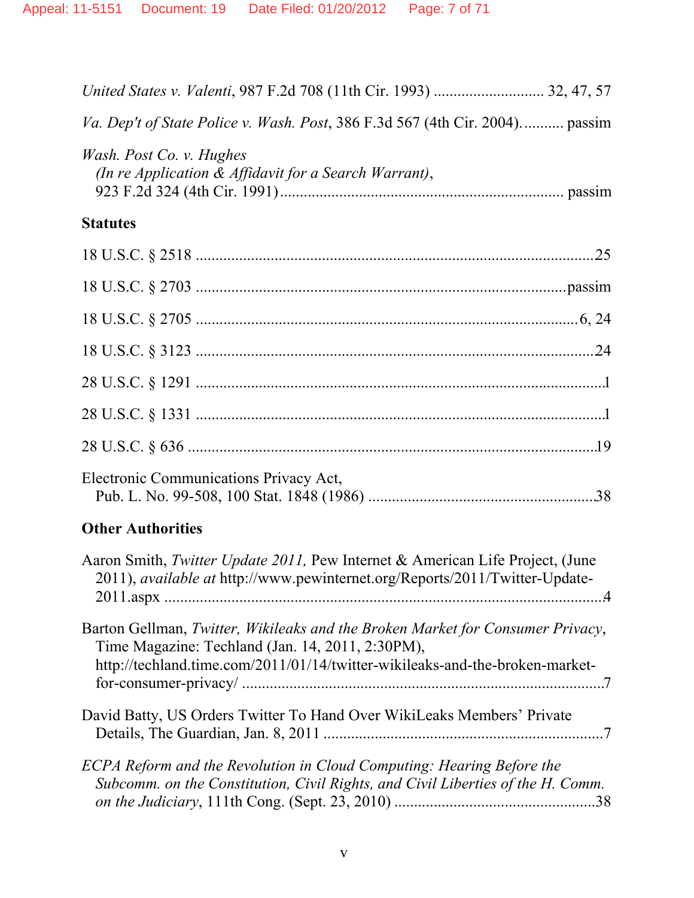*United States v. Valenti*, 987 F.2d 708 (11th Cir. 1993) ........................... 32, 47, 57

*Va. Dep't of State Police v. Wash. Post*, 386 F.3d 567 (4th Cir. 2004). .......... passim

*Wash. Post Co. v. Hughes*
*(In re Application & Affidavit for a Search Warrant)*,
923 F.2d 324 (4th Cir. 1991) ...................................................................... passim

**Statutes**

18 U.S.C. § 2518 ...................................................................................................25

18 U.S.C. § 2703 ...........................................................................................passim

18 U.S.C. § 2705 ...............................................................................................6, 24

18 U.S.C. § 3123 ...................................................................................................24

28 U.S.C. § 1291 .....................................................................................................1

28 U.S.C. § 1331 .....................................................................................................1

28 U.S.C. § 636 .....................................................................................................19

Electronic Communications Privacy Act,
Pub. L. No. 99-508, 100 Stat. 1848 (1986) .........................................................38

**Other Authorities**

Aaron Smith, *Twitter Update 2011,* Pew Internet & American Life Project, (June 2011), *available at* http://www.pewinternet.org/Reports/2011/Twitter-Update-2011.aspx ...............................................................................................................4

Barton Gellman, *Twitter, Wikileaks and the Broken Market for Consumer Privacy*, Time Magazine: Techland (Jan. 14, 2011, 2:30PM), http://techland.time.com/2011/01/14/twitter-wikileaks-and-the-broken-market-for-consumer-privacy/ ...........................................................................................7

David Batty, US Orders Twitter To Hand Over WikiLeaks Members' Private Details, The Guardian, Jan. 8, 2011 ......................................................................7

*ECPA Reform and the Revolution in Cloud Computing: Hearing Before the Subcomm. on the Constitution, Civil Rights, and Civil Liberties of the H. Comm. on the Judiciary*, 111th Cong. (Sept. 23, 2010) ..................................................38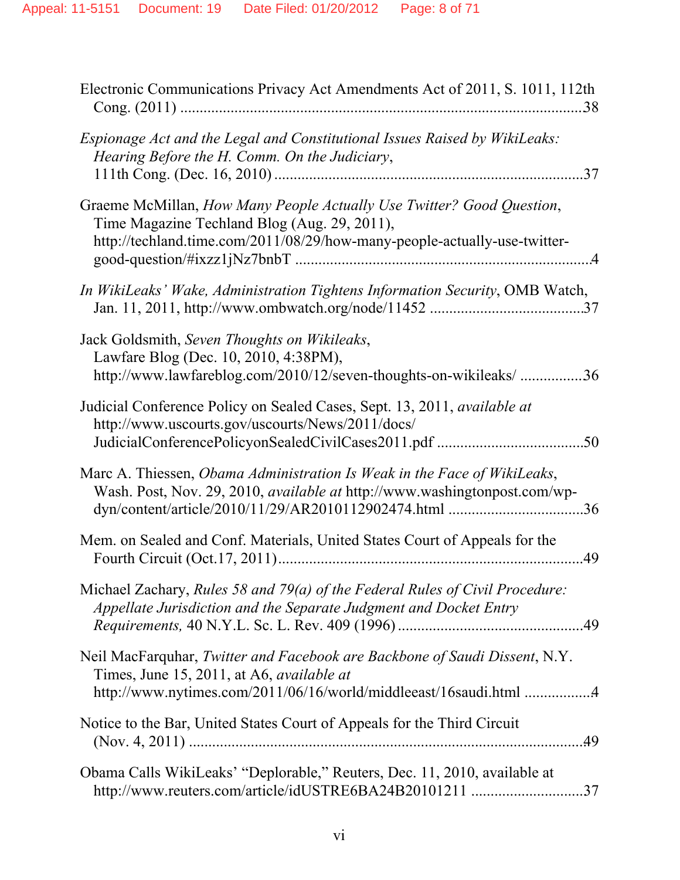Electronic Communications Privacy Act Amendments Act of 2011, S. 1011, 112th Cong. (2011) ....................................................................................................38

*Espionage Act and the Legal and Constitutional Issues Raised by WikiLeaks: Hearing Before the H. Comm. On the Judiciary*, 111th Cong. (Dec. 16, 2010) ...............................................................................37

Graeme McMillan, *How Many People Actually Use Twitter? Good Question*, Time Magazine Techland Blog (Aug. 29, 2011), http://techland.time.com/2011/08/29/how-many-people-actually-use-twitter-good-question/#ixzz1jNz7bnbT ............................................................................4

*In WikiLeaks' Wake, Administration Tightens Information Security*, OMB Watch, Jan. 11, 2011, http://www.ombwatch.org/node/11452 .......................................37

Jack Goldsmith, *Seven Thoughts on Wikileaks*, Lawfare Blog (Dec. 10, 2010, 4:38PM), http://www.lawfareblog.com/2010/12/seven-thoughts-on-wikileaks/ ................36

Judicial Conference Policy on Sealed Cases, Sept. 13, 2011, *available at* http://www.uscourts.gov/uscourts/News/2011/docs/JudicialConferencePolicyonSealedCivilCases2011.pdf ......................................50

Marc A. Thiessen, *Obama Administration Is Weak in the Face of WikiLeaks*, Wash. Post, Nov. 29, 2010, *available at* http://www.washingtonpost.com/wp-dyn/content/article/2010/11/29/AR2010112902474.html ..................................36

Mem. on Sealed and Conf. Materials, United States Court of Appeals for the Fourth Circuit (Oct.17, 2011)..............................................................................49

Michael Zachary, *Rules 58 and 79(a) of the Federal Rules of Civil Procedure: Appellate Jurisdiction and the Separate Judgment and Docket Entry Requirements,* 40 N.Y.L. Sc. L. Rev. 409 (1996) ................................................49

Neil MacFarquhar, *Twitter and Facebook are Backbone of Saudi Dissent*, N.Y. Times, June 15, 2011, at A6, *available at* http://www.nytimes.com/2011/06/16/world/middleeast/16saudi.html .................4

Notice to the Bar, United States Court of Appeals for the Third Circuit (Nov. 4, 2011) .....................................................................................................49

Obama Calls WikiLeaks' "Deplorable," Reuters, Dec. 11, 2010, available at http://www.reuters.com/article/idUSTRE6BA24B20101211 .............................37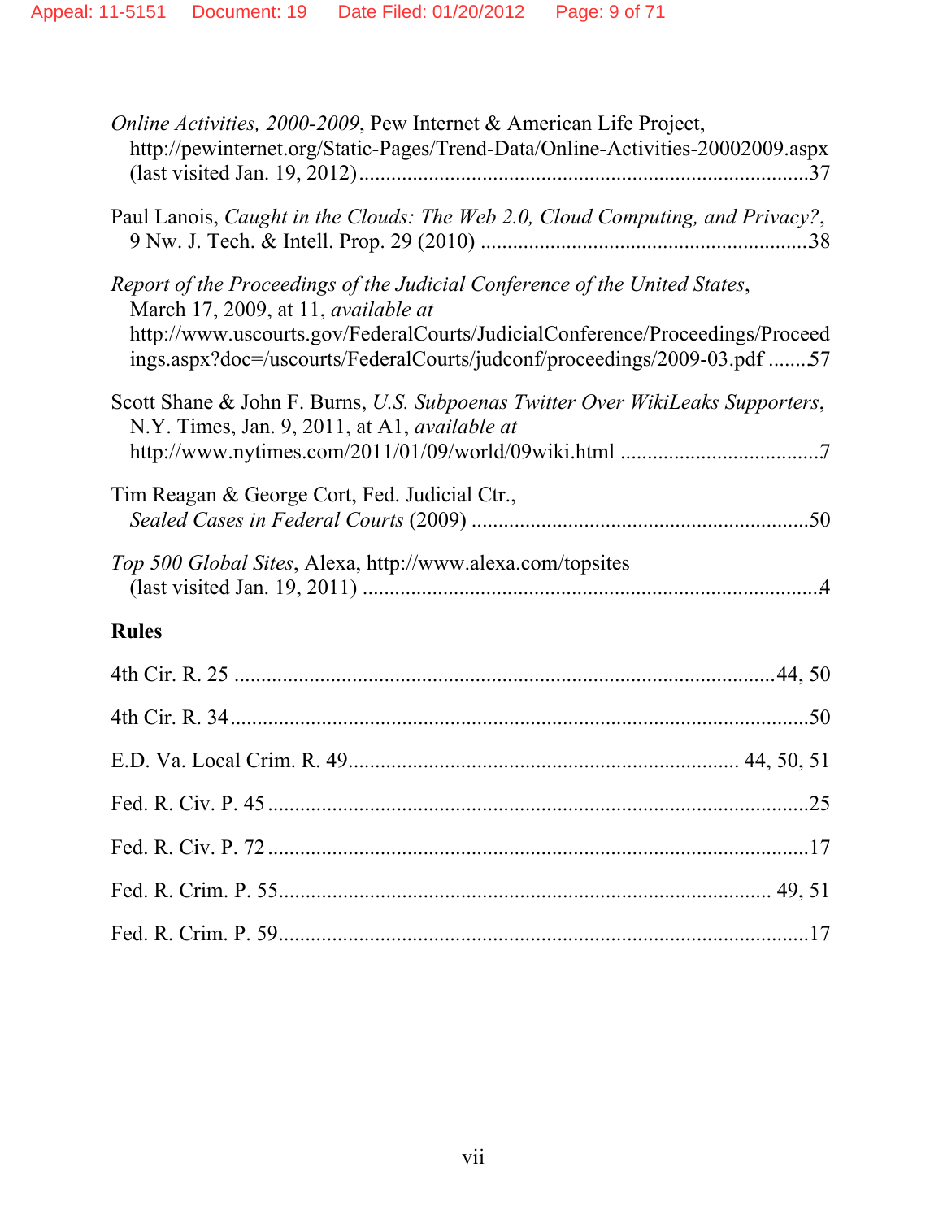*Online Activities, 2000-2009*, Pew Internet & American Life Project, http://pewinternet.org/Static-Pages/Trend-Data/Online-Activities-20002009.aspx (last visited Jan. 19, 2012) ....................................................................................37

Paul Lanois, *Caught in the Clouds: The Web 2.0, Cloud Computing, and Privacy?*, 9 Nw. J. Tech. & Intell. Prop. 29 (2010) ............................................................38

*Report of the Proceedings of the Judicial Conference of the United States*, March 17, 2009, at 11, *available at* http://www.uscourts.gov/FederalCourts/JudicialConference/Proceedings/Proceedings.aspx?doc=/uscourts/FederalCourts/judconf/proceedings/2009-03.pdf ........57

Scott Shane & John F. Burns, *U.S. Subpoenas Twitter Over WikiLeaks Supporters*, N.Y. Times, Jan. 9, 2011, at A1, *available at* http://www.nytimes.com/2011/01/09/world/09wiki.html .....................................7

Tim Reagan & George Cort, Fed. Judicial Ctr., *Sealed Cases in Federal Courts* (2009) ...............................................................50

*Top 500 Global Sites*, Alexa, http://www.alexa.com/topsites (last visited Jan. 19, 2011) .....................................................................................4

## Rules

4th Cir. R. 25 ....................................................................................................44, 50

4th Cir. R. 34..........................................................................................................50

E.D. Va. Local Crim. R. 49...................................................................... 44, 50, 51

Fed. R. Civ. P. 45 ....................................................................................................25

Fed. R. Civ. P. 72 ....................................................................................................17

Fed. R. Crim. P. 55......................................................................................... 49, 51

Fed. R. Crim. P. 59..................................................................................................17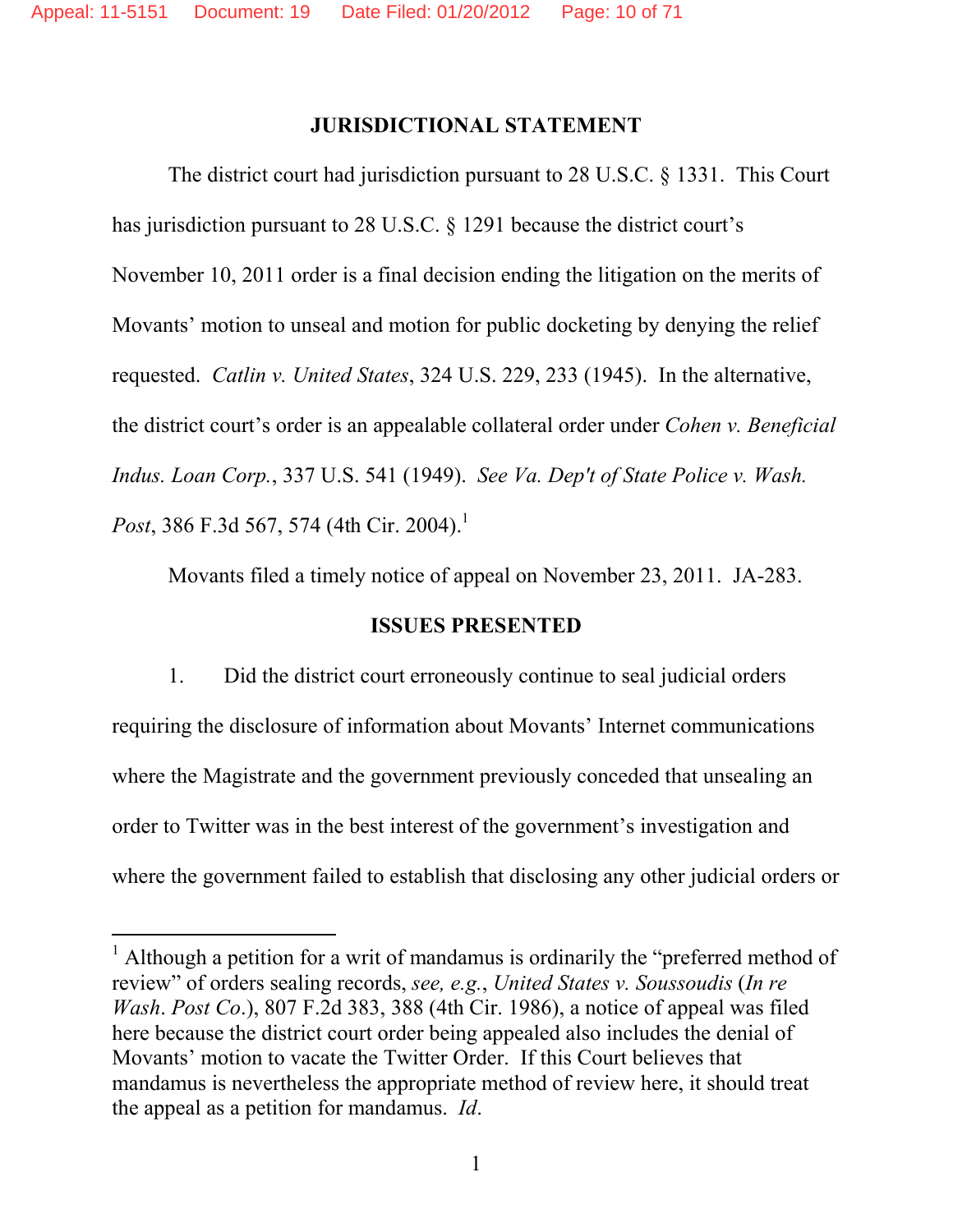## JURISDICTIONAL STATEMENT

The district court had jurisdiction pursuant to 28 U.S.C. § 1331. This Court has jurisdiction pursuant to 28 U.S.C. § 1291 because the district court's November 10, 2011 order is a final decision ending the litigation on the merits of Movants' motion to unseal and motion for public docketing by denying the relief requested. *Catlin v. United States*, 324 U.S. 229, 233 (1945). In the alternative, the district court's order is an appealable collateral order under *Cohen v. Beneficial Indus. Loan Corp.*, 337 U.S. 541 (1949). *See Va. Dep't of State Police v. Wash. Post*, 386 F.3d 567, 574 (4th Cir. 2004).[1]

Movants filed a timely notice of appeal on November 23, 2011. JA-283.

## ISSUES PRESENTED

1. Did the district court erroneously continue to seal judicial orders requiring the disclosure of information about Movants' Internet communications where the Magistrate and the government previously conceded that unsealing an order to Twitter was in the best interest of the government's investigation and where the government failed to establish that disclosing any other judicial orders or

---

[1] Although a petition for a writ of mandamus is ordinarily the "preferred method of review" of orders sealing records, *see, e.g.*, *United States v. Soussoudis* (*In re Wash. Post Co.*), 807 F.2d 383, 388 (4th Cir. 1986), a notice of appeal was filed here because the district court order being appealed also includes the denial of Movants' motion to vacate the Twitter Order. If this Court believes that mandamus is nevertheless the appropriate method of review here, it should treat the appeal as a petition for mandamus. *Id*.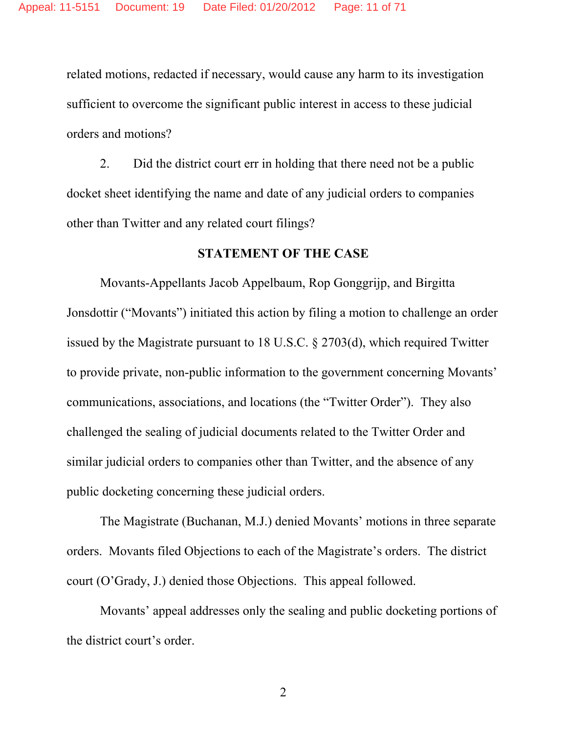related motions, redacted if necessary, would cause any harm to its investigation sufficient to overcome the significant public interest in access to these judicial orders and motions?

2. Did the district court err in holding that there need not be a public docket sheet identifying the name and date of any judicial orders to companies other than Twitter and any related court filings?

## STATEMENT OF THE CASE

Movants-Appellants Jacob Appelbaum, Rop Gonggrijp, and Birgitta Jonsdottir ("Movants") initiated this action by filing a motion to challenge an order issued by the Magistrate pursuant to 18 U.S.C. § 2703(d), which required Twitter to provide private, non-public information to the government concerning Movants' communications, associations, and locations (the "Twitter Order"). They also challenged the sealing of judicial documents related to the Twitter Order and similar judicial orders to companies other than Twitter, and the absence of any public docketing concerning these judicial orders.

The Magistrate (Buchanan, M.J.) denied Movants' motions in three separate orders. Movants filed Objections to each of the Magistrate's orders. The district court (O'Grady, J.) denied those Objections. This appeal followed.

Movants' appeal addresses only the sealing and public docketing portions of the district court's order.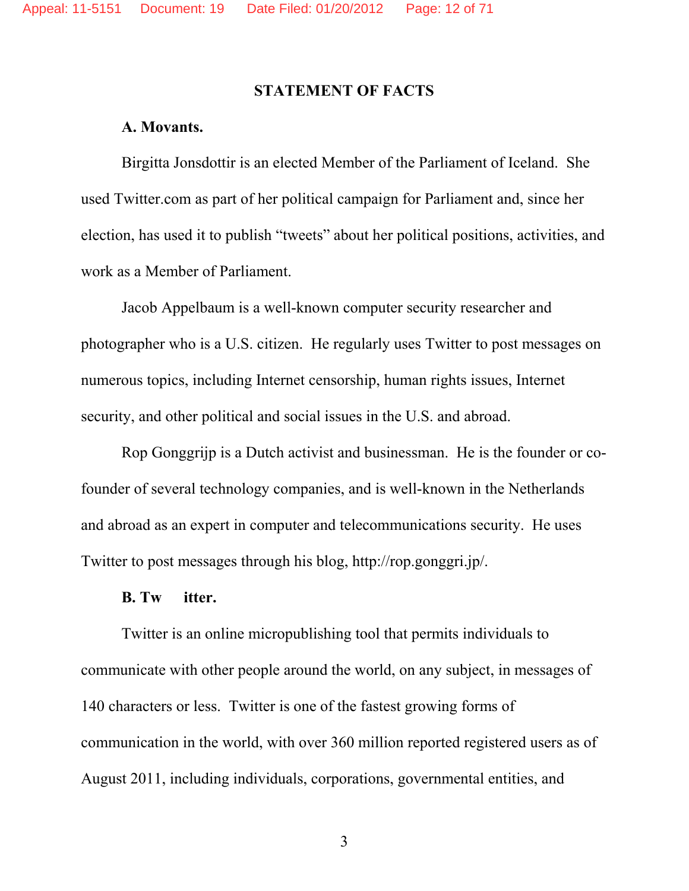## STATEMENT OF FACTS

### A. Movants.

Birgitta Jonsdottir is an elected Member of the Parliament of Iceland. She used Twitter.com as part of her political campaign for Parliament and, since her election, has used it to publish "tweets" about her political positions, activities, and work as a Member of Parliament.

Jacob Appelbaum is a well-known computer security researcher and photographer who is a U.S. citizen. He regularly uses Twitter to post messages on numerous topics, including Internet censorship, human rights issues, Internet security, and other political and social issues in the U.S. and abroad.

Rop Gonggrijp is a Dutch activist and businessman. He is the founder or co-founder of several technology companies, and is well-known in the Netherlands and abroad as an expert in computer and telecommunications security. He uses Twitter to post messages through his blog, http://rop.gonggri.jp/.

### B. Twitter.

Twitter is an online micropublishing tool that permits individuals to communicate with other people around the world, on any subject, in messages of 140 characters or less. Twitter is one of the fastest growing forms of communication in the world, with over 360 million reported registered users as of August 2011, including individuals, corporations, governmental entities, and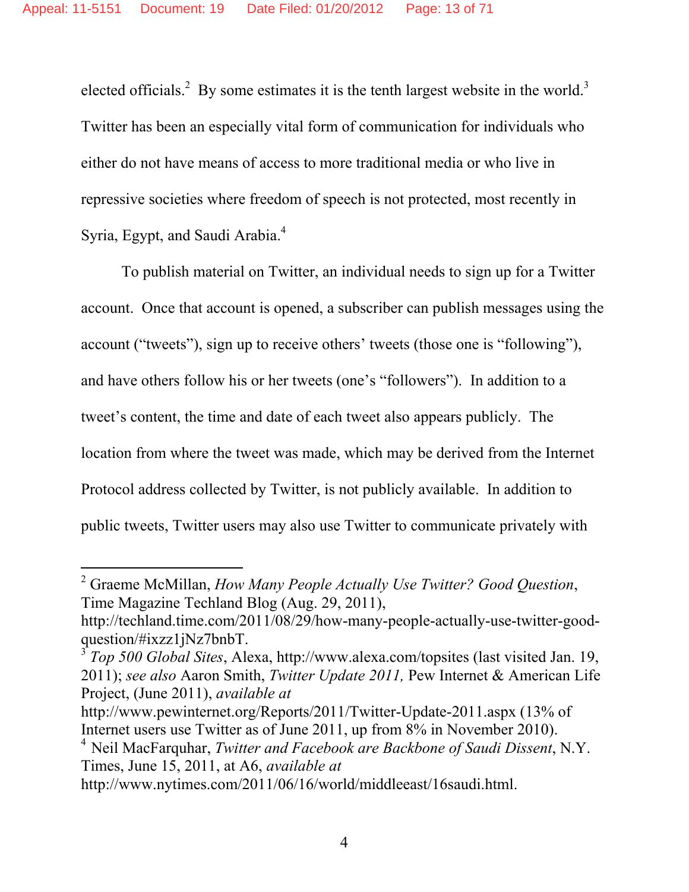elected officials.[2] By some estimates it is the tenth largest website in the world.[3] Twitter has been an especially vital form of communication for individuals who either do not have means of access to more traditional media or who live in repressive societies where freedom of speech is not protected, most recently in Syria, Egypt, and Saudi Arabia.[4]

To publish material on Twitter, an individual needs to sign up for a Twitter account. Once that account is opened, a subscriber can publish messages using the account ("tweets"), sign up to receive others' tweets (those one is "following"), and have others follow his or her tweets (one's "followers"). In addition to a tweet's content, the time and date of each tweet also appears publicly. The location from where the tweet was made, which may be derived from the Internet Protocol address collected by Twitter, is not publicly available. In addition to public tweets, Twitter users may also use Twitter to communicate privately with

---

[2] Graeme McMillan, *How Many People Actually Use Twitter? Good Question*, Time Magazine Techland Blog (Aug. 29, 2011), http://techland.time.com/2011/08/29/how-many-people-actually-use-twitter-good-question/#ixzz1jNz7bnbT.

[3] *Top 500 Global Sites*, Alexa, http://www.alexa.com/topsites (last visited Jan. 19, 2011); *see also* Aaron Smith, *Twitter Update 2011,* Pew Internet & American Life Project, (June 2011), *available at* http://www.pewinternet.org/Reports/2011/Twitter-Update-2011.aspx (13% of Internet users use Twitter as of June 2011, up from 8% in November 2010).

[4] Neil MacFarquhar, *Twitter and Facebook are Backbone of Saudi Dissent*, N.Y. Times, June 15, 2011, at A6, *available at* http://www.nytimes.com/2011/06/16/world/middleeast/16saudi.html.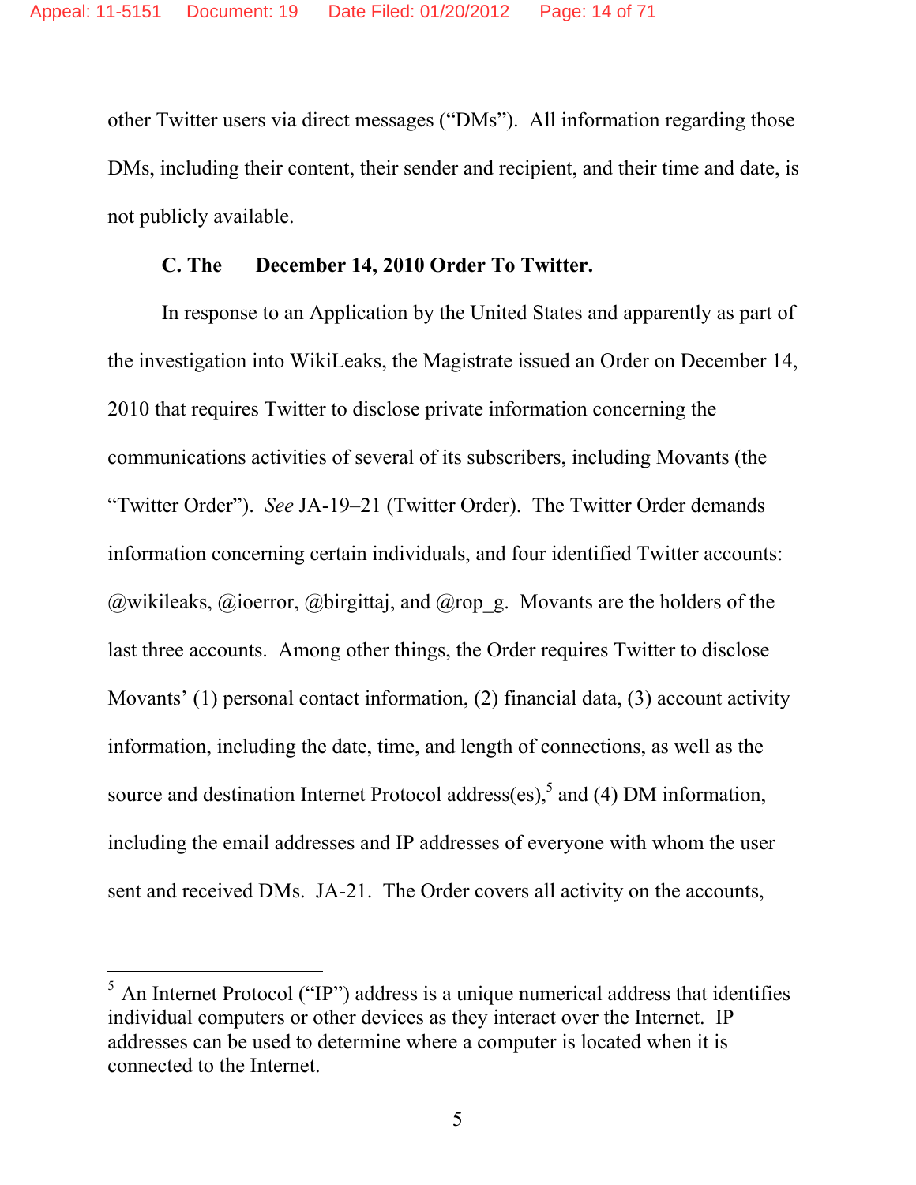other Twitter users via direct messages ("DMs"). All information regarding those DMs, including their content, their sender and recipient, and their time and date, is not publicly available.

### C. The December 14, 2010 Order To Twitter.

In response to an Application by the United States and apparently as part of the investigation into WikiLeaks, the Magistrate issued an Order on December 14, 2010 that requires Twitter to disclose private information concerning the communications activities of several of its subscribers, including Movants (the "Twitter Order"). *See* JA-19–21 (Twitter Order). The Twitter Order demands information concerning certain individuals, and four identified Twitter accounts: @wikileaks, @ioerror, @birgittaj, and @rop_g. Movants are the holders of the last three accounts. Among other things, the Order requires Twitter to disclose Movants' (1) personal contact information, (2) financial data, (3) account activity information, including the date, time, and length of connections, as well as the source and destination Internet Protocol address(es),[5] and (4) DM information, including the email addresses and IP addresses of everyone with whom the user sent and received DMs. JA-21. The Order covers all activity on the accounts,

---

[5] An Internet Protocol ("IP") address is a unique numerical address that identifies individual computers or other devices as they interact over the Internet. IP addresses can be used to determine where a computer is located when it is connected to the Internet.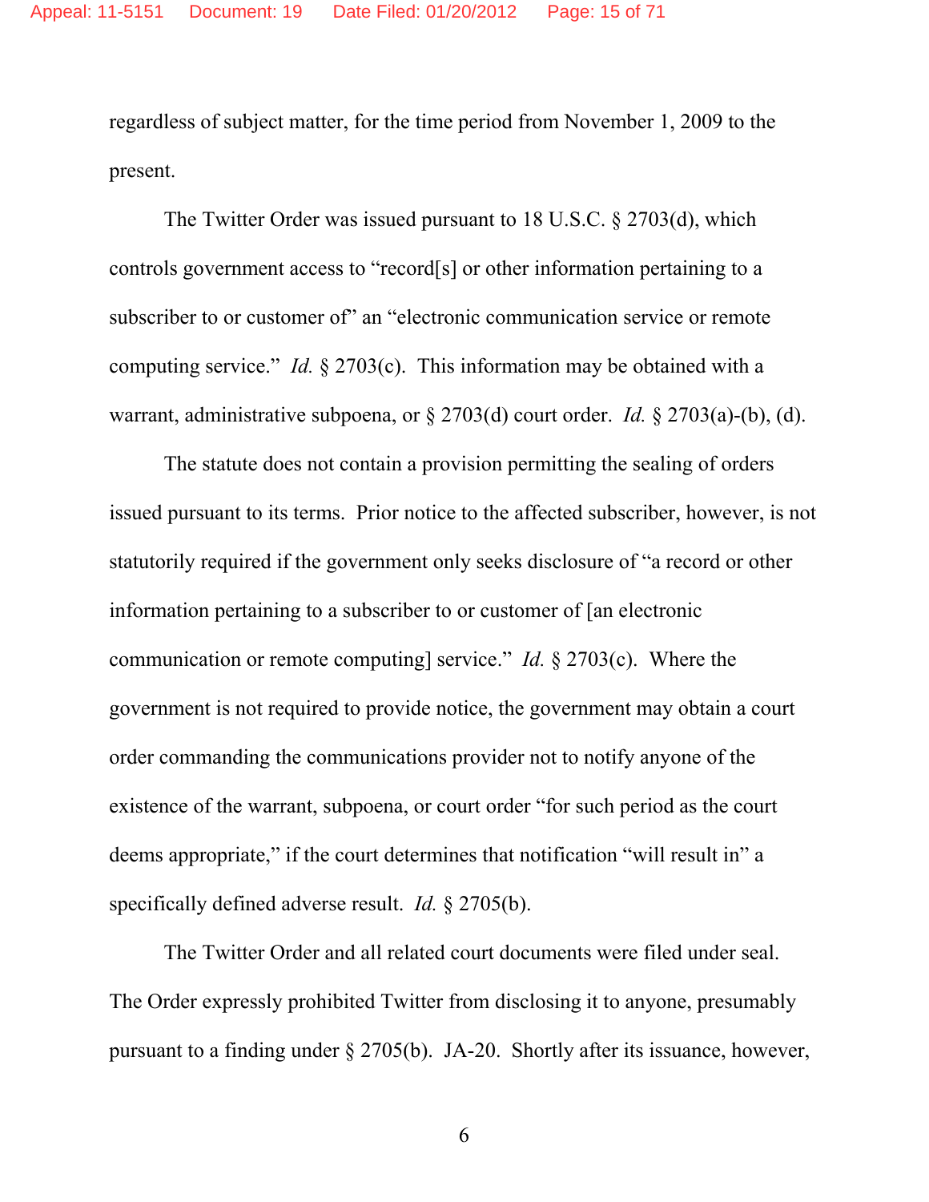regardless of subject matter, for the time period from November 1, 2009 to the present.

The Twitter Order was issued pursuant to 18 U.S.C. § 2703(d), which controls government access to "record[s] or other information pertaining to a subscriber to or customer of" an "electronic communication service or remote computing service." *Id.* § 2703(c). This information may be obtained with a warrant, administrative subpoena, or § 2703(d) court order. *Id.* § 2703(a)-(b), (d).

The statute does not contain a provision permitting the sealing of orders issued pursuant to its terms. Prior notice to the affected subscriber, however, is not statutorily required if the government only seeks disclosure of "a record or other information pertaining to a subscriber to or customer of [an electronic communication or remote computing] service." *Id.* § 2703(c). Where the government is not required to provide notice, the government may obtain a court order commanding the communications provider not to notify anyone of the existence of the warrant, subpoena, or court order "for such period as the court deems appropriate," if the court determines that notification "will result in" a specifically defined adverse result. *Id.* § 2705(b).

The Twitter Order and all related court documents were filed under seal. The Order expressly prohibited Twitter from disclosing it to anyone, presumably pursuant to a finding under § 2705(b). JA-20. Shortly after its issuance, however,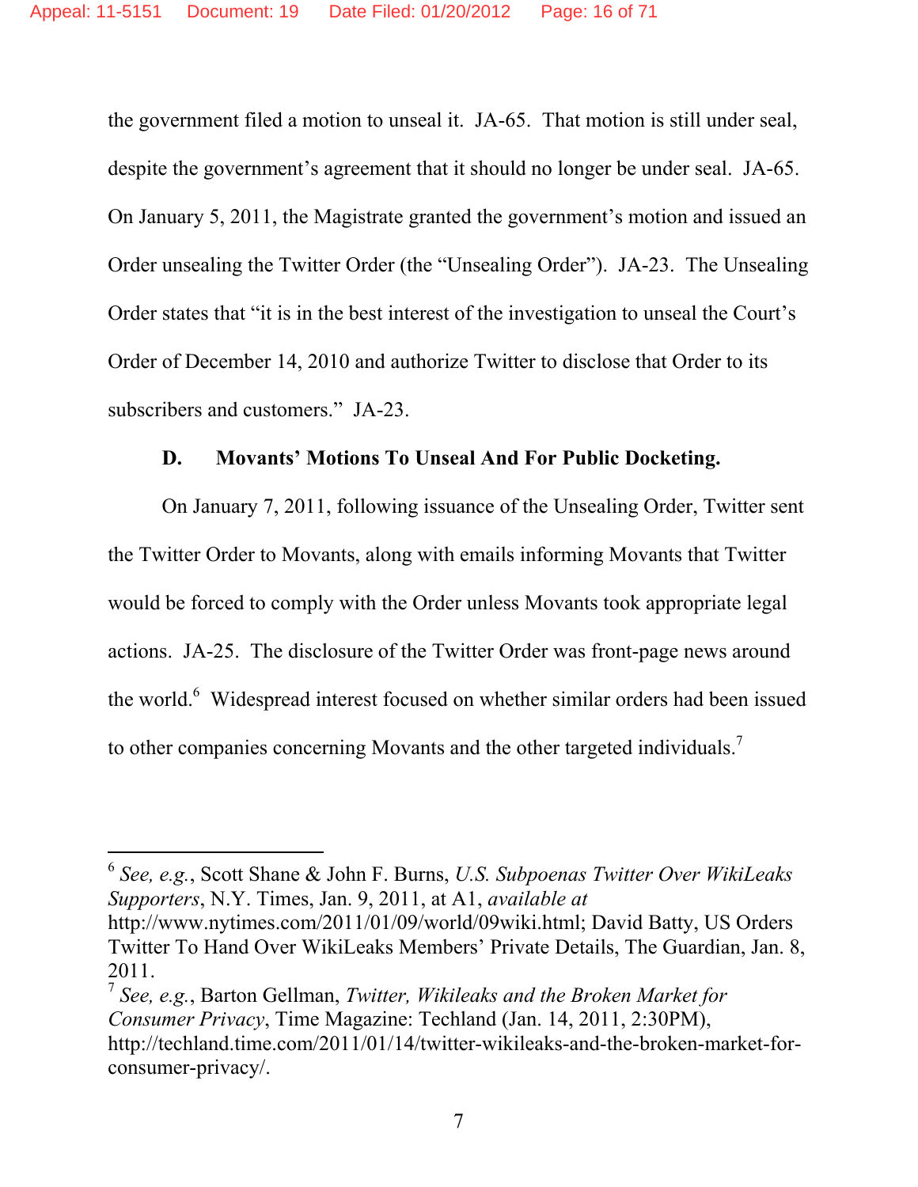the government filed a motion to unseal it. JA-65. That motion is still under seal, despite the government's agreement that it should no longer be under seal. JA-65. On January 5, 2011, the Magistrate granted the government's motion and issued an Order unsealing the Twitter Order (the "Unsealing Order"). JA-23. The Unsealing Order states that "it is in the best interest of the investigation to unseal the Court's Order of December 14, 2010 and authorize Twitter to disclose that Order to its subscribers and customers." JA-23.

### D. Movants' Motions To Unseal And For Public Docketing.

On January 7, 2011, following issuance of the Unsealing Order, Twitter sent the Twitter Order to Movants, along with emails informing Movants that Twitter would be forced to comply with the Order unless Movants took appropriate legal actions. JA-25. The disclosure of the Twitter Order was front-page news around the world.[6] Widespread interest focused on whether similar orders had been issued to other companies concerning Movants and the other targeted individuals.[7]

---

[6] *See, e.g.*, Scott Shane & John F. Burns, *U.S. Subpoenas Twitter Over WikiLeaks Supporters*, N.Y. Times, Jan. 9, 2011, at A1, *available at* http://www.nytimes.com/2011/01/09/world/09wiki.html; David Batty, US Orders Twitter To Hand Over WikiLeaks Members' Private Details, The Guardian, Jan. 8, 2011.

[7] *See, e.g.*, Barton Gellman, *Twitter, Wikileaks and the Broken Market for Consumer Privacy*, Time Magazine: Techland (Jan. 14, 2011, 2:30PM), http://techland.time.com/2011/01/14/twitter-wikileaks-and-the-broken-market-for-consumer-privacy/.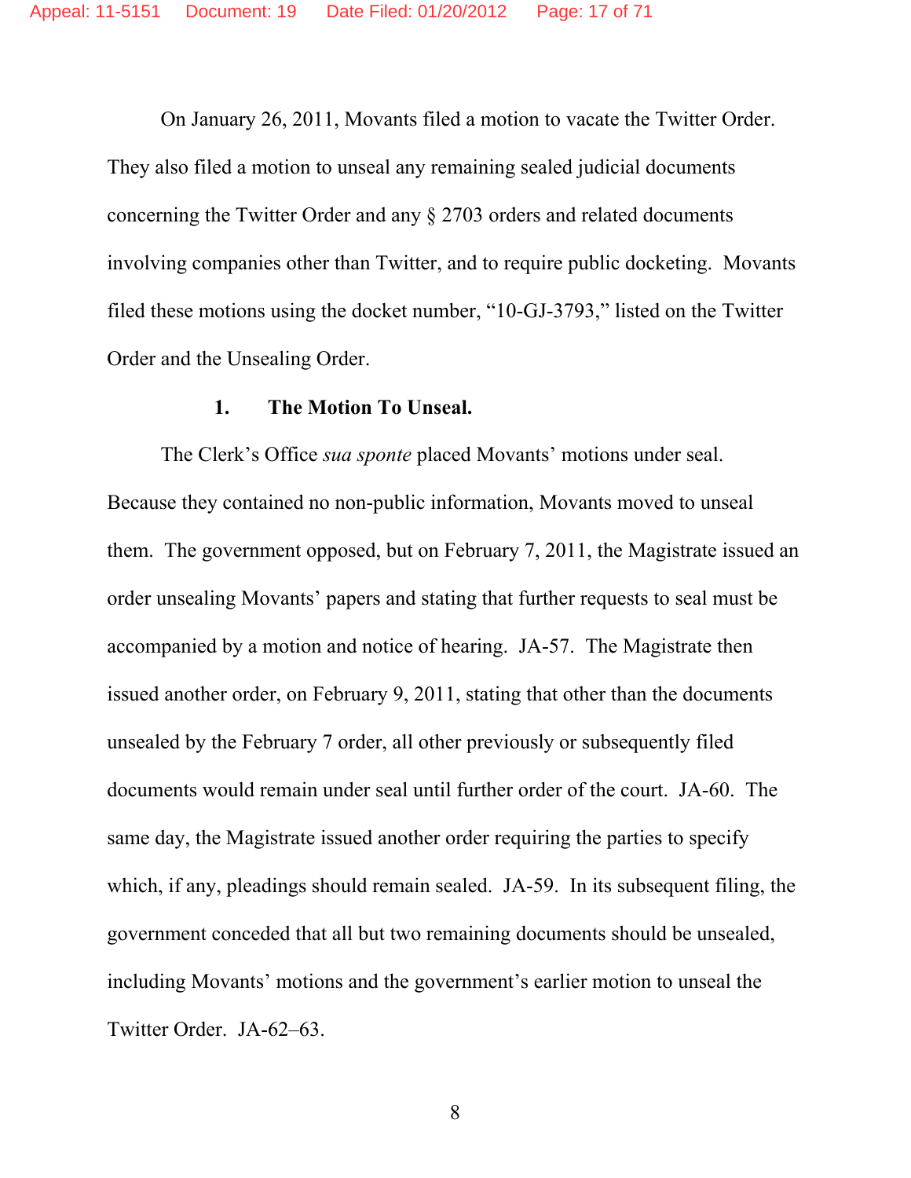On January 26, 2011, Movants filed a motion to vacate the Twitter Order. They also filed a motion to unseal any remaining sealed judicial documents concerning the Twitter Order and any § 2703 orders and related documents involving companies other than Twitter, and to require public docketing. Movants filed these motions using the docket number, "10-GJ-3793," listed on the Twitter Order and the Unsealing Order.

### 1. The Motion To Unseal.

The Clerk's Office *sua sponte* placed Movants' motions under seal. Because they contained no non-public information, Movants moved to unseal them. The government opposed, but on February 7, 2011, the Magistrate issued an order unsealing Movants' papers and stating that further requests to seal must be accompanied by a motion and notice of hearing. JA-57. The Magistrate then issued another order, on February 9, 2011, stating that other than the documents unsealed by the February 7 order, all other previously or subsequently filed documents would remain under seal until further order of the court. JA-60. The same day, the Magistrate issued another order requiring the parties to specify which, if any, pleadings should remain sealed. JA-59. In its subsequent filing, the government conceded that all but two remaining documents should be unsealed, including Movants' motions and the government's earlier motion to unseal the Twitter Order. JA-62–63.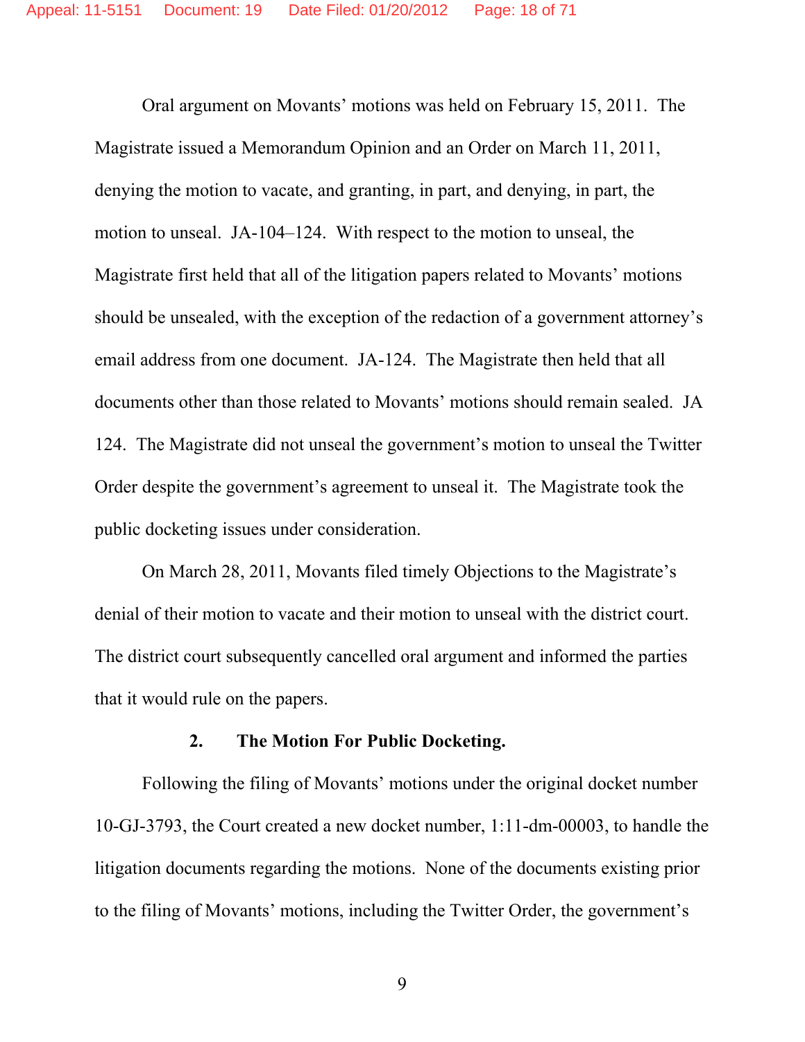Oral argument on Movants' motions was held on February 15, 2011. The Magistrate issued a Memorandum Opinion and an Order on March 11, 2011, denying the motion to vacate, and granting, in part, and denying, in part, the motion to unseal. JA-104–124. With respect to the motion to unseal, the Magistrate first held that all of the litigation papers related to Movants' motions should be unsealed, with the exception of the redaction of a government attorney's email address from one document. JA-124. The Magistrate then held that all documents other than those related to Movants' motions should remain sealed. JA 124. The Magistrate did not unseal the government's motion to unseal the Twitter Order despite the government's agreement to unseal it. The Magistrate took the public docketing issues under consideration.

On March 28, 2011, Movants filed timely Objections to the Magistrate's denial of their motion to vacate and their motion to unseal with the district court. The district court subsequently cancelled oral argument and informed the parties that it would rule on the papers.

### 2. The Motion For Public Docketing.

Following the filing of Movants' motions under the original docket number 10-GJ-3793, the Court created a new docket number, 1:11-dm-00003, to handle the litigation documents regarding the motions. None of the documents existing prior to the filing of Movants' motions, including the Twitter Order, the government's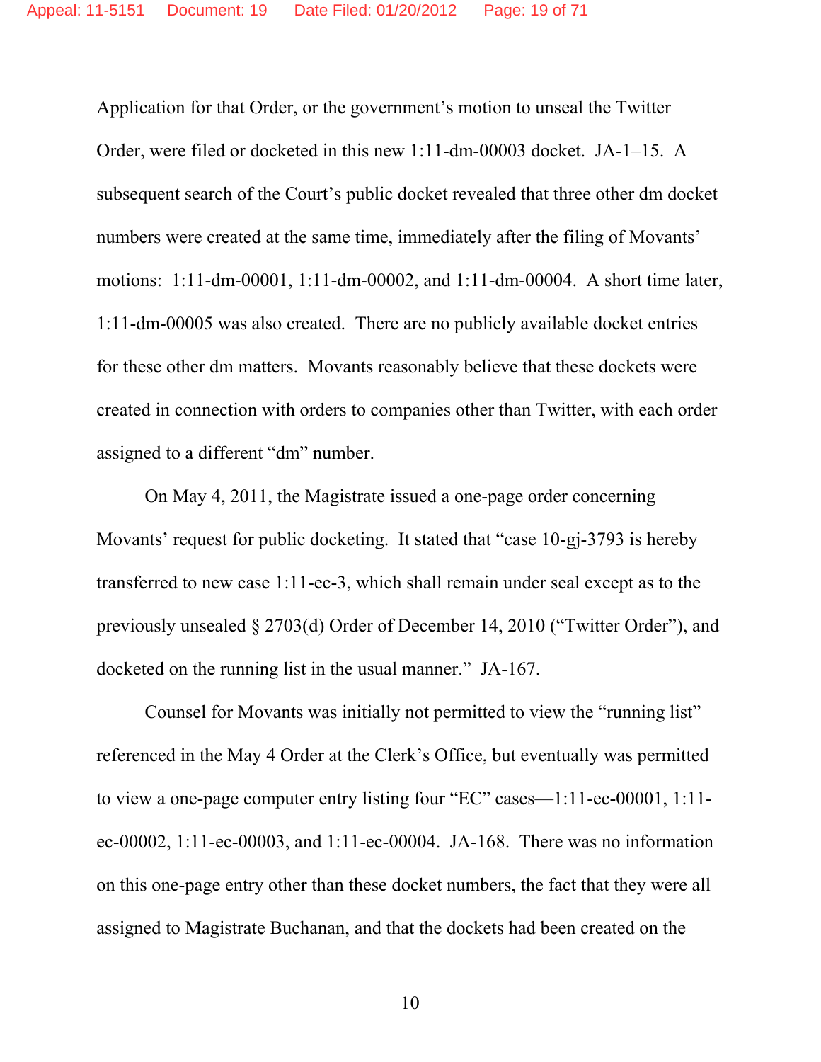Application for that Order, or the government's motion to unseal the Twitter Order, were filed or docketed in this new 1:11-dm-00003 docket. JA-1–15. A subsequent search of the Court's public docket revealed that three other dm docket numbers were created at the same time, immediately after the filing of Movants' motions: 1:11-dm-00001, 1:11-dm-00002, and 1:11-dm-00004. A short time later, 1:11-dm-00005 was also created. There are no publicly available docket entries for these other dm matters. Movants reasonably believe that these dockets were created in connection with orders to companies other than Twitter, with each order assigned to a different "dm" number.

On May 4, 2011, the Magistrate issued a one-page order concerning Movants' request for public docketing. It stated that "case 10-gj-3793 is hereby transferred to new case 1:11-ec-3, which shall remain under seal except as to the previously unsealed § 2703(d) Order of December 14, 2010 ("Twitter Order"), and docketed on the running list in the usual manner." JA-167.

Counsel for Movants was initially not permitted to view the "running list" referenced in the May 4 Order at the Clerk's Office, but eventually was permitted to view a one-page computer entry listing four "EC" cases—1:11-ec-00001, 1:11-ec-00002, 1:11-ec-00003, and 1:11-ec-00004. JA-168. There was no information on this one-page entry other than these docket numbers, the fact that they were all assigned to Magistrate Buchanan, and that the dockets had been created on the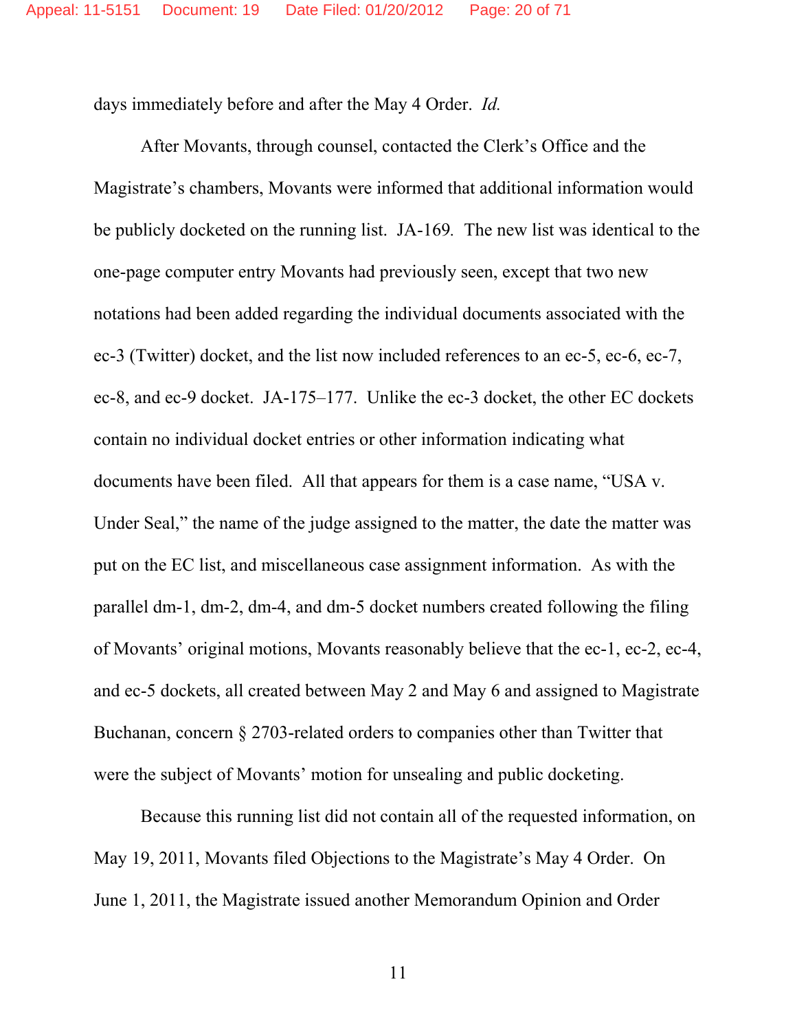days immediately before and after the May 4 Order. *Id.*

After Movants, through counsel, contacted the Clerk's Office and the Magistrate's chambers, Movants were informed that additional information would be publicly docketed on the running list. JA-169. The new list was identical to the one-page computer entry Movants had previously seen, except that two new notations had been added regarding the individual documents associated with the ec-3 (Twitter) docket, and the list now included references to an ec-5, ec-6, ec-7, ec-8, and ec-9 docket. JA-175–177. Unlike the ec-3 docket, the other EC dockets contain no individual docket entries or other information indicating what documents have been filed. All that appears for them is a case name, "USA v. Under Seal," the name of the judge assigned to the matter, the date the matter was put on the EC list, and miscellaneous case assignment information. As with the parallel dm-1, dm-2, dm-4, and dm-5 docket numbers created following the filing of Movants' original motions, Movants reasonably believe that the ec-1, ec-2, ec-4, and ec-5 dockets, all created between May 2 and May 6 and assigned to Magistrate Buchanan, concern § 2703-related orders to companies other than Twitter that were the subject of Movants' motion for unsealing and public docketing.

Because this running list did not contain all of the requested information, on May 19, 2011, Movants filed Objections to the Magistrate's May 4 Order. On June 1, 2011, the Magistrate issued another Memorandum Opinion and Order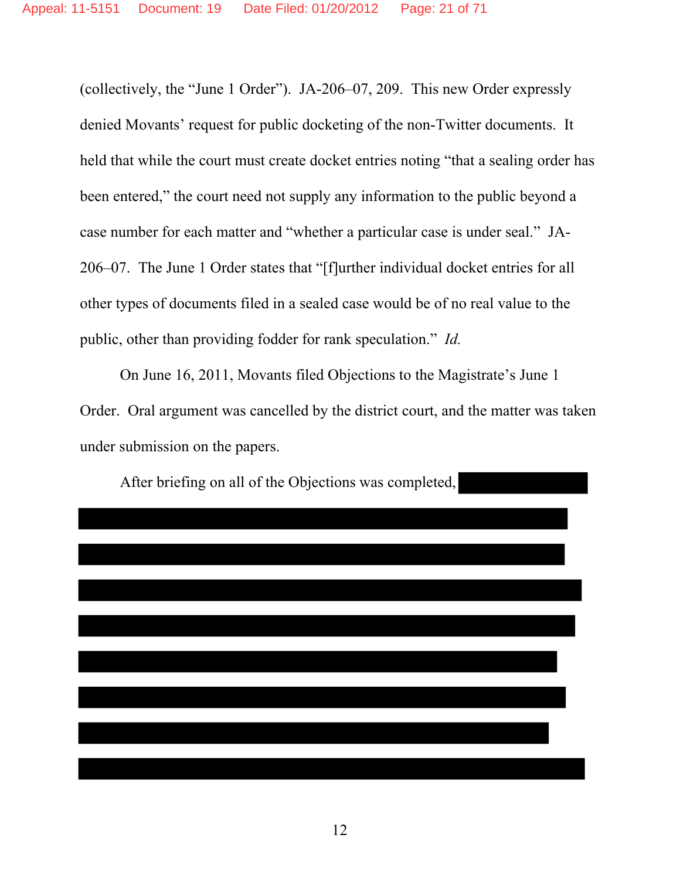(collectively, the "June 1 Order"). JA-206–07, 209. This new Order expressly denied Movants' request for public docketing of the non-Twitter documents. It held that while the court must create docket entries noting "that a sealing order has been entered," the court need not supply any information to the public beyond a case number for each matter and "whether a particular case is under seal." JA-206–07. The June 1 Order states that "[f]urther individual docket entries for all other types of documents filed in a sealed case would be of no real value to the public, other than providing fodder for rank speculation." *Id.*

On June 16, 2011, Movants filed Objections to the Magistrate's June 1 Order. Oral argument was cancelled by the district court, and the matter was taken under submission on the papers.

After briefing on all of the Objections was completed,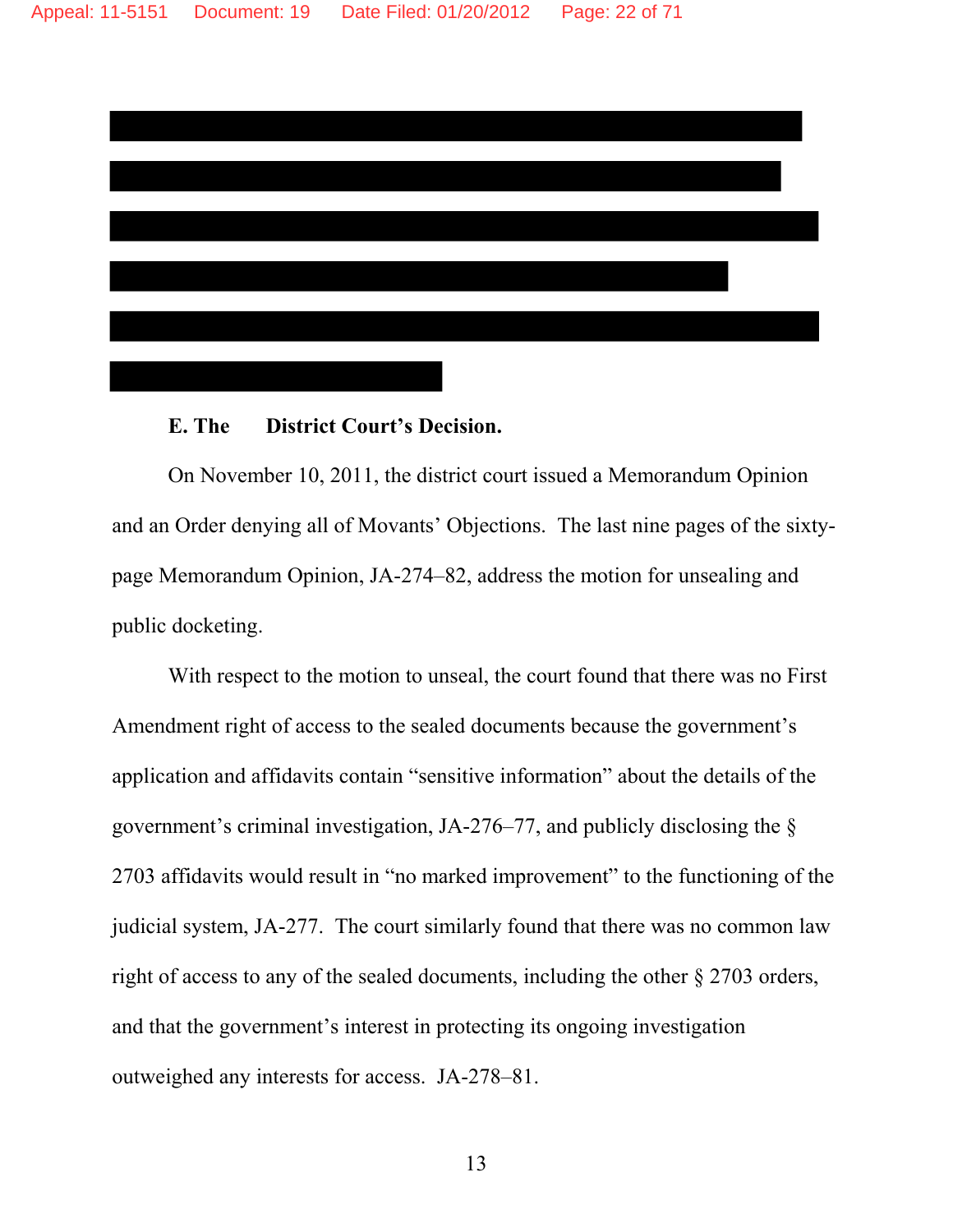**E. The District Court's Decision.**

On November 10, 2011, the district court issued a Memorandum Opinion and an Order denying all of Movants' Objections. The last nine pages of the sixty-page Memorandum Opinion, JA-274–82, address the motion for unsealing and public docketing.

With respect to the motion to unseal, the court found that there was no First Amendment right of access to the sealed documents because the government's application and affidavits contain "sensitive information" about the details of the government's criminal investigation, JA-276–77, and publicly disclosing the § 2703 affidavits would result in "no marked improvement" to the functioning of the judicial system, JA-277. The court similarly found that there was no common law right of access to any of the sealed documents, including the other § 2703 orders, and that the government's interest in protecting its ongoing investigation outweighed any interests for access. JA-278–81.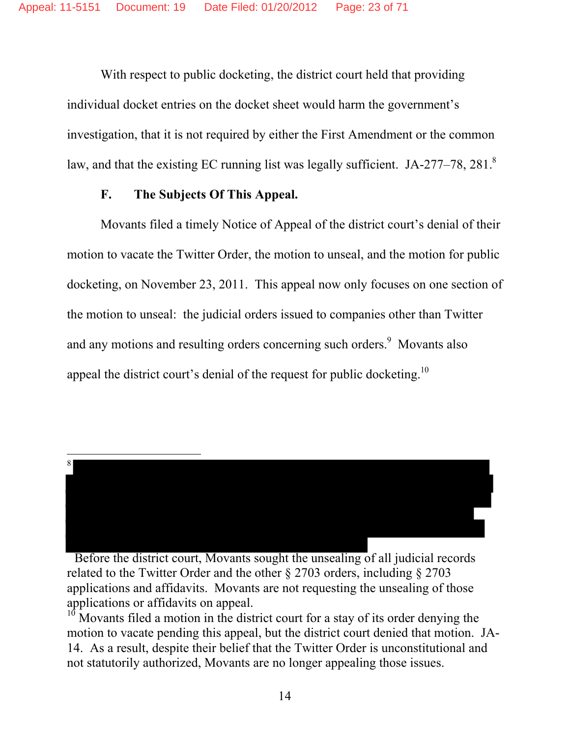With respect to public docketing, the district court held that providing individual docket entries on the docket sheet would harm the government's investigation, that it is not required by either the First Amendment or the common law, and that the existing EC running list was legally sufficient. JA-277–78, 281.[8]

### F. The Subjects Of This Appeal.

Movants filed a timely Notice of Appeal of the district court's denial of their motion to vacate the Twitter Order, the motion to unseal, and the motion for public docketing, on November 23, 2011. This appeal now only focuses on one section of the motion to unseal: the judicial orders issued to companies other than Twitter and any motions and resulting orders concerning such orders.[9] Movants also appeal the district court's denial of the request for public docketing.[10]

---

[8] [REDACTED]

[9] Before the district court, Movants sought the unsealing of all judicial records related to the Twitter Order and the other § 2703 orders, including § 2703 applications and affidavits. Movants are not requesting the unsealing of those applications or affidavits on appeal.

[10] Movants filed a motion in the district court for a stay of its order denying the motion to vacate pending this appeal, but the district court denied that motion. JA-14. As a result, despite their belief that the Twitter Order is unconstitutional and not statutorily authorized, Movants are no longer appealing those issues.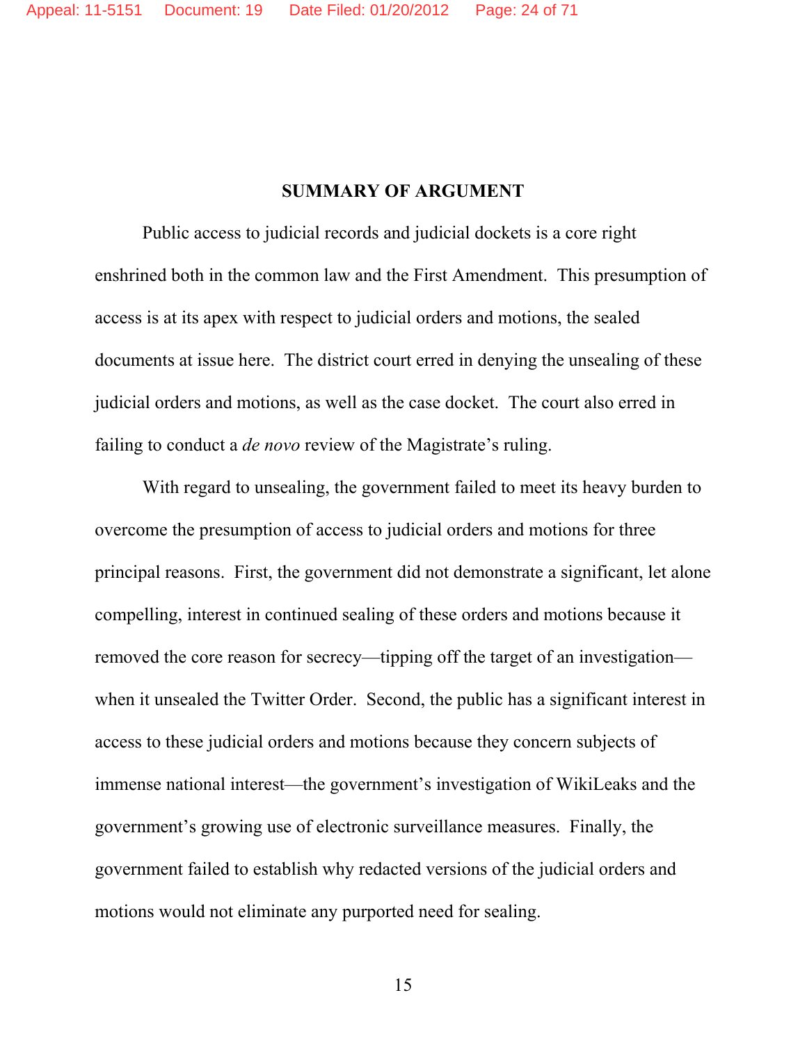## SUMMARY OF ARGUMENT

Public access to judicial records and judicial dockets is a core right enshrined both in the common law and the First Amendment. This presumption of access is at its apex with respect to judicial orders and motions, the sealed documents at issue here. The district court erred in denying the unsealing of these judicial orders and motions, as well as the case docket. The court also erred in failing to conduct a *de novo* review of the Magistrate's ruling.

With regard to unsealing, the government failed to meet its heavy burden to overcome the presumption of access to judicial orders and motions for three principal reasons. First, the government did not demonstrate a significant, let alone compelling, interest in continued sealing of these orders and motions because it removed the core reason for secrecy—tipping off the target of an investigation—when it unsealed the Twitter Order. Second, the public has a significant interest in access to these judicial orders and motions because they concern subjects of immense national interest—the government's investigation of WikiLeaks and the government's growing use of electronic surveillance measures. Finally, the government failed to establish why redacted versions of the judicial orders and motions would not eliminate any purported need for sealing.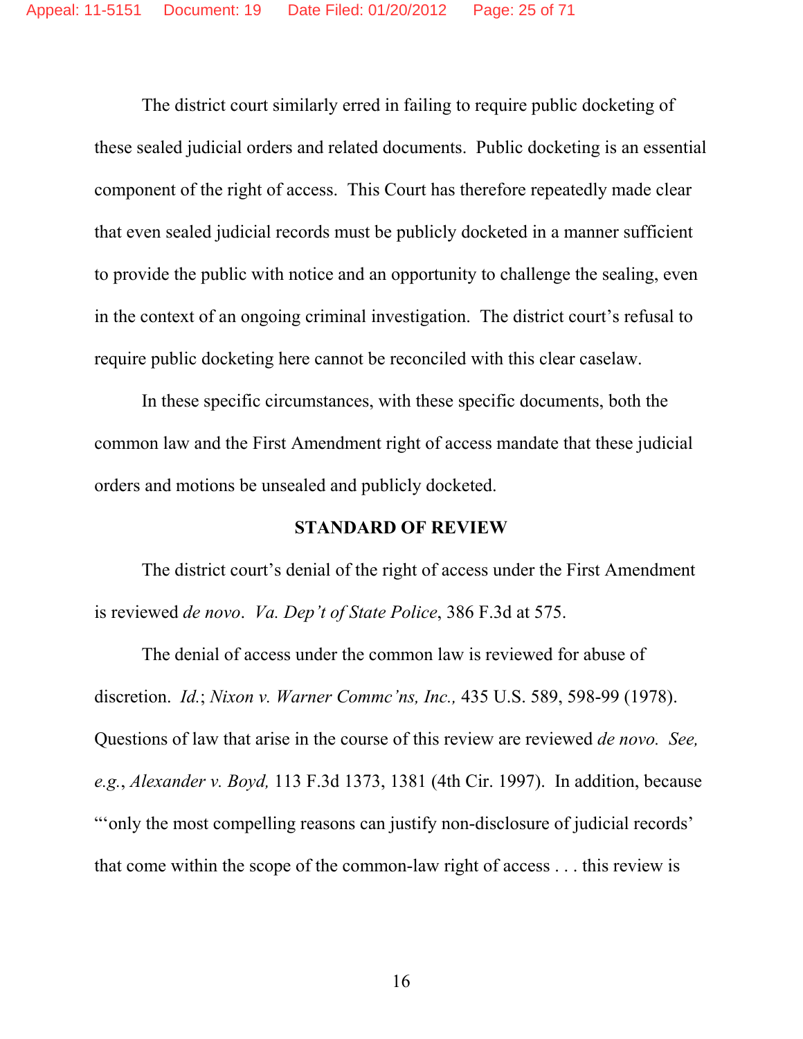The district court similarly erred in failing to require public docketing of these sealed judicial orders and related documents. Public docketing is an essential component of the right of access. This Court has therefore repeatedly made clear that even sealed judicial records must be publicly docketed in a manner sufficient to provide the public with notice and an opportunity to challenge the sealing, even in the context of an ongoing criminal investigation. The district court's refusal to require public docketing here cannot be reconciled with this clear caselaw.

In these specific circumstances, with these specific documents, both the common law and the First Amendment right of access mandate that these judicial orders and motions be unsealed and publicly docketed.

## STANDARD OF REVIEW

The district court's denial of the right of access under the First Amendment is reviewed *de novo*. *Va. Dep't of State Police*, 386 F.3d at 575.

The denial of access under the common law is reviewed for abuse of discretion. *Id.*; *Nixon v. Warner Commc'ns, Inc.,* 435 U.S. 589, 598-99 (1978). Questions of law that arise in the course of this review are reviewed *de novo. See, e.g.*, *Alexander v. Boyd,* 113 F.3d 1373, 1381 (4th Cir. 1997). In addition, because "'only the most compelling reasons can justify non-disclosure of judicial records' that come within the scope of the common-law right of access . . . this review is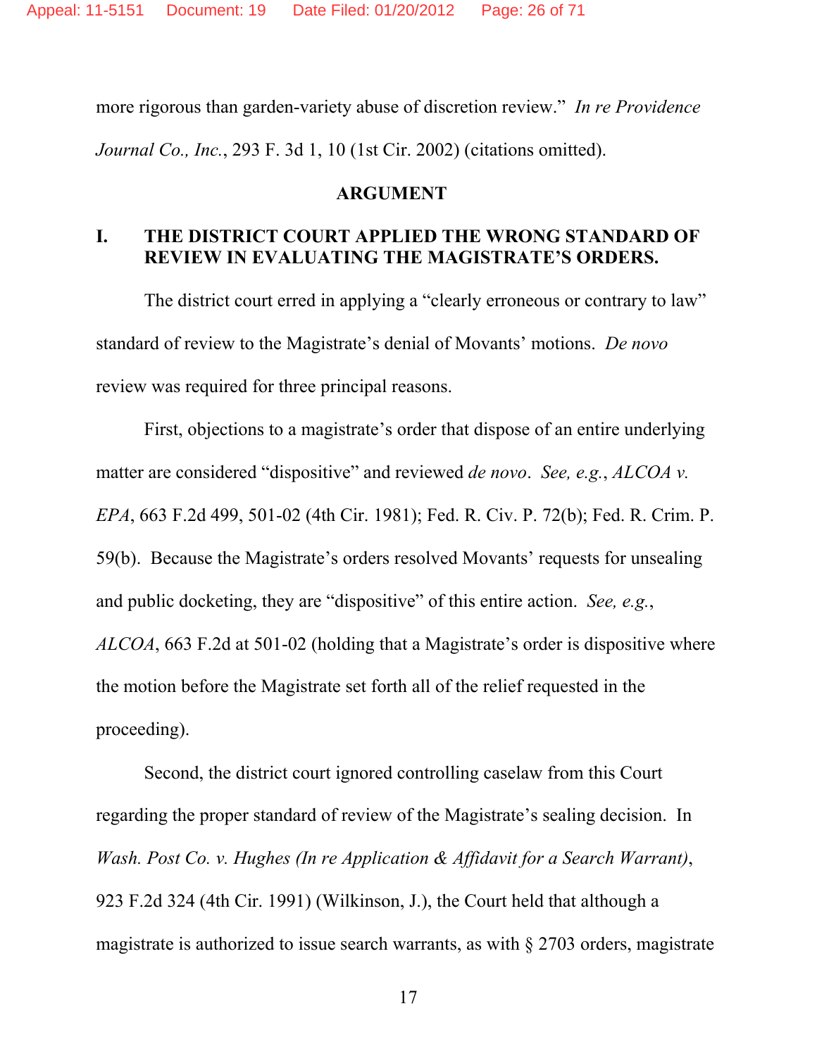more rigorous than garden-variety abuse of discretion review." *In re Providence Journal Co., Inc.*, 293 F. 3d 1, 10 (1st Cir. 2002) (citations omitted).

## ARGUMENT

### I. THE DISTRICT COURT APPLIED THE WRONG STANDARD OF REVIEW IN EVALUATING THE MAGISTRATE'S ORDERS.

The district court erred in applying a "clearly erroneous or contrary to law" standard of review to the Magistrate's denial of Movants' motions. *De novo* review was required for three principal reasons.

First, objections to a magistrate's order that dispose of an entire underlying matter are considered "dispositive" and reviewed *de novo*. *See, e.g.*, *ALCOA v. EPA*, 663 F.2d 499, 501-02 (4th Cir. 1981); Fed. R. Civ. P. 72(b); Fed. R. Crim. P. 59(b). Because the Magistrate's orders resolved Movants' requests for unsealing and public docketing, they are "dispositive" of this entire action. *See, e.g.*, *ALCOA*, 663 F.2d at 501-02 (holding that a Magistrate's order is dispositive where the motion before the Magistrate set forth all of the relief requested in the proceeding).

Second, the district court ignored controlling caselaw from this Court regarding the proper standard of review of the Magistrate's sealing decision. In *Wash. Post Co. v. Hughes (In re Application & Affidavit for a Search Warrant)*, 923 F.2d 324 (4th Cir. 1991) (Wilkinson, J.), the Court held that although a magistrate is authorized to issue search warrants, as with § 2703 orders, magistrate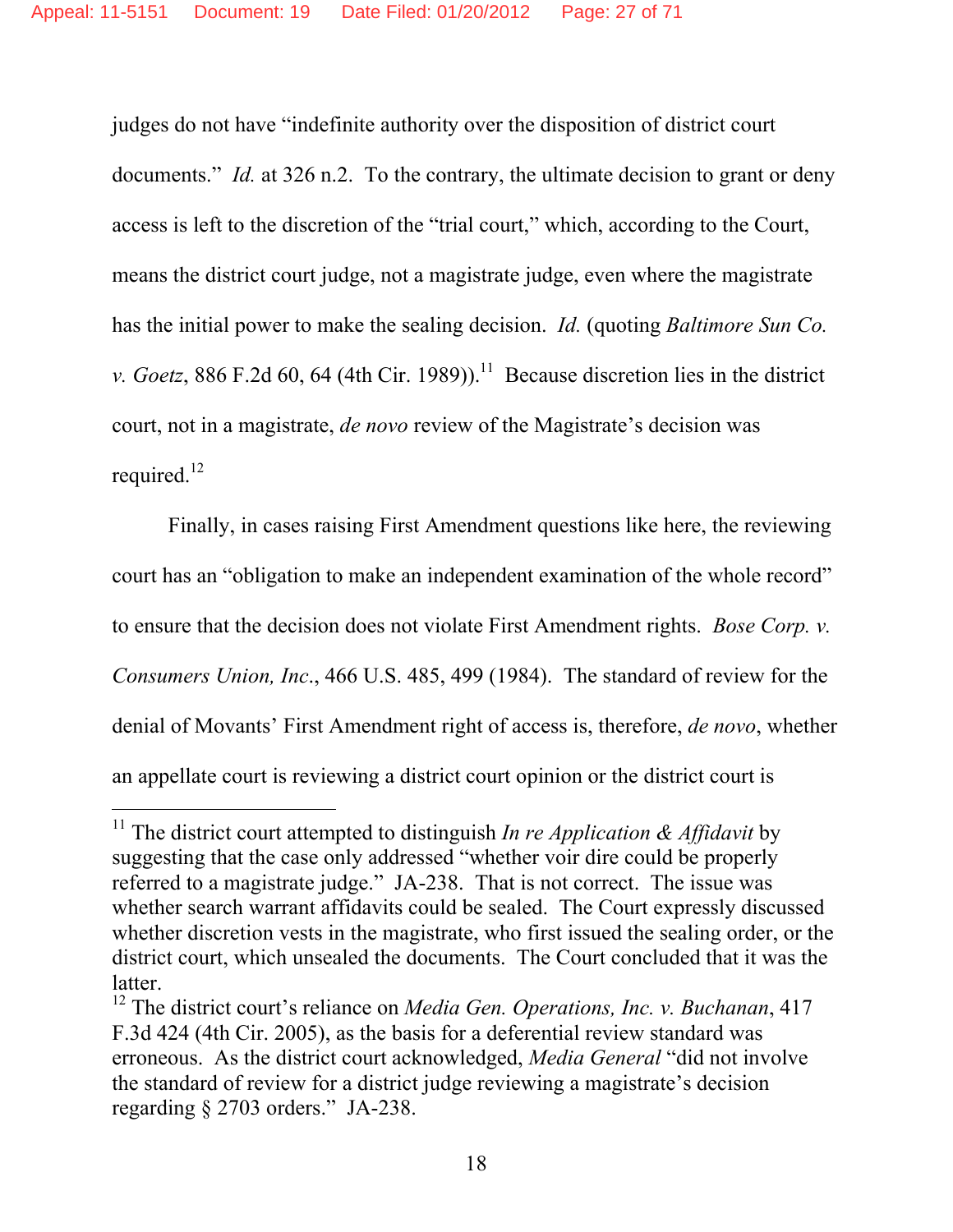judges do not have "indefinite authority over the disposition of district court documents." *Id.* at 326 n.2. To the contrary, the ultimate decision to grant or deny access is left to the discretion of the "trial court," which, according to the Court, means the district court judge, not a magistrate judge, even where the magistrate has the initial power to make the sealing decision. *Id.* (quoting *Baltimore Sun Co. v. Goetz*, 886 F.2d 60, 64 (4th Cir. 1989)).[11] Because discretion lies in the district court, not in a magistrate, *de novo* review of the Magistrate's decision was required.[12]

Finally, in cases raising First Amendment questions like here, the reviewing court has an "obligation to make an independent examination of the whole record" to ensure that the decision does not violate First Amendment rights. *Bose Corp. v. Consumers Union, Inc.*, 466 U.S. 485, 499 (1984). The standard of review for the denial of Movants' First Amendment right of access is, therefore, *de novo*, whether an appellate court is reviewing a district court opinion or the district court is

---

[11] The district court attempted to distinguish *In re Application & Affidavit* by suggesting that the case only addressed "whether voir dire could be properly referred to a magistrate judge." JA-238. That is not correct. The issue was whether search warrant affidavits could be sealed. The Court expressly discussed whether discretion vests in the magistrate, who first issued the sealing order, or the district court, which unsealed the documents. The Court concluded that it was the latter.

[12] The district court's reliance on *Media Gen. Operations, Inc. v. Buchanan*, 417 F.3d 424 (4th Cir. 2005), as the basis for a deferential review standard was erroneous. As the district court acknowledged, *Media General* "did not involve the standard of review for a district judge reviewing a magistrate's decision regarding § 2703 orders." JA-238.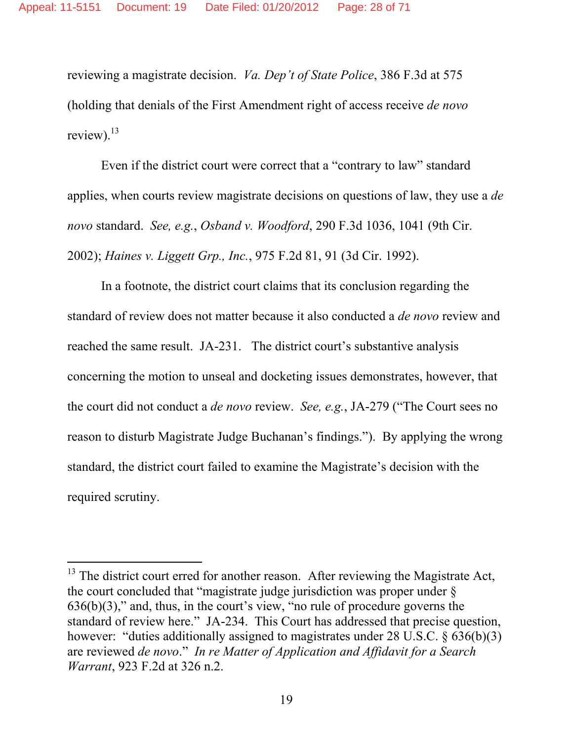reviewing a magistrate decision. *Va. Dep't of State Police*, 386 F.3d at 575 (holding that denials of the First Amendment right of access receive *de novo* review).[13]

Even if the district court were correct that a "contrary to law" standard applies, when courts review magistrate decisions on questions of law, they use a *de novo* standard. *See, e.g.*, *Osband v. Woodford*, 290 F.3d 1036, 1041 (9th Cir. 2002); *Haines v. Liggett Grp., Inc.*, 975 F.2d 81, 91 (3d Cir. 1992).

In a footnote, the district court claims that its conclusion regarding the standard of review does not matter because it also conducted a *de novo* review and reached the same result. JA-231. The district court's substantive analysis concerning the motion to unseal and docketing issues demonstrates, however, that the court did not conduct a *de novo* review. *See, e.g.*, JA-279 ("The Court sees no reason to disturb Magistrate Judge Buchanan's findings."). By applying the wrong standard, the district court failed to examine the Magistrate's decision with the required scrutiny.

---

[13] The district court erred for another reason. After reviewing the Magistrate Act, the court concluded that "magistrate judge jurisdiction was proper under § 636(b)(3)," and, thus, in the court's view, "no rule of procedure governs the standard of review here." JA-234. This Court has addressed that precise question, however: "duties additionally assigned to magistrates under 28 U.S.C. § 636(b)(3) are reviewed *de novo*." *In re Matter of Application and Affidavit for a Search Warrant*, 923 F.2d at 326 n.2.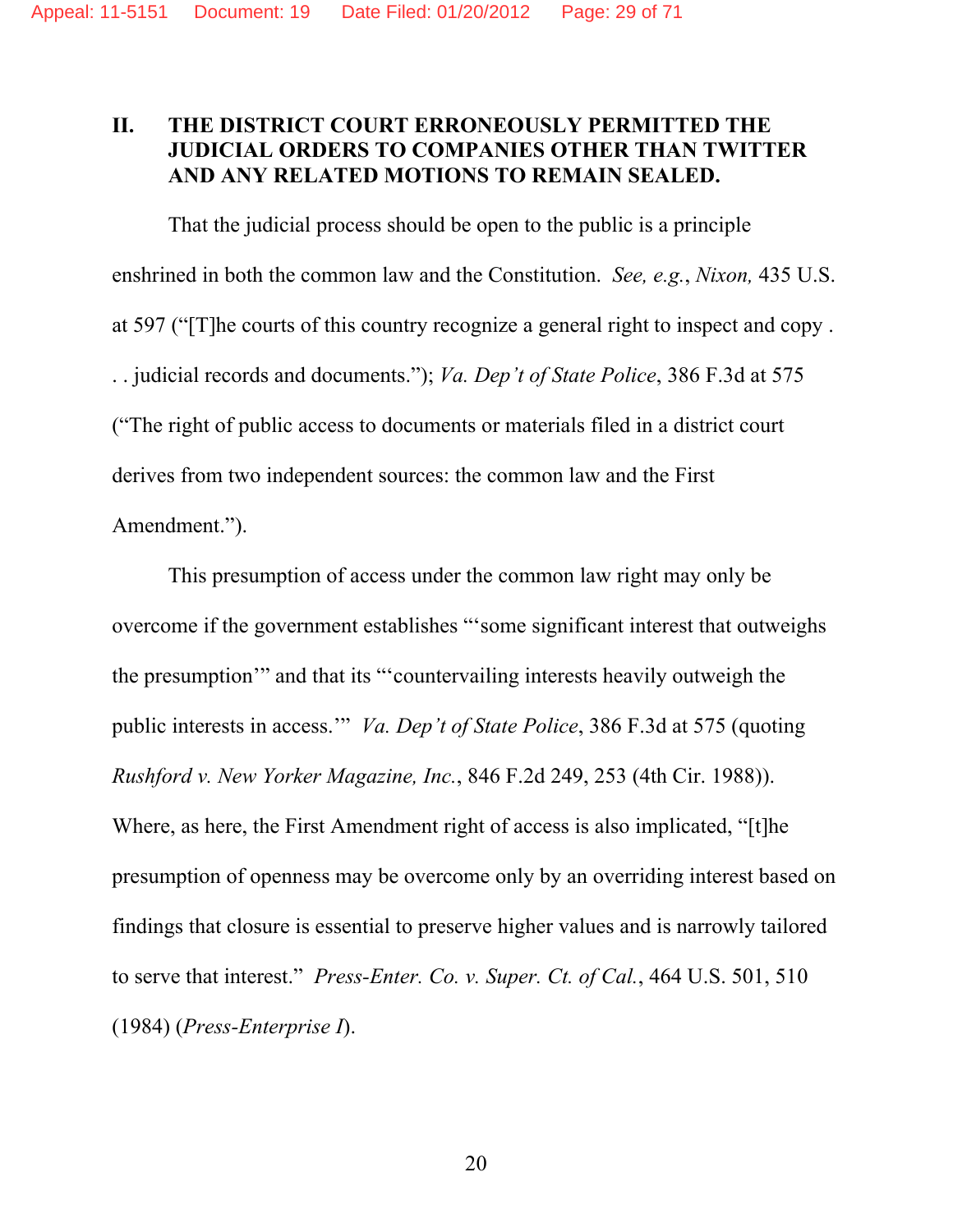## II. THE DISTRICT COURT ERRONEOUSLY PERMITTED THE JUDICIAL ORDERS TO COMPANIES OTHER THAN TWITTER AND ANY RELATED MOTIONS TO REMAIN SEALED.

That the judicial process should be open to the public is a principle enshrined in both the common law and the Constitution. *See, e.g.*, *Nixon,* 435 U.S. at 597 ("[T]he courts of this country recognize a general right to inspect and copy . . . judicial records and documents."); *Va. Dep't of State Police*, 386 F.3d at 575 ("The right of public access to documents or materials filed in a district court derives from two independent sources: the common law and the First Amendment.").

This presumption of access under the common law right may only be overcome if the government establishes "'some significant interest that outweighs the presumption'" and that its "'countervailing interests heavily outweigh the public interests in access.'" *Va. Dep't of State Police*, 386 F.3d at 575 (quoting *Rushford v. New Yorker Magazine, Inc.*, 846 F.2d 249, 253 (4th Cir. 1988)). Where, as here, the First Amendment right of access is also implicated, "[t]he presumption of openness may be overcome only by an overriding interest based on findings that closure is essential to preserve higher values and is narrowly tailored to serve that interest." *Press-Enter. Co. v. Super. Ct. of Cal.*, 464 U.S. 501, 510 (1984) (*Press-Enterprise I*).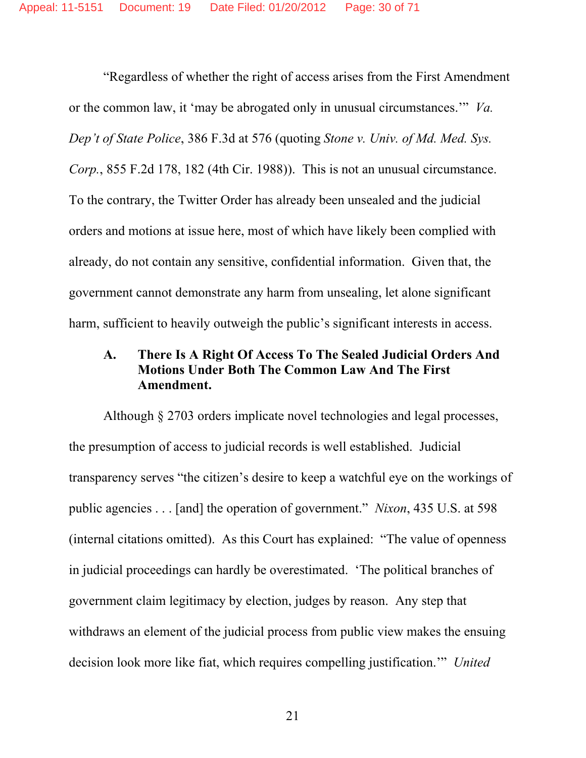"Regardless of whether the right of access arises from the First Amendment or the common law, it 'may be abrogated only in unusual circumstances.'" *Va. Dep't of State Police*, 386 F.3d at 576 (quoting *Stone v. Univ. of Md. Med. Sys. Corp.*, 855 F.2d 178, 182 (4th Cir. 1988)). This is not an unusual circumstance. To the contrary, the Twitter Order has already been unsealed and the judicial orders and motions at issue here, most of which have likely been complied with already, do not contain any sensitive, confidential information. Given that, the government cannot demonstrate any harm from unsealing, let alone significant harm, sufficient to heavily outweigh the public's significant interests in access.

### A. There Is A Right Of Access To The Sealed Judicial Orders And Motions Under Both The Common Law And The First Amendment.

Although § 2703 orders implicate novel technologies and legal processes, the presumption of access to judicial records is well established. Judicial transparency serves "the citizen's desire to keep a watchful eye on the workings of public agencies . . . [and] the operation of government." *Nixon*, 435 U.S. at 598 (internal citations omitted). As this Court has explained: "The value of openness in judicial proceedings can hardly be overestimated. 'The political branches of government claim legitimacy by election, judges by reason. Any step that withdraws an element of the judicial process from public view makes the ensuing decision look more like fiat, which requires compelling justification.'" *United*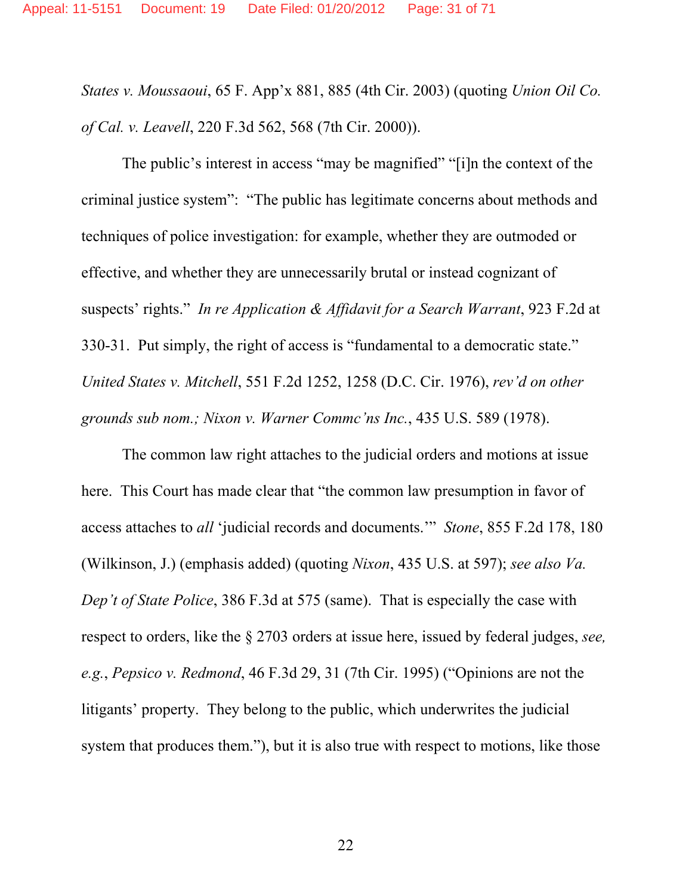*States v. Moussaoui*, 65 F. App'x 881, 885 (4th Cir. 2003) (quoting *Union Oil Co. of Cal. v. Leavell*, 220 F.3d 562, 568 (7th Cir. 2000)).

The public's interest in access "may be magnified" "[i]n the context of the criminal justice system": "The public has legitimate concerns about methods and techniques of police investigation: for example, whether they are outmoded or effective, and whether they are unnecessarily brutal or instead cognizant of suspects' rights." *In re Application & Affidavit for a Search Warrant*, 923 F.2d at 330-31. Put simply, the right of access is "fundamental to a democratic state." *United States v. Mitchell*, 551 F.2d 1252, 1258 (D.C. Cir. 1976), *rev'd on other grounds sub nom.; Nixon v. Warner Commc'ns Inc.*, 435 U.S. 589 (1978).

The common law right attaches to the judicial orders and motions at issue here. This Court has made clear that "the common law presumption in favor of access attaches to *all* 'judicial records and documents.'" *Stone*, 855 F.2d 178, 180 (Wilkinson, J.) (emphasis added) (quoting *Nixon*, 435 U.S. at 597); *see also Va. Dep't of State Police*, 386 F.3d at 575 (same). That is especially the case with respect to orders, like the § 2703 orders at issue here, issued by federal judges, *see, e.g.*, *Pepsico v. Redmond*, 46 F.3d 29, 31 (7th Cir. 1995) ("Opinions are not the litigants' property. They belong to the public, which underwrites the judicial system that produces them."), but it is also true with respect to motions, like those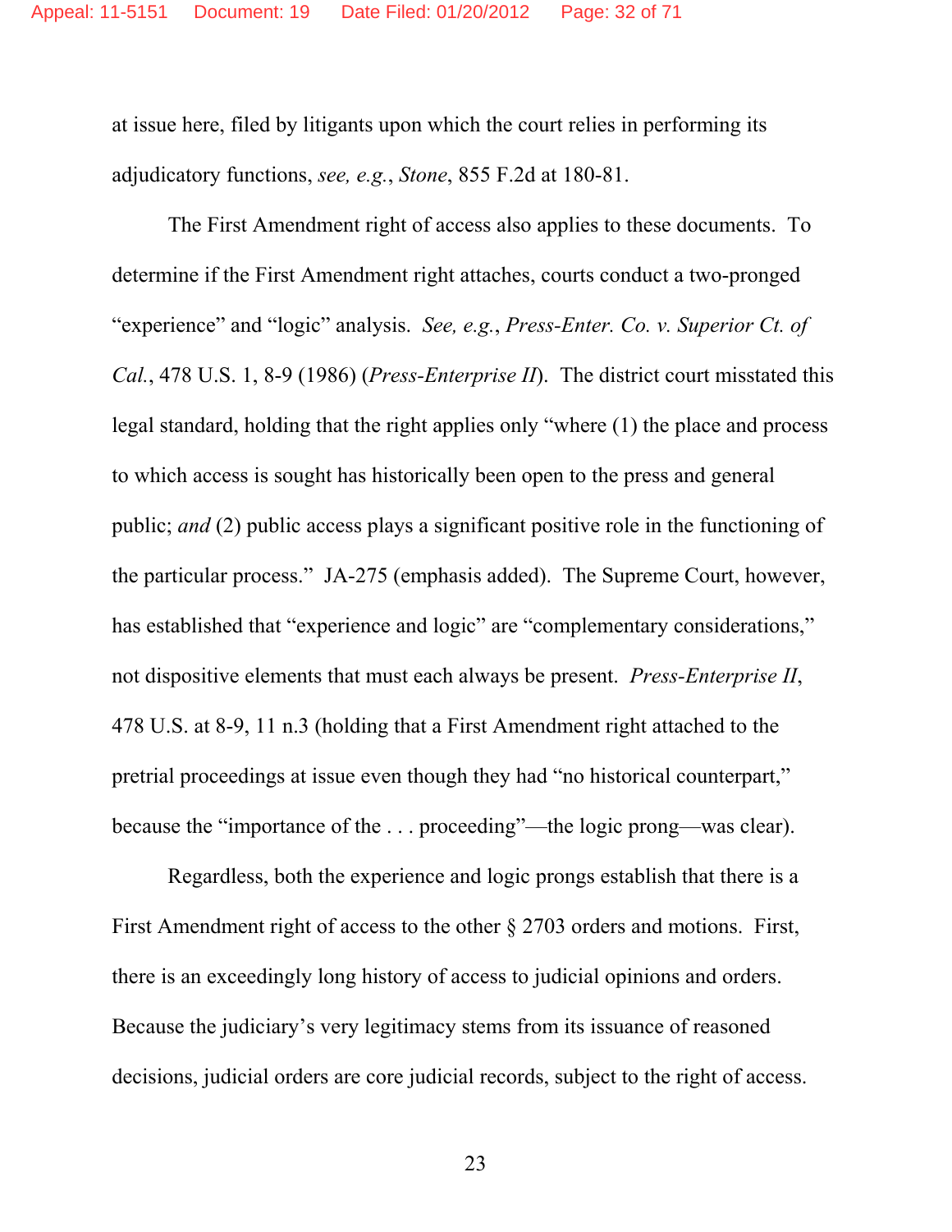at issue here, filed by litigants upon which the court relies in performing its adjudicatory functions, *see, e.g.*, *Stone*, 855 F.2d at 180-81.

The First Amendment right of access also applies to these documents. To determine if the First Amendment right attaches, courts conduct a two-pronged "experience" and "logic" analysis. *See, e.g.*, *Press-Enter. Co. v. Superior Ct. of Cal.*, 478 U.S. 1, 8-9 (1986) (*Press-Enterprise II*). The district court misstated this legal standard, holding that the right applies only "where (1) the place and process to which access is sought has historically been open to the press and general public; *and* (2) public access plays a significant positive role in the functioning of the particular process." JA-275 (emphasis added). The Supreme Court, however, has established that "experience and logic" are "complementary considerations," not dispositive elements that must each always be present. *Press-Enterprise II*, 478 U.S. at 8-9, 11 n.3 (holding that a First Amendment right attached to the pretrial proceedings at issue even though they had "no historical counterpart," because the "importance of the . . . proceeding"—the logic prong—was clear).

Regardless, both the experience and logic prongs establish that there is a First Amendment right of access to the other § 2703 orders and motions. First, there is an exceedingly long history of access to judicial opinions and orders. Because the judiciary's very legitimacy stems from its issuance of reasoned decisions, judicial orders are core judicial records, subject to the right of access.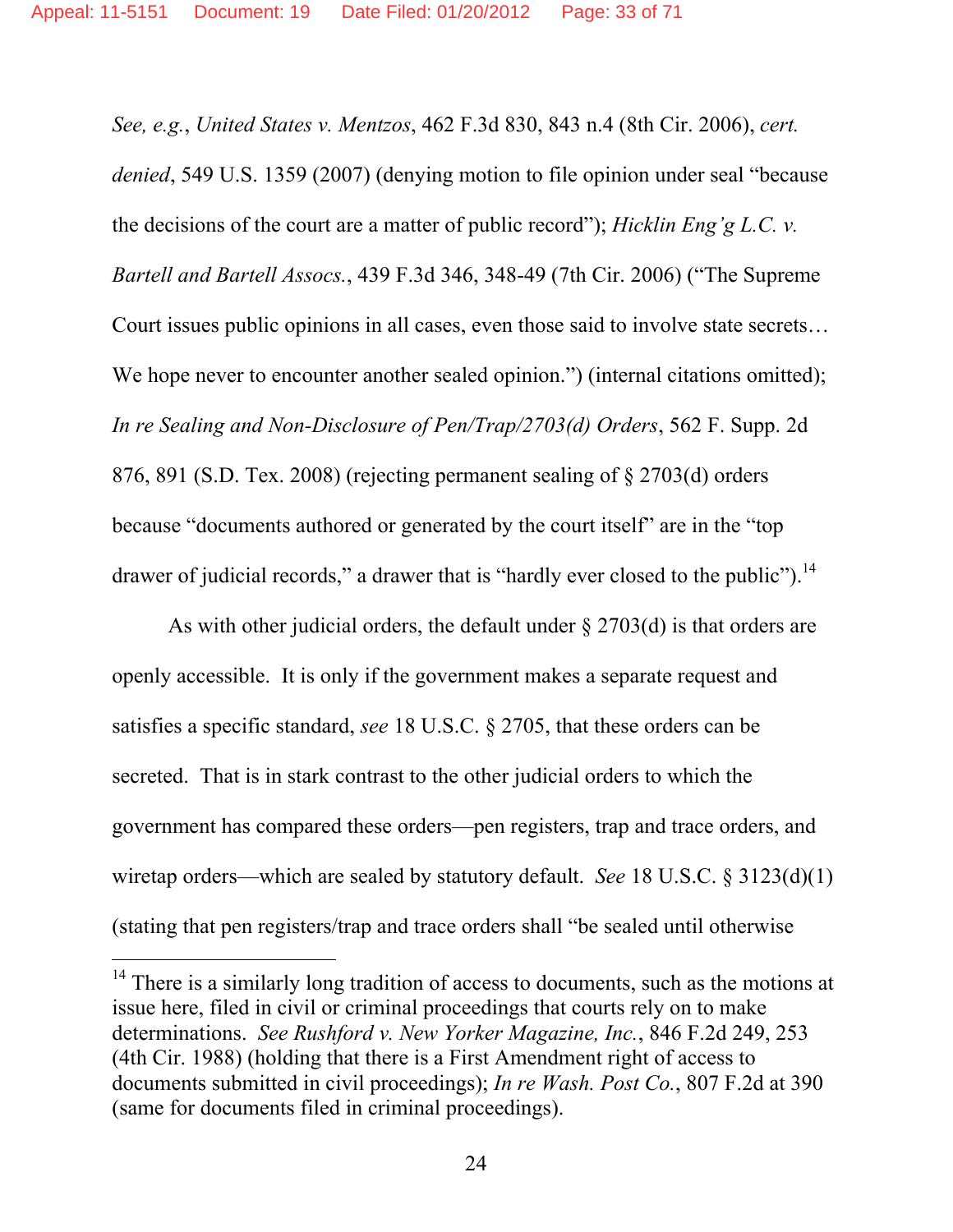*See, e.g.*, *United States v. Mentzos*, 462 F.3d 830, 843 n.4 (8th Cir. 2006), *cert. denied*, 549 U.S. 1359 (2007) (denying motion to file opinion under seal "because the decisions of the court are a matter of public record"); *Hicklin Eng'g L.C. v. Bartell and Bartell Assocs.*, 439 F.3d 346, 348-49 (7th Cir. 2006) ("The Supreme Court issues public opinions in all cases, even those said to involve state secrets… We hope never to encounter another sealed opinion.") (internal citations omitted); *In re Sealing and Non-Disclosure of Pen/Trap/2703(d) Orders*, 562 F. Supp. 2d 876, 891 (S.D. Tex. 2008) (rejecting permanent sealing of § 2703(d) orders because "documents authored or generated by the court itself" are in the "top drawer of judicial records," a drawer that is "hardly ever closed to the public").[14]

As with other judicial orders, the default under § 2703(d) is that orders are openly accessible. It is only if the government makes a separate request and satisfies a specific standard, *see* 18 U.S.C. § 2705, that these orders can be secreted. That is in stark contrast to the other judicial orders to which the government has compared these orders—pen registers, trap and trace orders, and wiretap orders—which are sealed by statutory default. *See* 18 U.S.C. § 3123(d)(1) (stating that pen registers/trap and trace orders shall "be sealed until otherwise

---

[14] There is a similarly long tradition of access to documents, such as the motions at issue here, filed in civil or criminal proceedings that courts rely on to make determinations. *See Rushford v. New Yorker Magazine, Inc.*, 846 F.2d 249, 253 (4th Cir. 1988) (holding that there is a First Amendment right of access to documents submitted in civil proceedings); *In re Wash. Post Co.*, 807 F.2d at 390 (same for documents filed in criminal proceedings).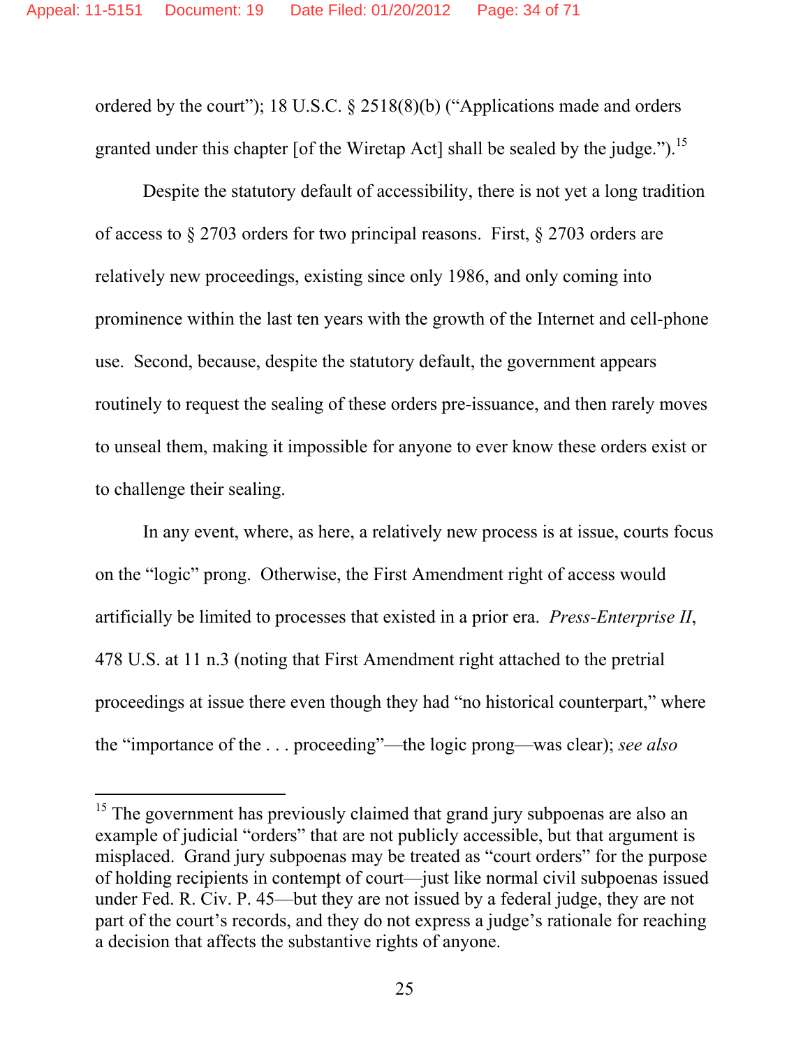ordered by the court"); 18 U.S.C. § 2518(8)(b) ("Applications made and orders granted under this chapter [of the Wiretap Act] shall be sealed by the judge.").[15]

Despite the statutory default of accessibility, there is not yet a long tradition of access to § 2703 orders for two principal reasons. First, § 2703 orders are relatively new proceedings, existing since only 1986, and only coming into prominence within the last ten years with the growth of the Internet and cell-phone use. Second, because, despite the statutory default, the government appears routinely to request the sealing of these orders pre-issuance, and then rarely moves to unseal them, making it impossible for anyone to ever know these orders exist or to challenge their sealing.

In any event, where, as here, a relatively new process is at issue, courts focus on the "logic" prong. Otherwise, the First Amendment right of access would artificially be limited to processes that existed in a prior era. *Press-Enterprise II*, 478 U.S. at 11 n.3 (noting that First Amendment right attached to the pretrial proceedings at issue there even though they had "no historical counterpart," where the "importance of the . . . proceeding"—the logic prong—was clear); *see also*

[15] The government has previously claimed that grand jury subpoenas are also an example of judicial "orders" that are not publicly accessible, but that argument is misplaced. Grand jury subpoenas may be treated as "court orders" for the purpose of holding recipients in contempt of court—just like normal civil subpoenas issued under Fed. R. Civ. P. 45—but they are not issued by a federal judge, they are not part of the court's records, and they do not express a judge's rationale for reaching a decision that affects the substantive rights of anyone.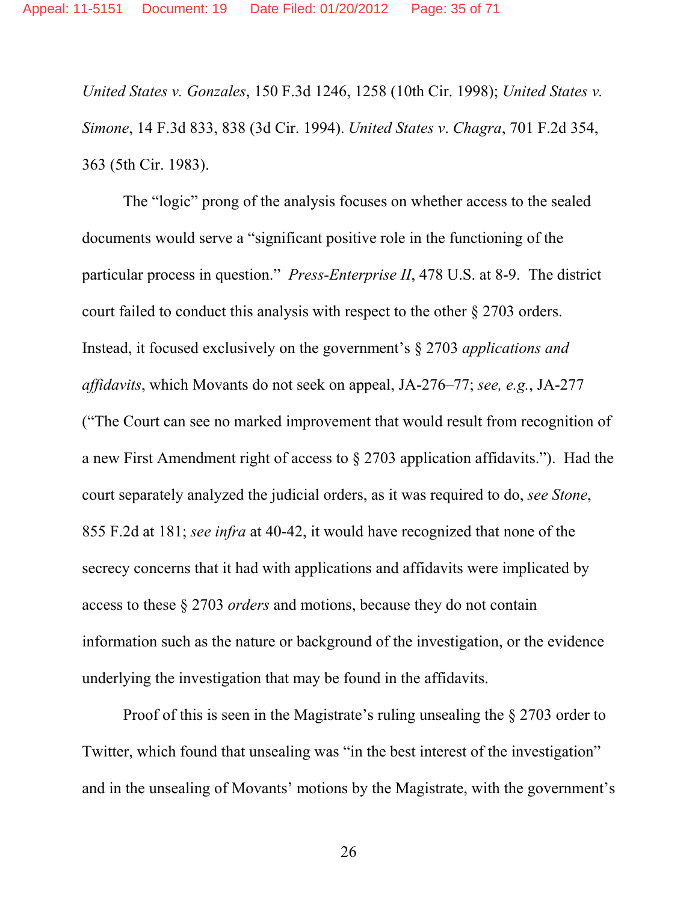*United States v. Gonzales*, 150 F.3d 1246, 1258 (10th Cir. 1998); *United States v. Simone*, 14 F.3d 833, 838 (3d Cir. 1994). *United States v. Chagra*, 701 F.2d 354, 363 (5th Cir. 1983).

The "logic" prong of the analysis focuses on whether access to the sealed documents would serve a "significant positive role in the functioning of the particular process in question." *Press-Enterprise II*, 478 U.S. at 8-9. The district court failed to conduct this analysis with respect to the other § 2703 orders. Instead, it focused exclusively on the government's § 2703 *applications and affidavits*, which Movants do not seek on appeal, JA-276–77; *see, e.g.*, JA-277 ("The Court can see no marked improvement that would result from recognition of a new First Amendment right of access to § 2703 application affidavits."). Had the court separately analyzed the judicial orders, as it was required to do, *see Stone*, 855 F.2d at 181; *see infra* at 40-42, it would have recognized that none of the secrecy concerns that it had with applications and affidavits were implicated by access to these § 2703 *orders* and motions, because they do not contain information such as the nature or background of the investigation, or the evidence underlying the investigation that may be found in the affidavits.

Proof of this is seen in the Magistrate's ruling unsealing the § 2703 order to Twitter, which found that unsealing was "in the best interest of the investigation" and in the unsealing of Movants' motions by the Magistrate, with the government's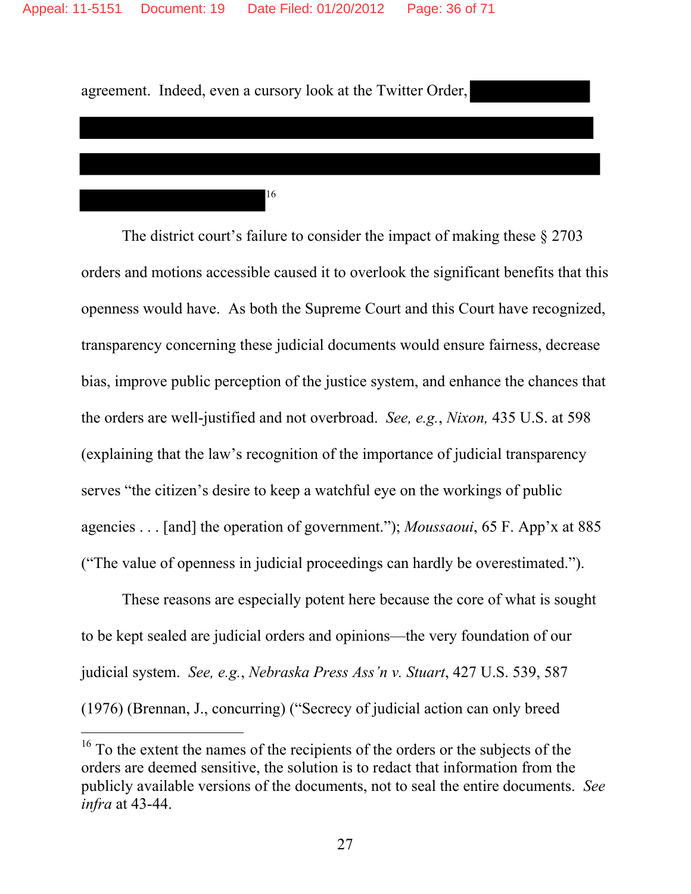agreement. Indeed, even a cursory look at the Twitter Order, [REDACTED][16]

The district court's failure to consider the impact of making these § 2703 orders and motions accessible caused it to overlook the significant benefits that this openness would have. As both the Supreme Court and this Court have recognized, transparency concerning these judicial documents would ensure fairness, decrease bias, improve public perception of the justice system, and enhance the chances that the orders are well-justified and not overbroad. *See, e.g.*, *Nixon,* 435 U.S. at 598 (explaining that the law's recognition of the importance of judicial transparency serves "the citizen's desire to keep a watchful eye on the workings of public agencies . . . [and] the operation of government."); *Moussaoui*, 65 F. App'x at 885 ("The value of openness in judicial proceedings can hardly be overestimated.").

These reasons are especially potent here because the core of what is sought to be kept sealed are judicial orders and opinions—the very foundation of our judicial system. *See, e.g.*, *Nebraska Press Ass'n v. Stuart*, 427 U.S. 539, 587 (1976) (Brennan, J., concurring) ("Secrecy of judicial action can only breed

---

[16] To the extent the names of the recipients of the orders or the subjects of the orders are deemed sensitive, the solution is to redact that information from the publicly available versions of the documents, not to seal the entire documents. *See infra* at 43-44.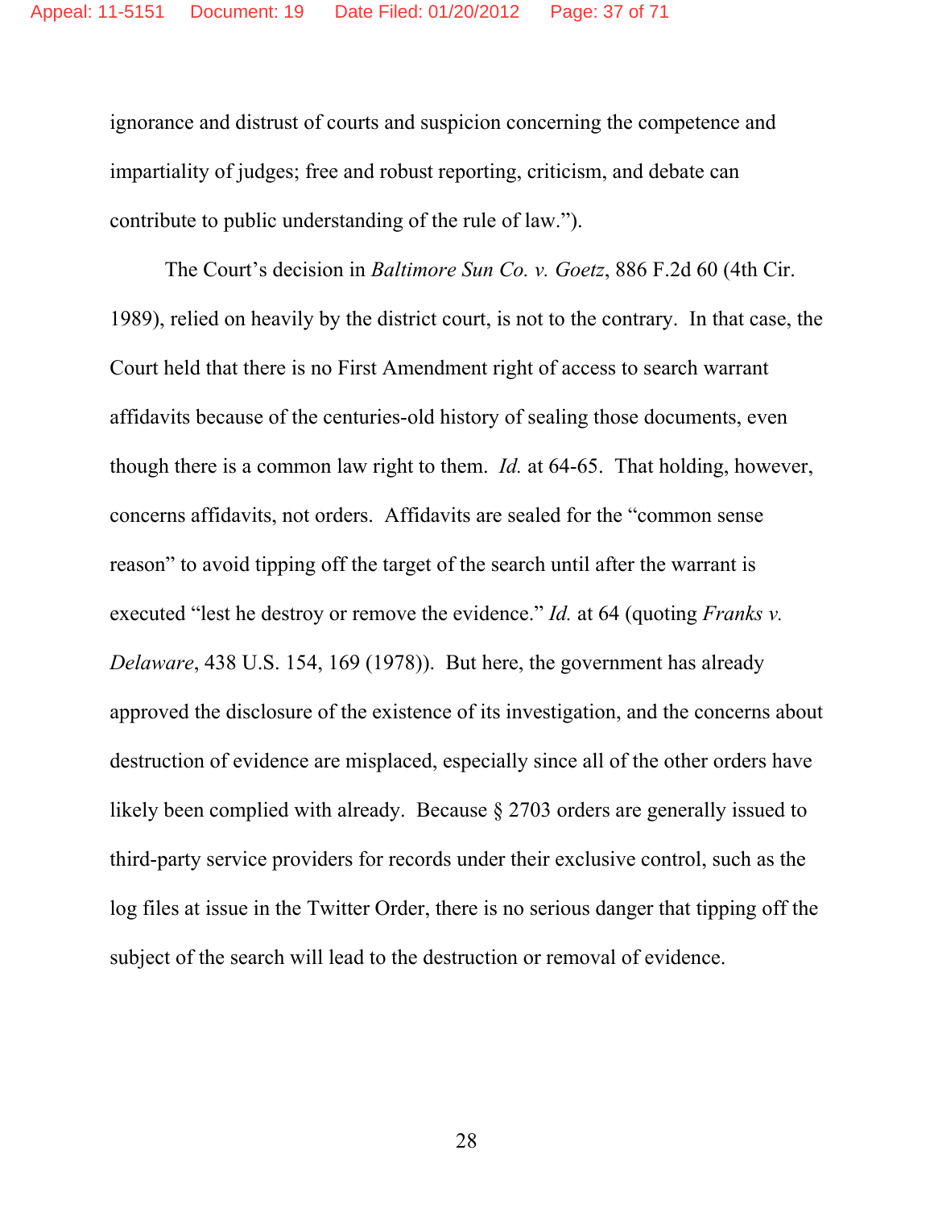ignorance and distrust of courts and suspicion concerning the competence and impartiality of judges; free and robust reporting, criticism, and debate can contribute to public understanding of the rule of law.").

The Court's decision in *Baltimore Sun Co. v. Goetz*, 886 F.2d 60 (4th Cir. 1989), relied on heavily by the district court, is not to the contrary. In that case, the Court held that there is no First Amendment right of access to search warrant affidavits because of the centuries-old history of sealing those documents, even though there is a common law right to them. *Id.* at 64-65. That holding, however, concerns affidavits, not orders. Affidavits are sealed for the "common sense reason" to avoid tipping off the target of the search until after the warrant is executed "lest he destroy or remove the evidence." *Id.* at 64 (quoting *Franks v. Delaware*, 438 U.S. 154, 169 (1978)). But here, the government has already approved the disclosure of the existence of its investigation, and the concerns about destruction of evidence are misplaced, especially since all of the other orders have likely been complied with already. Because § 2703 orders are generally issued to third-party service providers for records under their exclusive control, such as the log files at issue in the Twitter Order, there is no serious danger that tipping off the subject of the search will lead to the destruction or removal of evidence.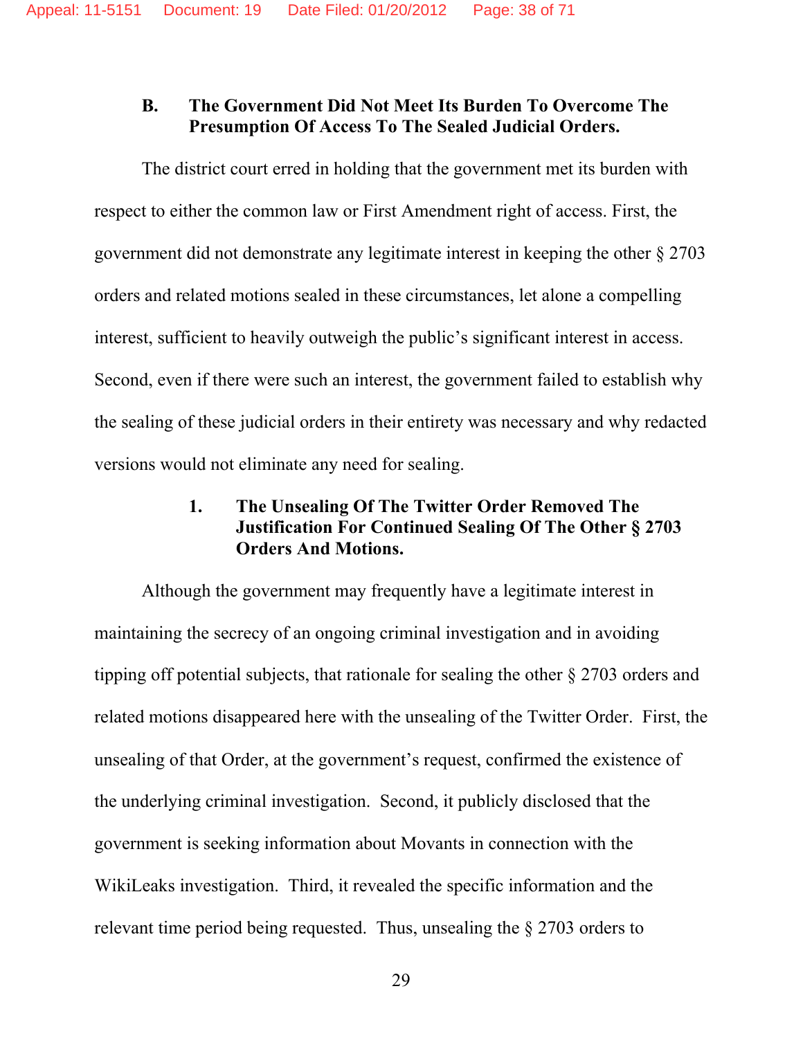### B. The Government Did Not Meet Its Burden To Overcome The Presumption Of Access To The Sealed Judicial Orders.

The district court erred in holding that the government met its burden with respect to either the common law or First Amendment right of access. First, the government did not demonstrate any legitimate interest in keeping the other § 2703 orders and related motions sealed in these circumstances, let alone a compelling interest, sufficient to heavily outweigh the public's significant interest in access. Second, even if there were such an interest, the government failed to establish why the sealing of these judicial orders in their entirety was necessary and why redacted versions would not eliminate any need for sealing.

#### 1. The Unsealing Of The Twitter Order Removed The Justification For Continued Sealing Of The Other § 2703 Orders And Motions.

Although the government may frequently have a legitimate interest in maintaining the secrecy of an ongoing criminal investigation and in avoiding tipping off potential subjects, that rationale for sealing the other § 2703 orders and related motions disappeared here with the unsealing of the Twitter Order. First, the unsealing of that Order, at the government's request, confirmed the existence of the underlying criminal investigation. Second, it publicly disclosed that the government is seeking information about Movants in connection with the WikiLeaks investigation. Third, it revealed the specific information and the relevant time period being requested. Thus, unsealing the § 2703 orders to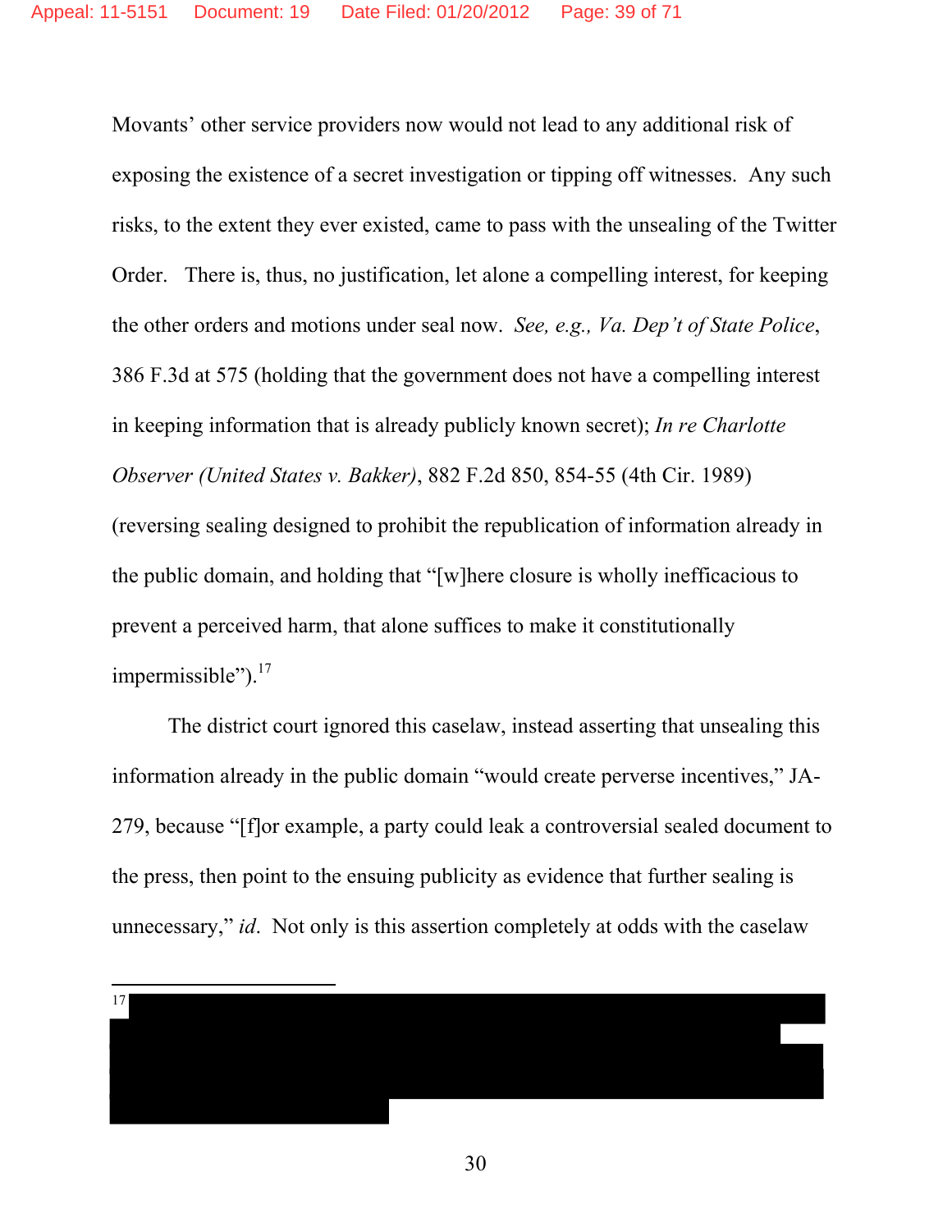Movants' other service providers now would not lead to any additional risk of exposing the existence of a secret investigation or tipping off witnesses. Any such risks, to the extent they ever existed, came to pass with the unsealing of the Twitter Order. There is, thus, no justification, let alone a compelling interest, for keeping the other orders and motions under seal now. *See, e.g., Va. Dep't of State Police*, 386 F.3d at 575 (holding that the government does not have a compelling interest in keeping information that is already publicly known secret); *In re Charlotte Observer (United States v. Bakker)*, 882 F.2d 850, 854-55 (4th Cir. 1989) (reversing sealing designed to prohibit the republication of information already in the public domain, and holding that "[w]here closure is wholly inefficacious to prevent a perceived harm, that alone suffices to make it constitutionally impermissible").[17]

The district court ignored this caselaw, instead asserting that unsealing this information already in the public domain "would create perverse incentives," JA-279, because "[f]or example, a party could leak a controversial sealed document to the press, then point to the ensuing publicity as evidence that further sealing is unnecessary," *id*. Not only is this assertion completely at odds with the caselaw

---

[17] [REDACTED]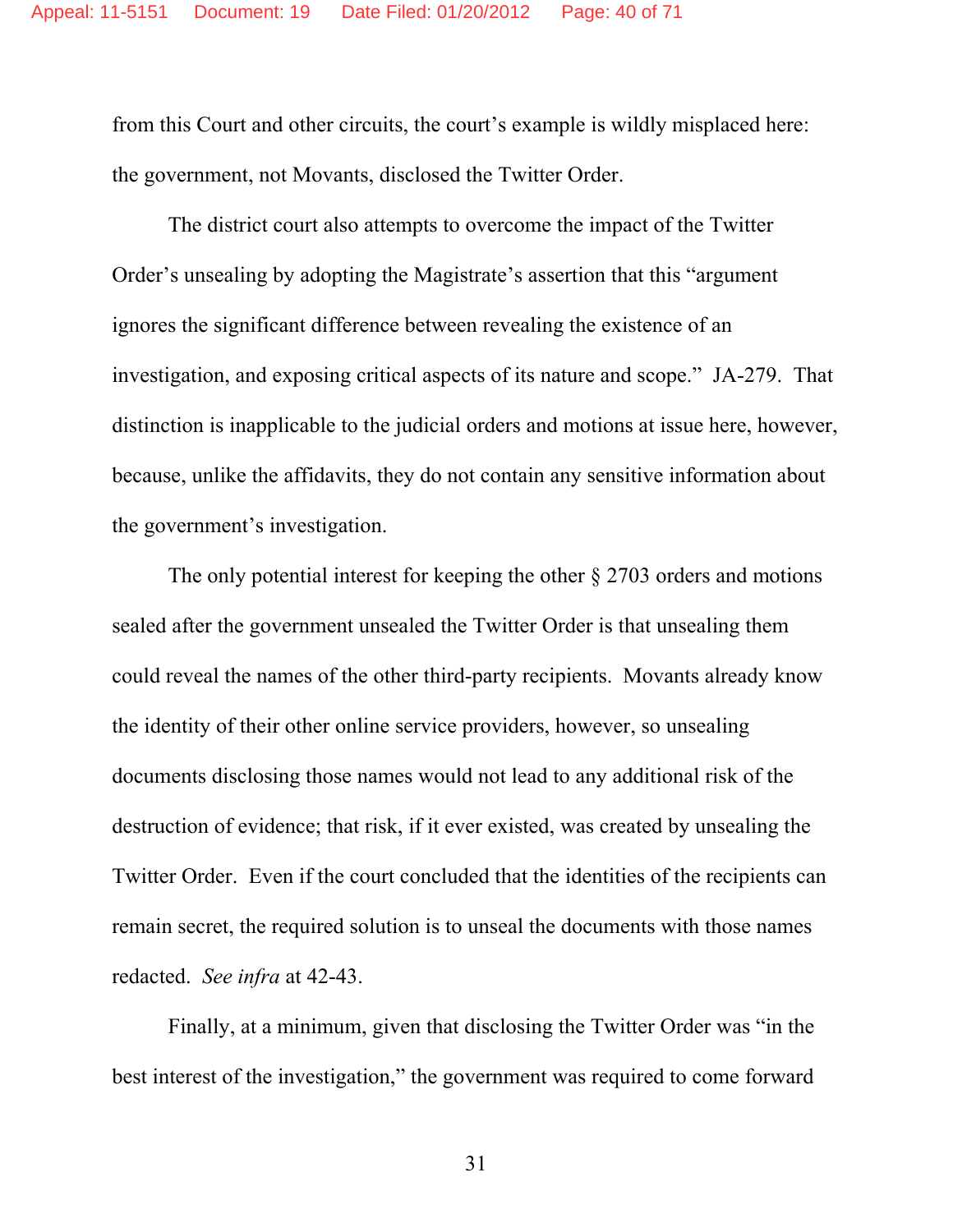from this Court and other circuits, the court's example is wildly misplaced here: the government, not Movants, disclosed the Twitter Order.

The district court also attempts to overcome the impact of the Twitter Order's unsealing by adopting the Magistrate's assertion that this "argument ignores the significant difference between revealing the existence of an investigation, and exposing critical aspects of its nature and scope." JA-279. That distinction is inapplicable to the judicial orders and motions at issue here, however, because, unlike the affidavits, they do not contain any sensitive information about the government's investigation.

The only potential interest for keeping the other § 2703 orders and motions sealed after the government unsealed the Twitter Order is that unsealing them could reveal the names of the other third-party recipients. Movants already know the identity of their other online service providers, however, so unsealing documents disclosing those names would not lead to any additional risk of the destruction of evidence; that risk, if it ever existed, was created by unsealing the Twitter Order. Even if the court concluded that the identities of the recipients can remain secret, the required solution is to unseal the documents with those names redacted. *See infra* at 42-43.

Finally, at a minimum, given that disclosing the Twitter Order was "in the best interest of the investigation," the government was required to come forward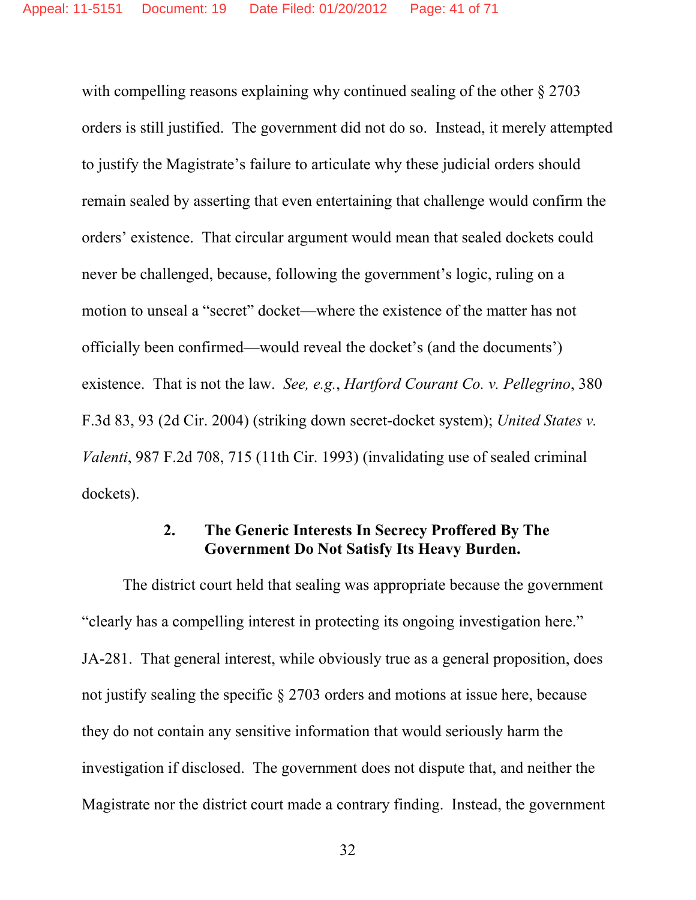with compelling reasons explaining why continued sealing of the other § 2703 orders is still justified. The government did not do so. Instead, it merely attempted to justify the Magistrate's failure to articulate why these judicial orders should remain sealed by asserting that even entertaining that challenge would confirm the orders' existence. That circular argument would mean that sealed dockets could never be challenged, because, following the government's logic, ruling on a motion to unseal a "secret" docket—where the existence of the matter has not officially been confirmed—would reveal the docket's (and the documents') existence. That is not the law. *See, e.g.*, *Hartford Courant Co. v. Pellegrino*, 380 F.3d 83, 93 (2d Cir. 2004) (striking down secret-docket system); *United States v. Valenti*, 987 F.2d 708, 715 (11th Cir. 1993) (invalidating use of sealed criminal dockets).

#### 2. The Generic Interests In Secrecy Proffered By The Government Do Not Satisfy Its Heavy Burden.

The district court held that sealing was appropriate because the government "clearly has a compelling interest in protecting its ongoing investigation here." JA-281. That general interest, while obviously true as a general proposition, does not justify sealing the specific § 2703 orders and motions at issue here, because they do not contain any sensitive information that would seriously harm the investigation if disclosed. The government does not dispute that, and neither the Magistrate nor the district court made a contrary finding. Instead, the government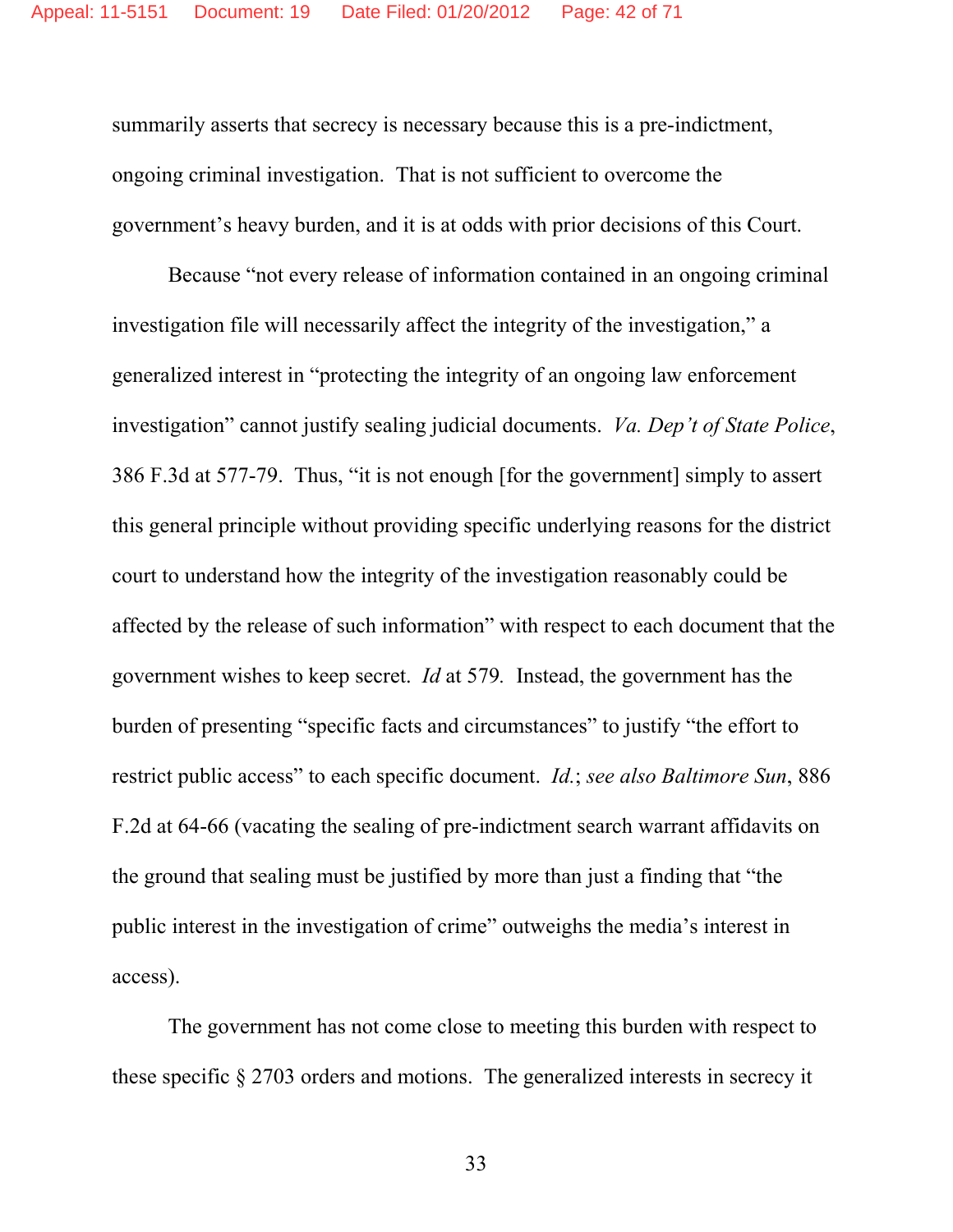summarily asserts that secrecy is necessary because this is a pre-indictment, ongoing criminal investigation. That is not sufficient to overcome the government's heavy burden, and it is at odds with prior decisions of this Court.

Because "not every release of information contained in an ongoing criminal investigation file will necessarily affect the integrity of the investigation," a generalized interest in "protecting the integrity of an ongoing law enforcement investigation" cannot justify sealing judicial documents. *Va. Dep't of State Police*, 386 F.3d at 577-79. Thus, "it is not enough [for the government] simply to assert this general principle without providing specific underlying reasons for the district court to understand how the integrity of the investigation reasonably could be affected by the release of such information" with respect to each document that the government wishes to keep secret. *Id* at 579. Instead, the government has the burden of presenting "specific facts and circumstances" to justify "the effort to restrict public access" to each specific document. *Id.*; *see also Baltimore Sun*, 886 F.2d at 64-66 (vacating the sealing of pre-indictment search warrant affidavits on the ground that sealing must be justified by more than just a finding that "the public interest in the investigation of crime" outweighs the media's interest in access).

The government has not come close to meeting this burden with respect to these specific § 2703 orders and motions. The generalized interests in secrecy it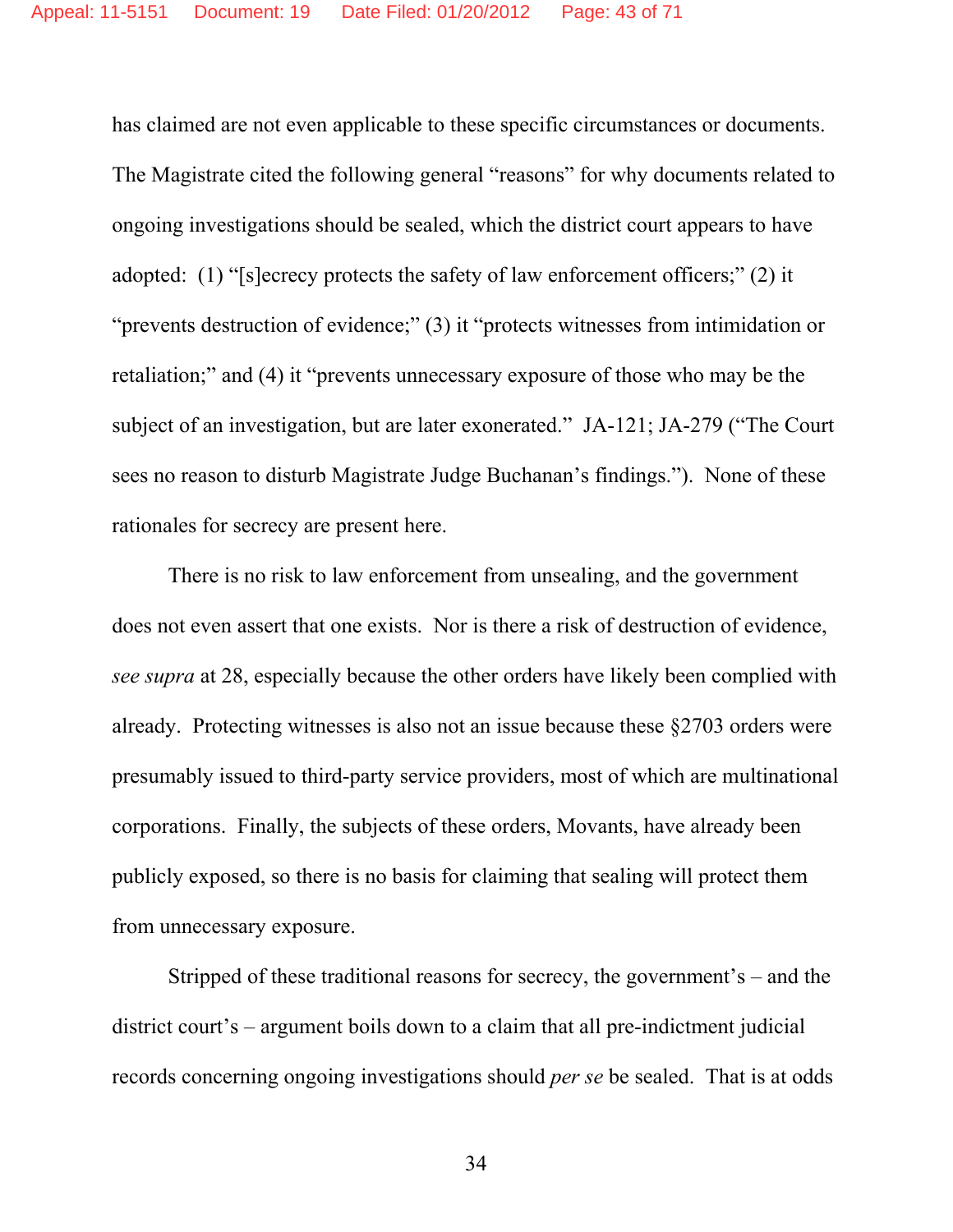has claimed are not even applicable to these specific circumstances or documents. The Magistrate cited the following general "reasons" for why documents related to ongoing investigations should be sealed, which the district court appears to have adopted: (1) "[s]ecrecy protects the safety of law enforcement officers;" (2) it "prevents destruction of evidence;" (3) it "protects witnesses from intimidation or retaliation;" and (4) it "prevents unnecessary exposure of those who may be the subject of an investigation, but are later exonerated." JA-121; JA-279 ("The Court sees no reason to disturb Magistrate Judge Buchanan's findings."). None of these rationales for secrecy are present here.

There is no risk to law enforcement from unsealing, and the government does not even assert that one exists. Nor is there a risk of destruction of evidence, *see supra* at 28, especially because the other orders have likely been complied with already. Protecting witnesses is also not an issue because these §2703 orders were presumably issued to third-party service providers, most of which are multinational corporations. Finally, the subjects of these orders, Movants, have already been publicly exposed, so there is no basis for claiming that sealing will protect them from unnecessary exposure.

Stripped of these traditional reasons for secrecy, the government's – and the district court's – argument boils down to a claim that all pre-indictment judicial records concerning ongoing investigations should *per se* be sealed. That is at odds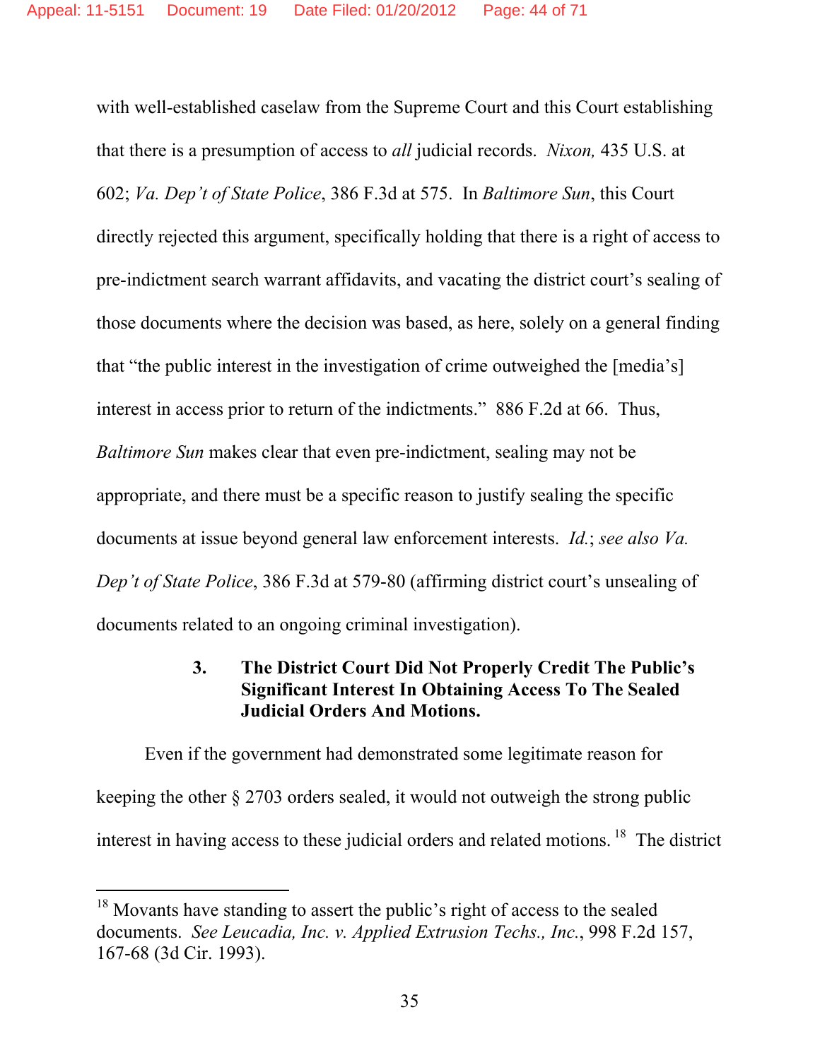with well-established caselaw from the Supreme Court and this Court establishing that there is a presumption of access to *all* judicial records. *Nixon,* 435 U.S. at 602; *Va. Dep't of State Police*, 386 F.3d at 575. In *Baltimore Sun*, this Court directly rejected this argument, specifically holding that there is a right of access to pre-indictment search warrant affidavits, and vacating the district court's sealing of those documents where the decision was based, as here, solely on a general finding that "the public interest in the investigation of crime outweighed the [media's] interest in access prior to return of the indictments." 886 F.2d at 66. Thus, *Baltimore Sun* makes clear that even pre-indictment, sealing may not be appropriate, and there must be a specific reason to justify sealing the specific documents at issue beyond general law enforcement interests. *Id.*; *see also Va. Dep't of State Police*, 386 F.3d at 579-80 (affirming district court's unsealing of documents related to an ongoing criminal investigation).

### 3. The District Court Did Not Properly Credit The Public's Significant Interest In Obtaining Access To The Sealed Judicial Orders And Motions.

Even if the government had demonstrated some legitimate reason for keeping the other § 2703 orders sealed, it would not outweigh the strong public interest in having access to these judicial orders and related motions.[18] The district

---

[18] Movants have standing to assert the public's right of access to the sealed documents. *See Leucadia, Inc. v. Applied Extrusion Techs., Inc.*, 998 F.2d 157, 167-68 (3d Cir. 1993).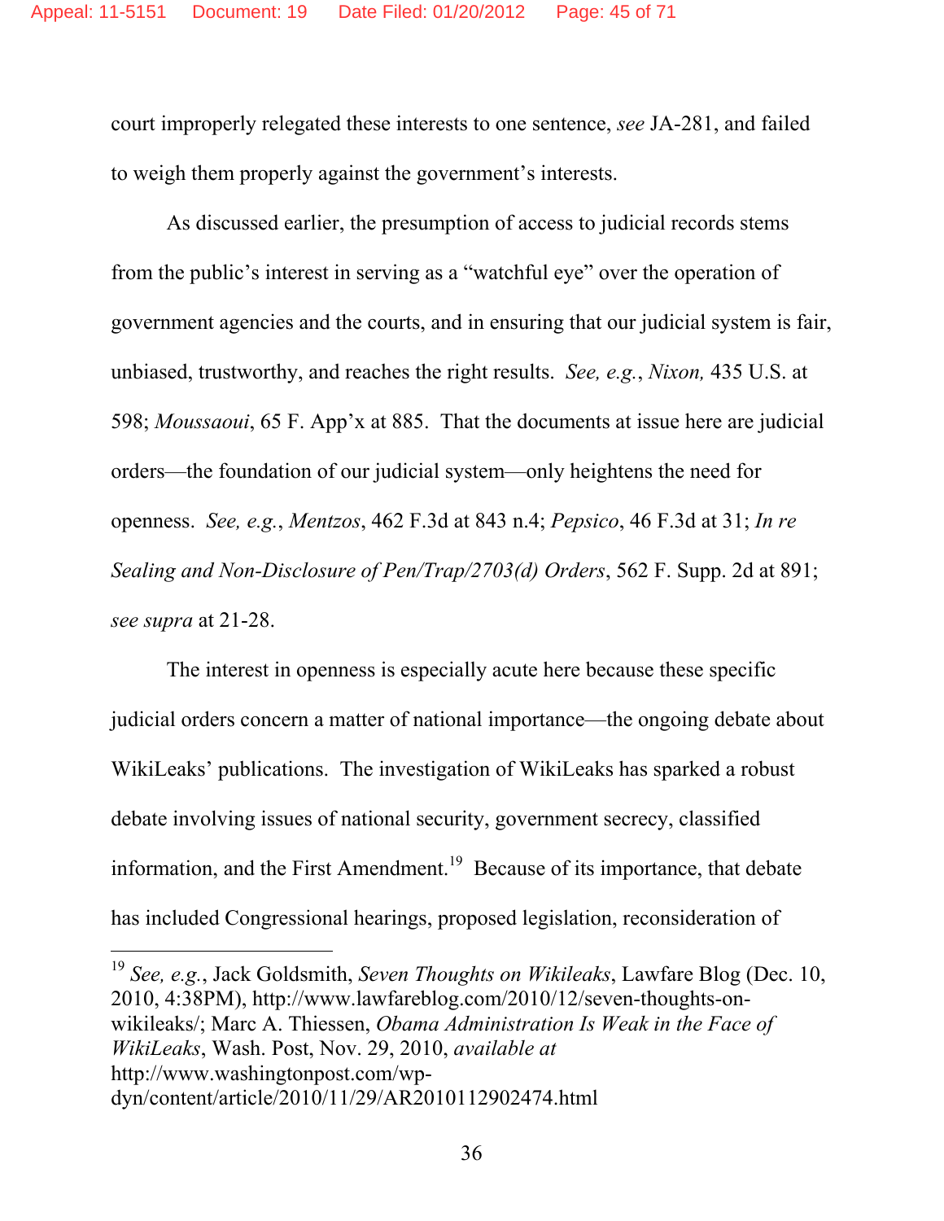court improperly relegated these interests to one sentence, *see* JA-281, and failed to weigh them properly against the government's interests.

As discussed earlier, the presumption of access to judicial records stems from the public's interest in serving as a "watchful eye" over the operation of government agencies and the courts, and in ensuring that our judicial system is fair, unbiased, trustworthy, and reaches the right results. *See, e.g.*, *Nixon,* 435 U.S. at 598; *Moussaoui*, 65 F. App'x at 885. That the documents at issue here are judicial orders—the foundation of our judicial system—only heightens the need for openness. *See, e.g.*, *Mentzos*, 462 F.3d at 843 n.4; *Pepsico*, 46 F.3d at 31; *In re Sealing and Non-Disclosure of Pen/Trap/2703(d) Orders*, 562 F. Supp. 2d at 891; *see supra* at 21-28.

The interest in openness is especially acute here because these specific judicial orders concern a matter of national importance—the ongoing debate about WikiLeaks' publications. The investigation of WikiLeaks has sparked a robust debate involving issues of national security, government secrecy, classified information, and the First Amendment.[19] Because of its importance, that debate has included Congressional hearings, proposed legislation, reconsideration of

---

[19] *See, e.g.*, Jack Goldsmith, *Seven Thoughts on Wikileaks*, Lawfare Blog (Dec. 10, 2010, 4:38PM), http://www.lawfareblog.com/2010/12/seven-thoughts-on-wikileaks/; Marc A. Thiessen, *Obama Administration Is Weak in the Face of WikiLeaks*, Wash. Post, Nov. 29, 2010, *available at* http://www.washingtonpost.com/wp-dyn/content/article/2010/11/29/AR2010112902474.html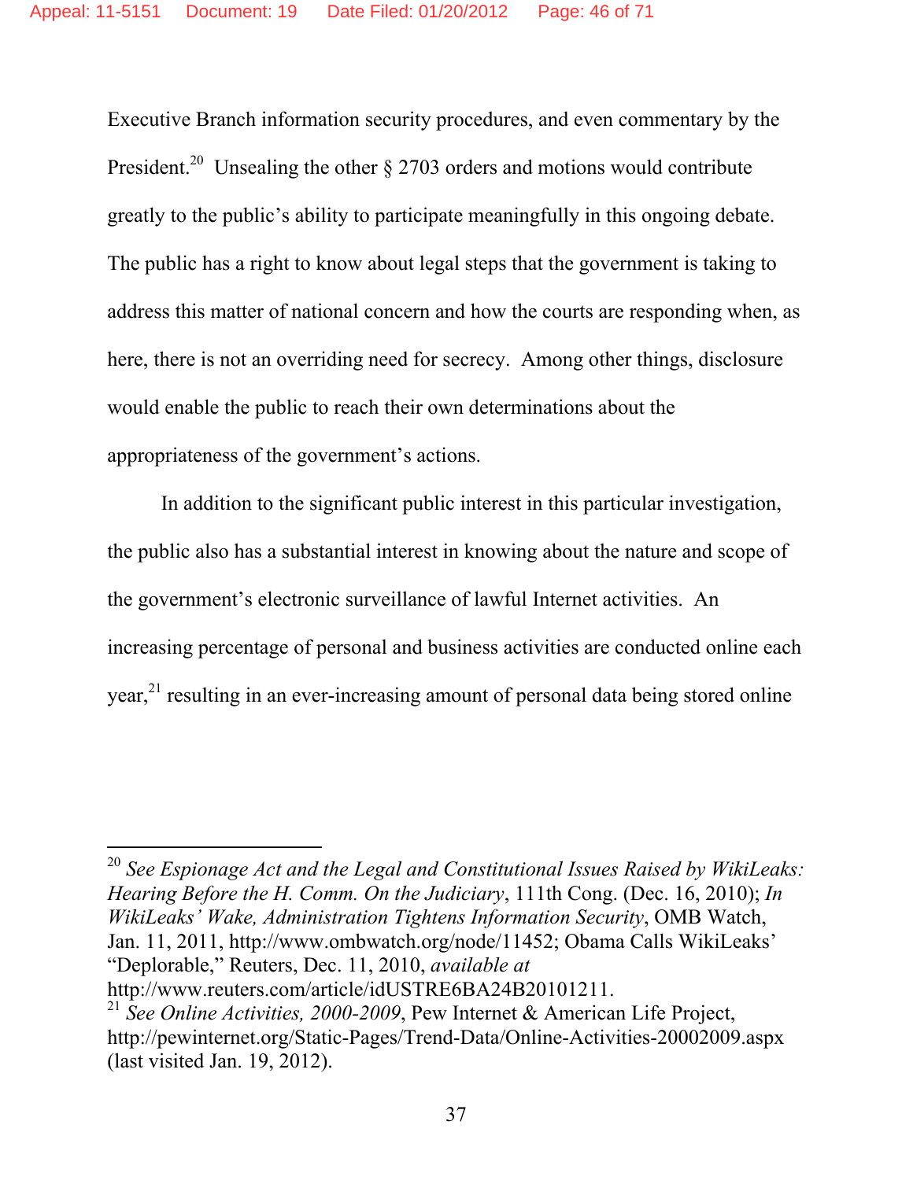Executive Branch information security procedures, and even commentary by the President.[20] Unsealing the other § 2703 orders and motions would contribute greatly to the public's ability to participate meaningfully in this ongoing debate. The public has a right to know about legal steps that the government is taking to address this matter of national concern and how the courts are responding when, as here, there is not an overriding need for secrecy. Among other things, disclosure would enable the public to reach their own determinations about the appropriateness of the government's actions.

In addition to the significant public interest in this particular investigation, the public also has a substantial interest in knowing about the nature and scope of the government's electronic surveillance of lawful Internet activities. An increasing percentage of personal and business activities are conducted online each year,[21] resulting in an ever-increasing amount of personal data being stored online

---

[20] *See Espionage Act and the Legal and Constitutional Issues Raised by WikiLeaks: Hearing Before the H. Comm. On the Judiciary*, 111th Cong. (Dec. 16, 2010); *In WikiLeaks' Wake, Administration Tightens Information Security*, OMB Watch, Jan. 11, 2011, http://www.ombwatch.org/node/11452; Obama Calls WikiLeaks' "Deplorable," Reuters, Dec. 11, 2010, *available at* http://www.reuters.com/article/idUSTRE6BA24B20101211.

[21] *See Online Activities, 2000-2009*, Pew Internet & American Life Project, http://pewinternet.org/Static-Pages/Trend-Data/Online-Activities-20002009.aspx (last visited Jan. 19, 2012).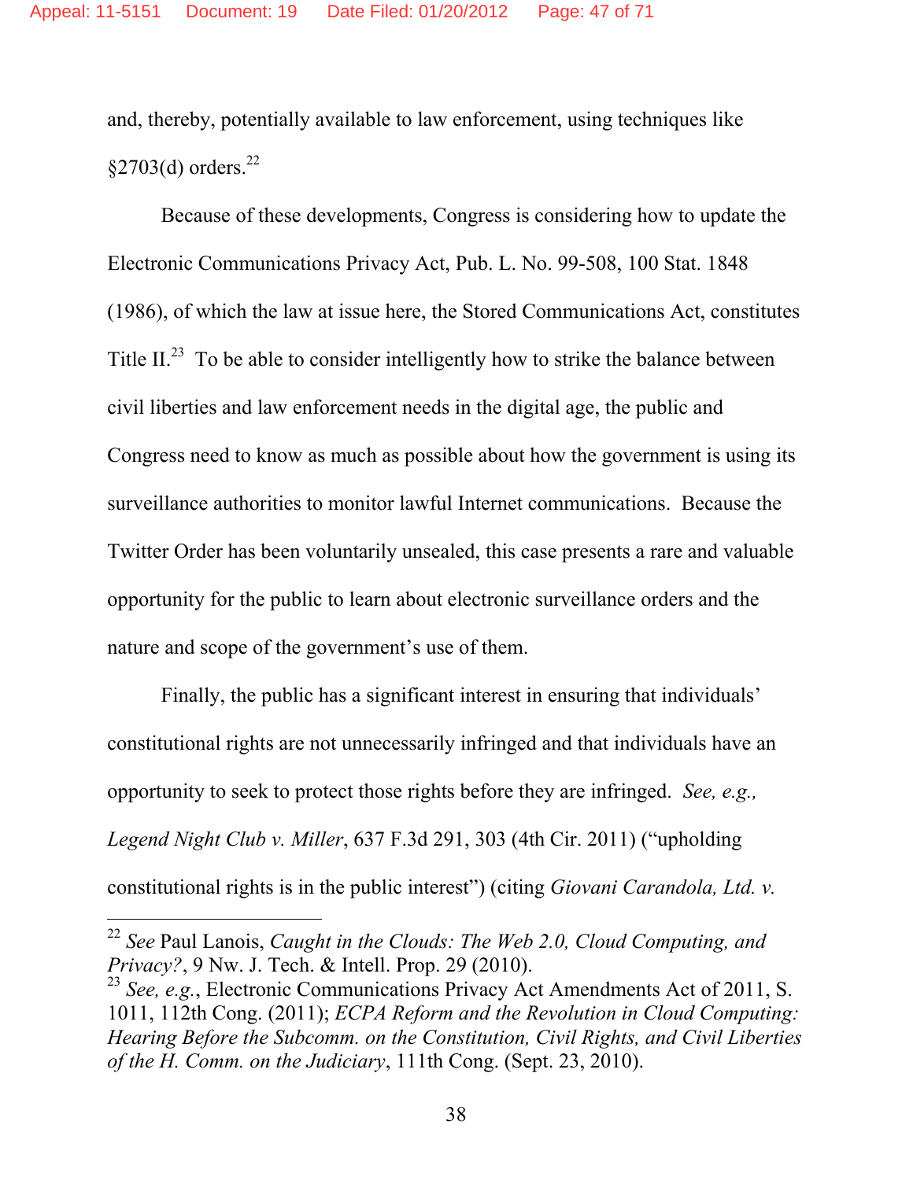and, thereby, potentially available to law enforcement, using techniques like §2703(d) orders.[22]

Because of these developments, Congress is considering how to update the Electronic Communications Privacy Act, Pub. L. No. 99-508, 100 Stat. 1848 (1986), of which the law at issue here, the Stored Communications Act, constitutes Title II.[23] To be able to consider intelligently how to strike the balance between civil liberties and law enforcement needs in the digital age, the public and Congress need to know as much as possible about how the government is using its surveillance authorities to monitor lawful Internet communications. Because the Twitter Order has been voluntarily unsealed, this case presents a rare and valuable opportunity for the public to learn about electronic surveillance orders and the nature and scope of the government's use of them.

Finally, the public has a significant interest in ensuring that individuals' constitutional rights are not unnecessarily infringed and that individuals have an opportunity to seek to protect those rights before they are infringed. *See, e.g., Legend Night Club v. Miller*, 637 F.3d 291, 303 (4th Cir. 2011) ("upholding constitutional rights is in the public interest") (citing *Giovani Carandola, Ltd. v.*

---

[22] *See* Paul Lanois, *Caught in the Clouds: The Web 2.0, Cloud Computing, and Privacy?*, 9 Nw. J. Tech. & Intell. Prop. 29 (2010).

[23] *See, e.g.*, Electronic Communications Privacy Act Amendments Act of 2011, S. 1011, 112th Cong. (2011); *ECPA Reform and the Revolution in Cloud Computing: Hearing Before the Subcomm. on the Constitution, Civil Rights, and Civil Liberties of the H. Comm. on the Judiciary*, 111th Cong. (Sept. 23, 2010).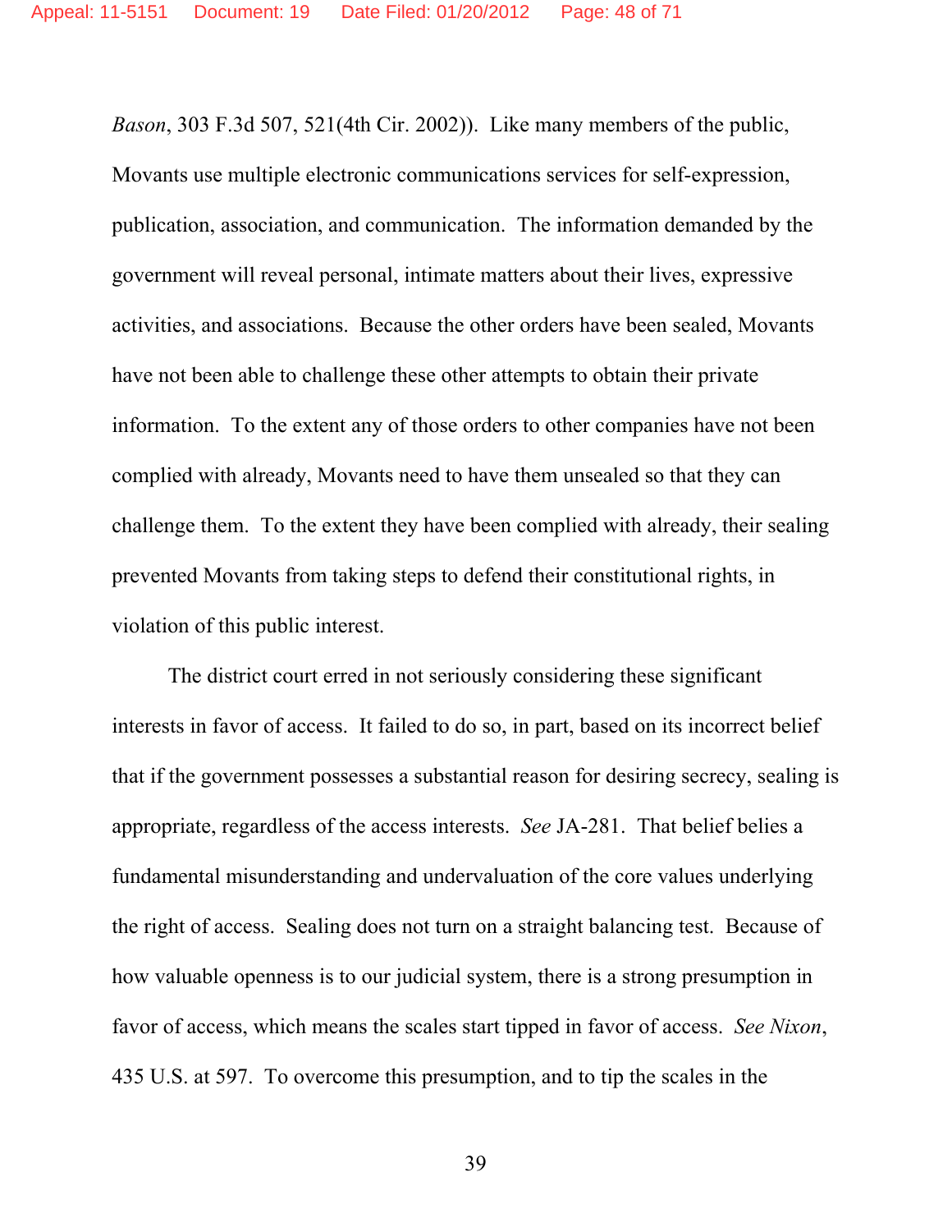*Bason*, 303 F.3d 507, 521(4th Cir. 2002)). Like many members of the public, Movants use multiple electronic communications services for self-expression, publication, association, and communication. The information demanded by the government will reveal personal, intimate matters about their lives, expressive activities, and associations. Because the other orders have been sealed, Movants have not been able to challenge these other attempts to obtain their private information. To the extent any of those orders to other companies have not been complied with already, Movants need to have them unsealed so that they can challenge them. To the extent they have been complied with already, their sealing prevented Movants from taking steps to defend their constitutional rights, in violation of this public interest.

The district court erred in not seriously considering these significant interests in favor of access. It failed to do so, in part, based on its incorrect belief that if the government possesses a substantial reason for desiring secrecy, sealing is appropriate, regardless of the access interests. *See* JA-281. That belief belies a fundamental misunderstanding and undervaluation of the core values underlying the right of access. Sealing does not turn on a straight balancing test. Because of how valuable openness is to our judicial system, there is a strong presumption in favor of access, which means the scales start tipped in favor of access. *See Nixon*, 435 U.S. at 597. To overcome this presumption, and to tip the scales in the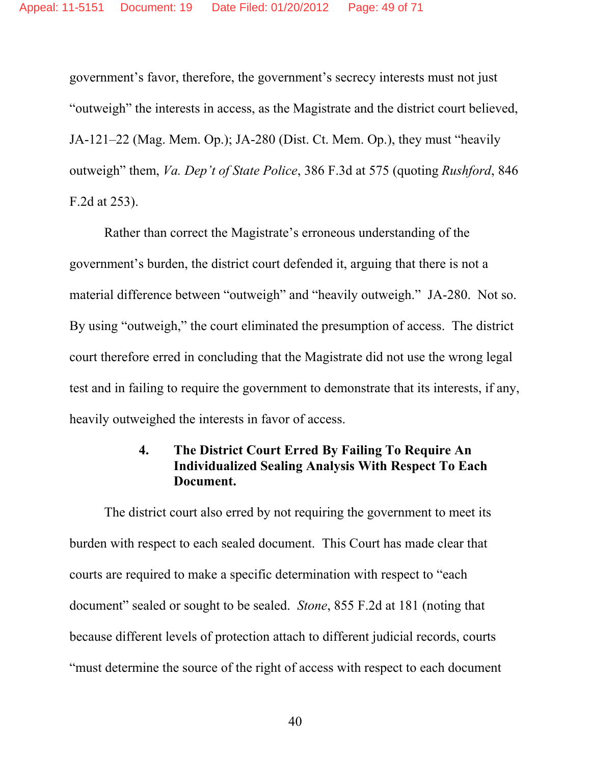government's favor, therefore, the government's secrecy interests must not just "outweigh" the interests in access, as the Magistrate and the district court believed, JA-121–22 (Mag. Mem. Op.); JA-280 (Dist. Ct. Mem. Op.), they must "heavily outweigh" them, *Va. Dep't of State Police*, 386 F.3d at 575 (quoting *Rushford*, 846 F.2d at 253).

Rather than correct the Magistrate's erroneous understanding of the government's burden, the district court defended it, arguing that there is not a material difference between "outweigh" and "heavily outweigh." JA-280. Not so. By using "outweigh," the court eliminated the presumption of access. The district court therefore erred in concluding that the Magistrate did not use the wrong legal test and in failing to require the government to demonstrate that its interests, if any, heavily outweighed the interests in favor of access.

#### 4. The District Court Erred By Failing To Require An Individualized Sealing Analysis With Respect To Each Document.

The district court also erred by not requiring the government to meet its burden with respect to each sealed document. This Court has made clear that courts are required to make a specific determination with respect to "each document" sealed or sought to be sealed. *Stone*, 855 F.2d at 181 (noting that because different levels of protection attach to different judicial records, courts "must determine the source of the right of access with respect to each document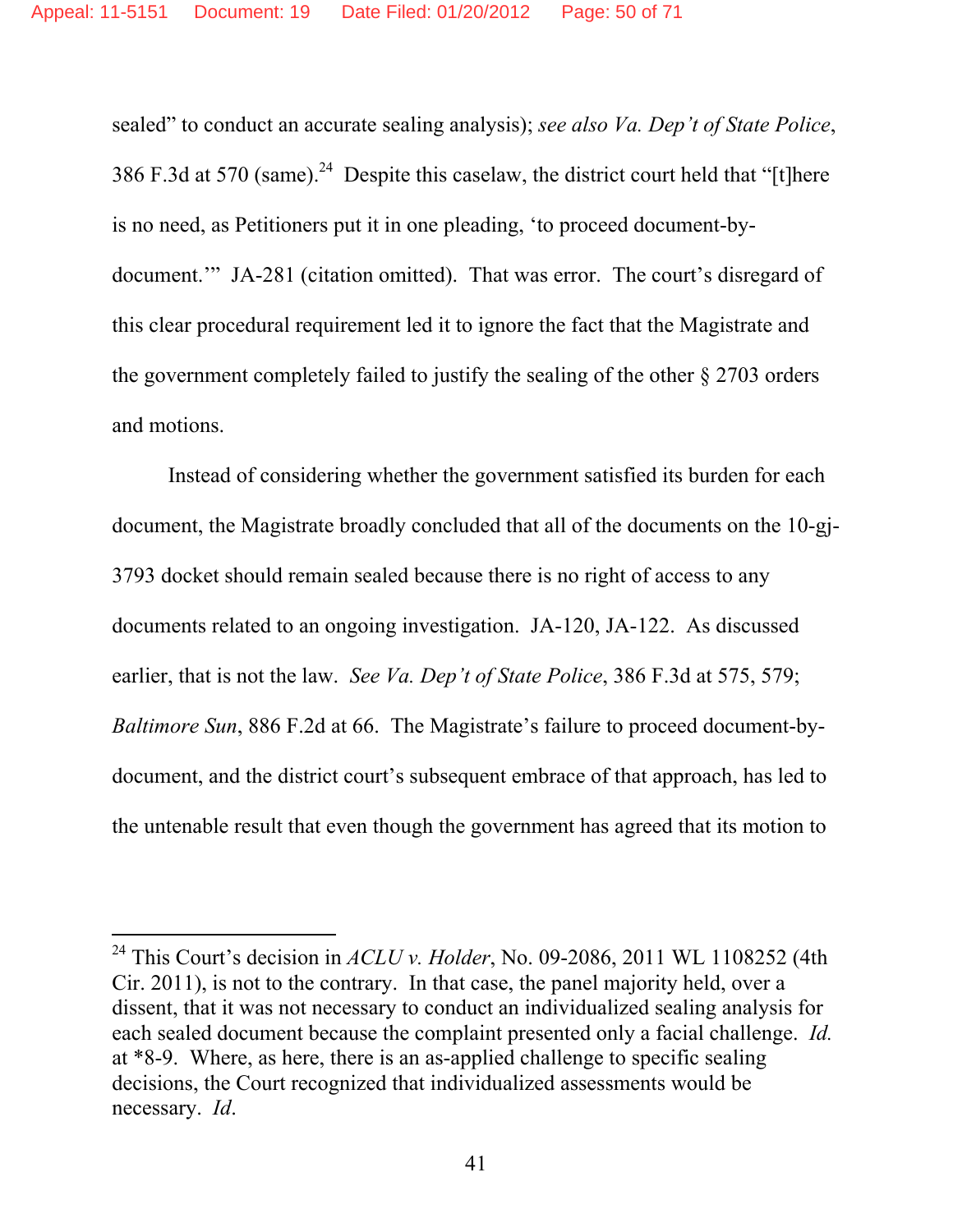sealed" to conduct an accurate sealing analysis); *see also Va. Dep't of State Police*, 386 F.3d at 570 (same).[24] Despite this caselaw, the district court held that "[t]here is no need, as Petitioners put it in one pleading, 'to proceed document-by-document.'" JA-281 (citation omitted). That was error. The court's disregard of this clear procedural requirement led it to ignore the fact that the Magistrate and the government completely failed to justify the sealing of the other § 2703 orders and motions.

Instead of considering whether the government satisfied its burden for each document, the Magistrate broadly concluded that all of the documents on the 10-gj-3793 docket should remain sealed because there is no right of access to any documents related to an ongoing investigation. JA-120, JA-122. As discussed earlier, that is not the law. *See Va. Dep't of State Police*, 386 F.3d at 575, 579; *Baltimore Sun*, 886 F.2d at 66. The Magistrate's failure to proceed document-by-document, and the district court's subsequent embrace of that approach, has led to the untenable result that even though the government has agreed that its motion to

---

[24] This Court's decision in *ACLU v. Holder*, No. 09-2086, 2011 WL 1108252 (4th Cir. 2011), is not to the contrary. In that case, the panel majority held, over a dissent, that it was not necessary to conduct an individualized sealing analysis for each sealed document because the complaint presented only a facial challenge. *Id.* at *8-9. Where, as here, there is an as-applied challenge to specific sealing decisions, the Court recognized that individualized assessments would be necessary. *Id.*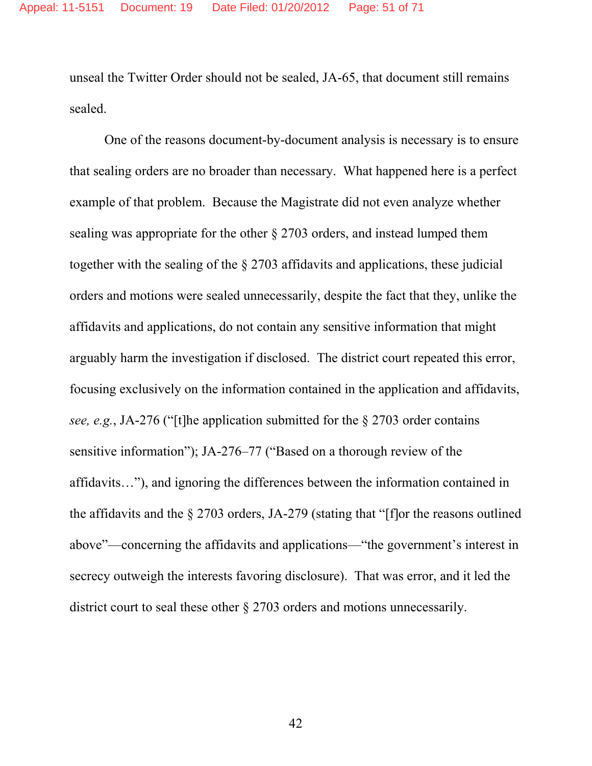unseal the Twitter Order should not be sealed, JA-65, that document still remains sealed.

One of the reasons document-by-document analysis is necessary is to ensure that sealing orders are no broader than necessary. What happened here is a perfect example of that problem. Because the Magistrate did not even analyze whether sealing was appropriate for the other § 2703 orders, and instead lumped them together with the sealing of the § 2703 affidavits and applications, these judicial orders and motions were sealed unnecessarily, despite the fact that they, unlike the affidavits and applications, do not contain any sensitive information that might arguably harm the investigation if disclosed. The district court repeated this error, focusing exclusively on the information contained in the application and affidavits, *see, e.g.*, JA-276 ("[t]he application submitted for the § 2703 order contains sensitive information"); JA-276–77 ("Based on a thorough review of the affidavits…"), and ignoring the differences between the information contained in the affidavits and the § 2703 orders, JA-279 (stating that "[f]or the reasons outlined above"—concerning the affidavits and applications—"the government's interest in secrecy outweigh the interests favoring disclosure). That was error, and it led the district court to seal these other § 2703 orders and motions unnecessarily.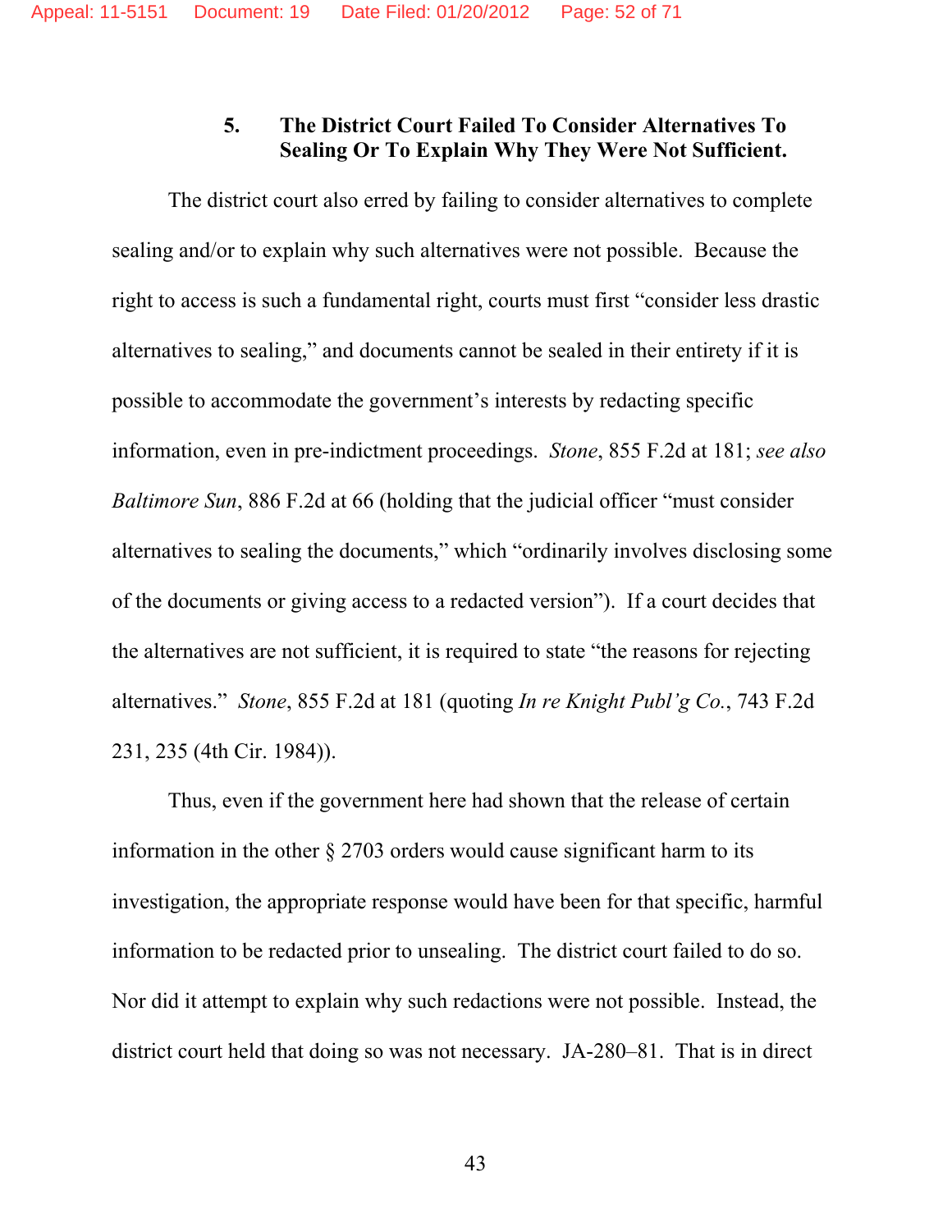### 5. The District Court Failed To Consider Alternatives To Sealing Or To Explain Why They Were Not Sufficient.

The district court also erred by failing to consider alternatives to complete sealing and/or to explain why such alternatives were not possible. Because the right to access is such a fundamental right, courts must first "consider less drastic alternatives to sealing," and documents cannot be sealed in their entirety if it is possible to accommodate the government's interests by redacting specific information, even in pre-indictment proceedings. *Stone*, 855 F.2d at 181; *see also Baltimore Sun*, 886 F.2d at 66 (holding that the judicial officer "must consider alternatives to sealing the documents," which "ordinarily involves disclosing some of the documents or giving access to a redacted version"). If a court decides that the alternatives are not sufficient, it is required to state "the reasons for rejecting alternatives." *Stone*, 855 F.2d at 181 (quoting *In re Knight Publ'g Co.*, 743 F.2d 231, 235 (4th Cir. 1984)).

Thus, even if the government here had shown that the release of certain information in the other § 2703 orders would cause significant harm to its investigation, the appropriate response would have been for that specific, harmful information to be redacted prior to unsealing. The district court failed to do so. Nor did it attempt to explain why such redactions were not possible. Instead, the district court held that doing so was not necessary. JA-280–81. That is in direct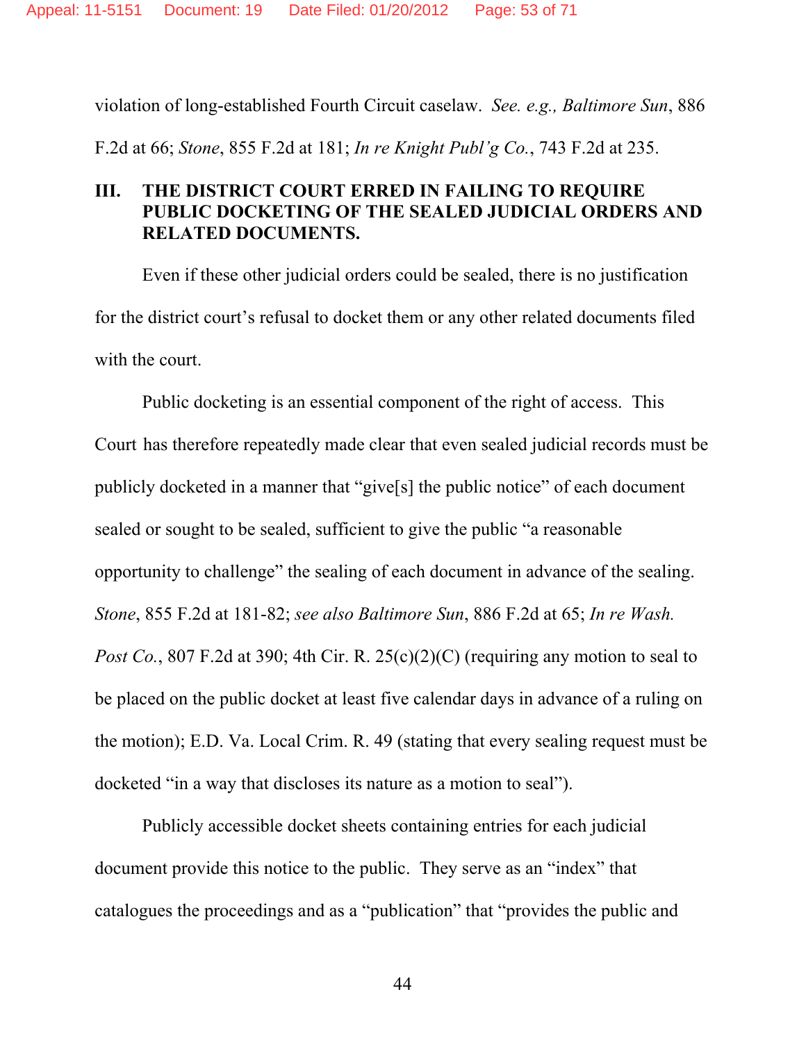violation of long-established Fourth Circuit caselaw. *See. e.g., Baltimore Sun*, 886 F.2d at 66; *Stone*, 855 F.2d at 181; *In re Knight Publ'g Co.*, 743 F.2d at 235.

## III. THE DISTRICT COURT ERRED IN FAILING TO REQUIRE PUBLIC DOCKETING OF THE SEALED JUDICIAL ORDERS AND RELATED DOCUMENTS.

Even if these other judicial orders could be sealed, there is no justification for the district court's refusal to docket them or any other related documents filed with the court.

Public docketing is an essential component of the right of access. This Court has therefore repeatedly made clear that even sealed judicial records must be publicly docketed in a manner that "give[s] the public notice" of each document sealed or sought to be sealed, sufficient to give the public "a reasonable opportunity to challenge" the sealing of each document in advance of the sealing. *Stone*, 855 F.2d at 181-82; *see also Baltimore Sun*, 886 F.2d at 65; *In re Wash. Post Co.*, 807 F.2d at 390; 4th Cir. R. 25(c)(2)(C) (requiring any motion to seal to be placed on the public docket at least five calendar days in advance of a ruling on the motion); E.D. Va. Local Crim. R. 49 (stating that every sealing request must be docketed "in a way that discloses its nature as a motion to seal").

Publicly accessible docket sheets containing entries for each judicial document provide this notice to the public. They serve as an "index" that catalogues the proceedings and as a "publication" that "provides the public and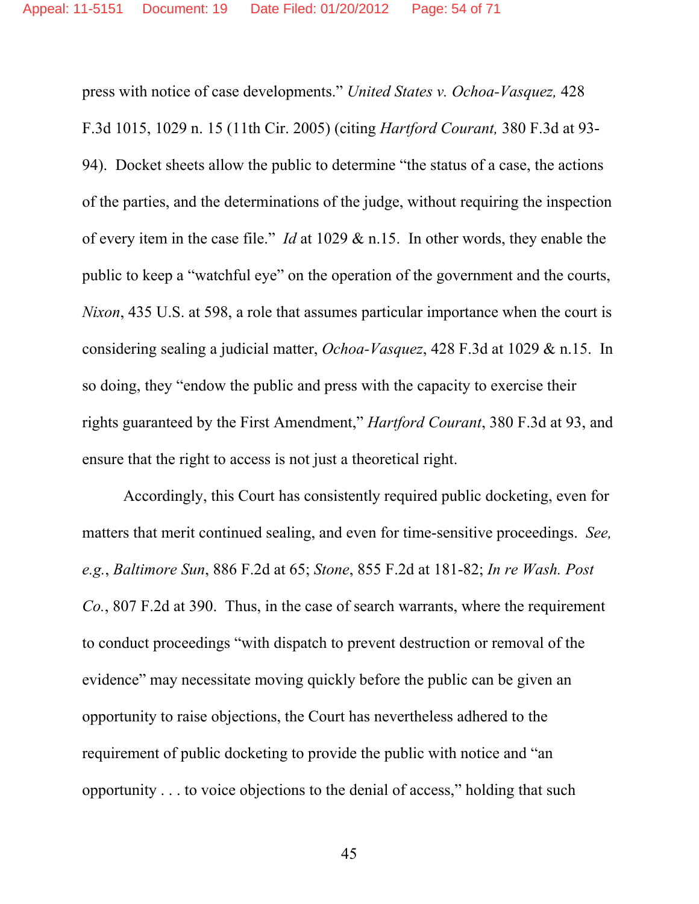press with notice of case developments." *United States v. Ochoa-Vasquez,* 428 F.3d 1015, 1029 n. 15 (11th Cir. 2005) (citing *Hartford Courant,* 380 F.3d at 93-94). Docket sheets allow the public to determine "the status of a case, the actions of the parties, and the determinations of the judge, without requiring the inspection of every item in the case file." *Id* at 1029 & n.15. In other words, they enable the public to keep a "watchful eye" on the operation of the government and the courts, *Nixon*, 435 U.S. at 598, a role that assumes particular importance when the court is considering sealing a judicial matter, *Ochoa-Vasquez*, 428 F.3d at 1029 & n.15. In so doing, they "endow the public and press with the capacity to exercise their rights guaranteed by the First Amendment," *Hartford Courant*, 380 F.3d at 93, and ensure that the right to access is not just a theoretical right.

Accordingly, this Court has consistently required public docketing, even for matters that merit continued sealing, and even for time-sensitive proceedings. *See, e.g.*, *Baltimore Sun*, 886 F.2d at 65; *Stone*, 855 F.2d at 181-82; *In re Wash. Post Co.*, 807 F.2d at 390. Thus, in the case of search warrants, where the requirement to conduct proceedings "with dispatch to prevent destruction or removal of the evidence" may necessitate moving quickly before the public can be given an opportunity to raise objections, the Court has nevertheless adhered to the requirement of public docketing to provide the public with notice and "an opportunity . . . to voice objections to the denial of access," holding that such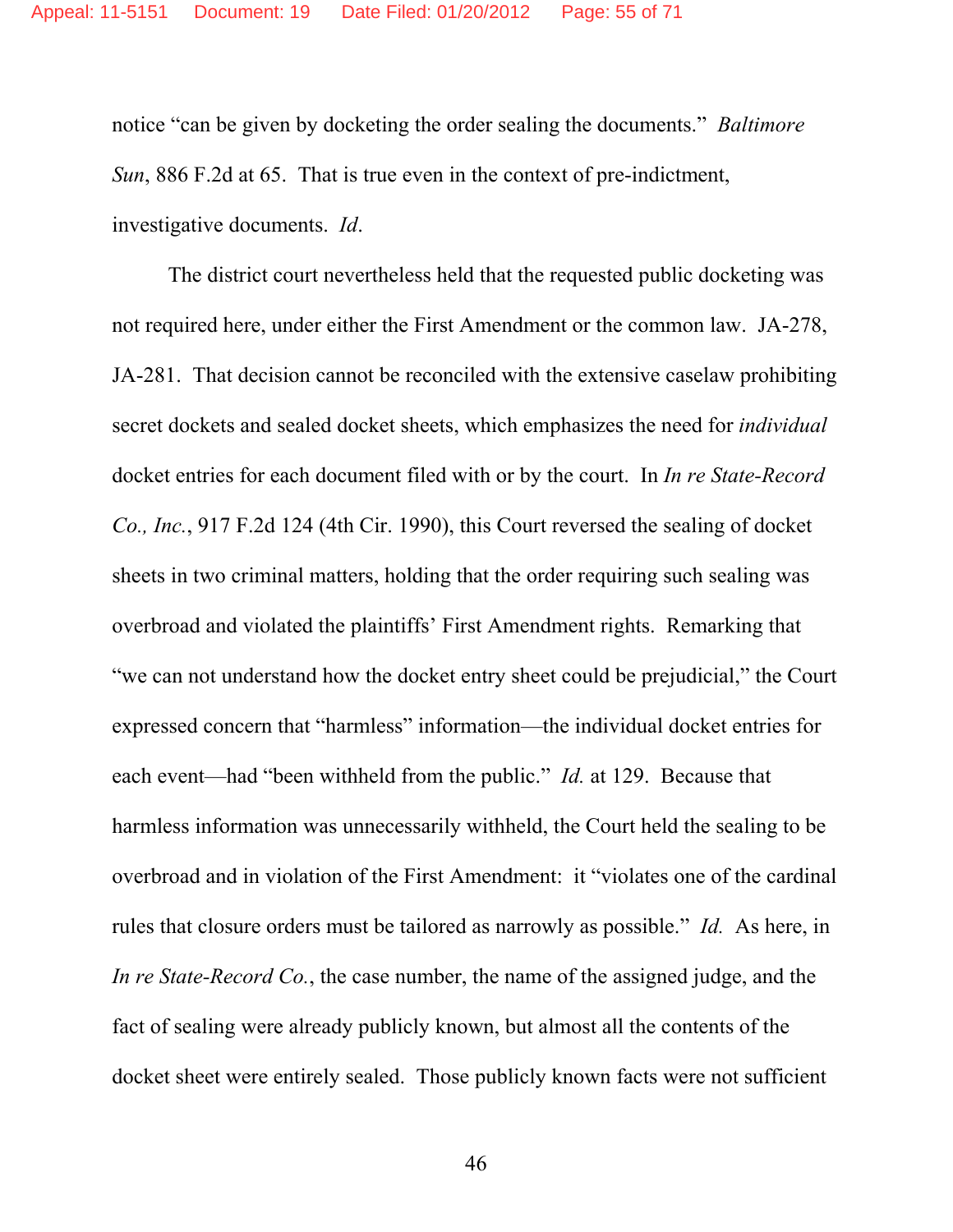notice "can be given by docketing the order sealing the documents." *Baltimore Sun*, 886 F.2d at 65. That is true even in the context of pre-indictment, investigative documents. *Id*.

The district court nevertheless held that the requested public docketing was not required here, under either the First Amendment or the common law. JA-278, JA-281. That decision cannot be reconciled with the extensive caselaw prohibiting secret dockets and sealed docket sheets, which emphasizes the need for *individual* docket entries for each document filed with or by the court. In *In re State-Record Co., Inc.*, 917 F.2d 124 (4th Cir. 1990), this Court reversed the sealing of docket sheets in two criminal matters, holding that the order requiring such sealing was overbroad and violated the plaintiffs' First Amendment rights. Remarking that "we can not understand how the docket entry sheet could be prejudicial," the Court expressed concern that "harmless" information—the individual docket entries for each event—had "been withheld from the public." *Id.* at 129. Because that harmless information was unnecessarily withheld, the Court held the sealing to be overbroad and in violation of the First Amendment: it "violates one of the cardinal rules that closure orders must be tailored as narrowly as possible." *Id.* As here, in *In re State-Record Co.*, the case number, the name of the assigned judge, and the fact of sealing were already publicly known, but almost all the contents of the docket sheet were entirely sealed. Those publicly known facts were not sufficient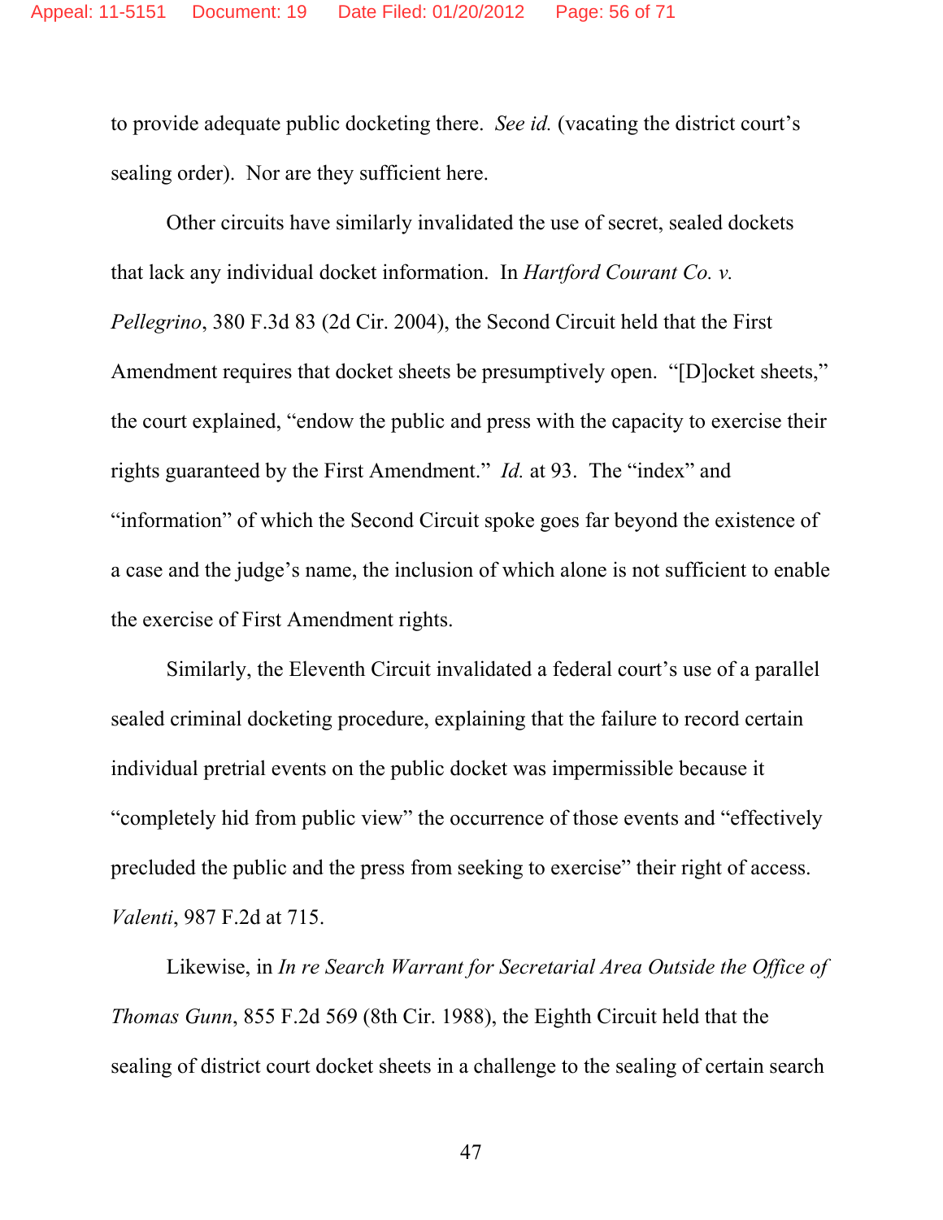to provide adequate public docketing there. *See id.* (vacating the district court's sealing order). Nor are they sufficient here.

Other circuits have similarly invalidated the use of secret, sealed dockets that lack any individual docket information. In *Hartford Courant Co. v. Pellegrino*, 380 F.3d 83 (2d Cir. 2004), the Second Circuit held that the First Amendment requires that docket sheets be presumptively open. "[D]ocket sheets," the court explained, "endow the public and press with the capacity to exercise their rights guaranteed by the First Amendment." *Id.* at 93. The "index" and "information" of which the Second Circuit spoke goes far beyond the existence of a case and the judge's name, the inclusion of which alone is not sufficient to enable the exercise of First Amendment rights.

Similarly, the Eleventh Circuit invalidated a federal court's use of a parallel sealed criminal docketing procedure, explaining that the failure to record certain individual pretrial events on the public docket was impermissible because it "completely hid from public view" the occurrence of those events and "effectively precluded the public and the press from seeking to exercise" their right of access. *Valenti*, 987 F.2d at 715.

Likewise, in *In re Search Warrant for Secretarial Area Outside the Office of Thomas Gunn*, 855 F.2d 569 (8th Cir. 1988), the Eighth Circuit held that the sealing of district court docket sheets in a challenge to the sealing of certain search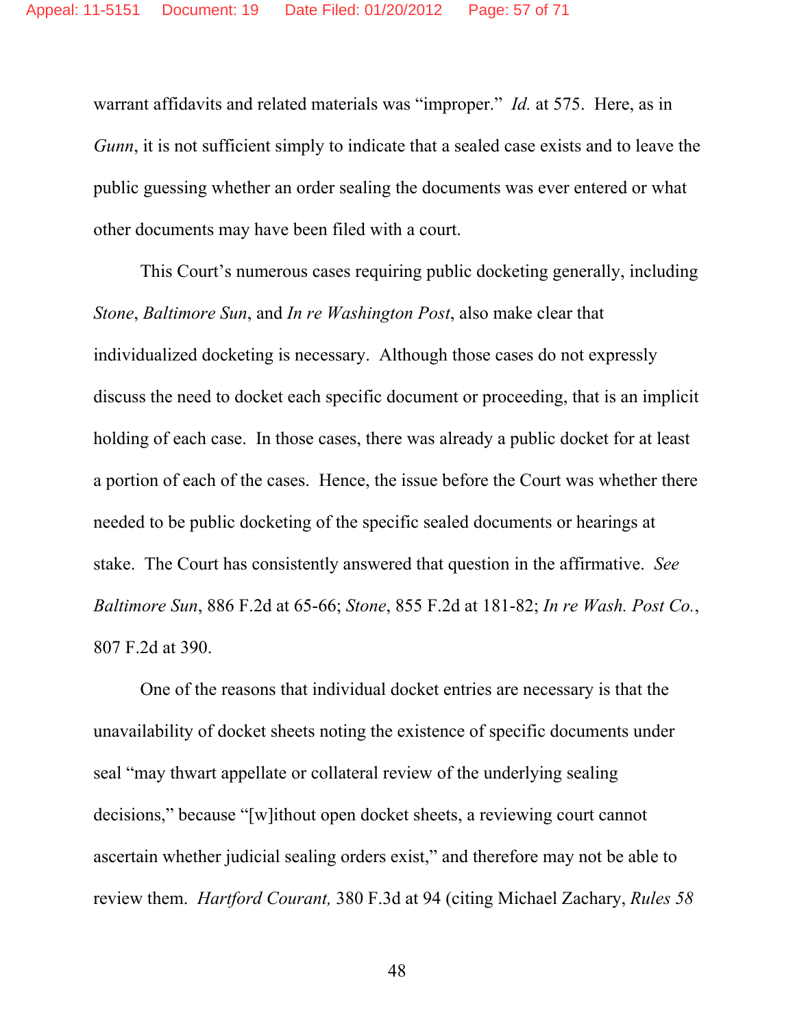warrant affidavits and related materials was "improper." *Id.* at 575. Here, as in *Gunn*, it is not sufficient simply to indicate that a sealed case exists and to leave the public guessing whether an order sealing the documents was ever entered or what other documents may have been filed with a court.

This Court's numerous cases requiring public docketing generally, including *Stone*, *Baltimore Sun*, and *In re Washington Post*, also make clear that individualized docketing is necessary. Although those cases do not expressly discuss the need to docket each specific document or proceeding, that is an implicit holding of each case. In those cases, there was already a public docket for at least a portion of each of the cases. Hence, the issue before the Court was whether there needed to be public docketing of the specific sealed documents or hearings at stake. The Court has consistently answered that question in the affirmative. *See Baltimore Sun*, 886 F.2d at 65-66; *Stone*, 855 F.2d at 181-82; *In re Wash. Post Co.*, 807 F.2d at 390.

One of the reasons that individual docket entries are necessary is that the unavailability of docket sheets noting the existence of specific documents under seal "may thwart appellate or collateral review of the underlying sealing decisions," because "[w]ithout open docket sheets, a reviewing court cannot ascertain whether judicial sealing orders exist," and therefore may not be able to review them. *Hartford Courant,* 380 F.3d at 94 (citing Michael Zachary, *Rules 58*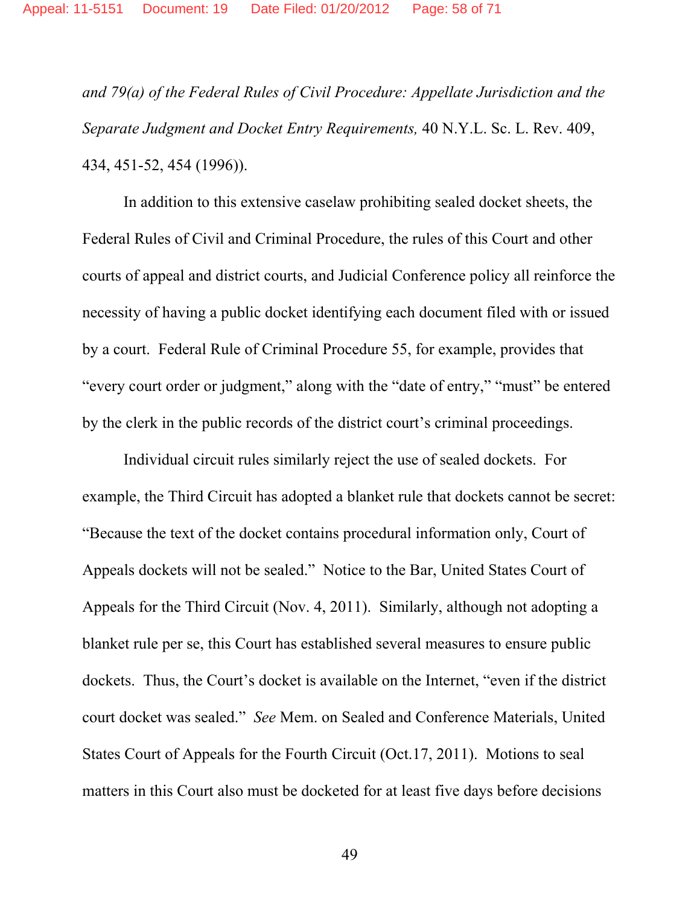*and 79(a) of the Federal Rules of Civil Procedure: Appellate Jurisdiction and the Separate Judgment and Docket Entry Requirements,* 40 N.Y.L. Sc. L. Rev. 409, 434, 451-52, 454 (1996)).

In addition to this extensive caselaw prohibiting sealed docket sheets, the Federal Rules of Civil and Criminal Procedure, the rules of this Court and other courts of appeal and district courts, and Judicial Conference policy all reinforce the necessity of having a public docket identifying each document filed with or issued by a court. Federal Rule of Criminal Procedure 55, for example, provides that "every court order or judgment," along with the "date of entry," "must" be entered by the clerk in the public records of the district court's criminal proceedings.

Individual circuit rules similarly reject the use of sealed dockets. For example, the Third Circuit has adopted a blanket rule that dockets cannot be secret: "Because the text of the docket contains procedural information only, Court of Appeals dockets will not be sealed." Notice to the Bar, United States Court of Appeals for the Third Circuit (Nov. 4, 2011). Similarly, although not adopting a blanket rule per se, this Court has established several measures to ensure public dockets. Thus, the Court's docket is available on the Internet, "even if the district court docket was sealed." *See* Mem. on Sealed and Conference Materials, United States Court of Appeals for the Fourth Circuit (Oct.17, 2011). Motions to seal matters in this Court also must be docketed for at least five days before decisions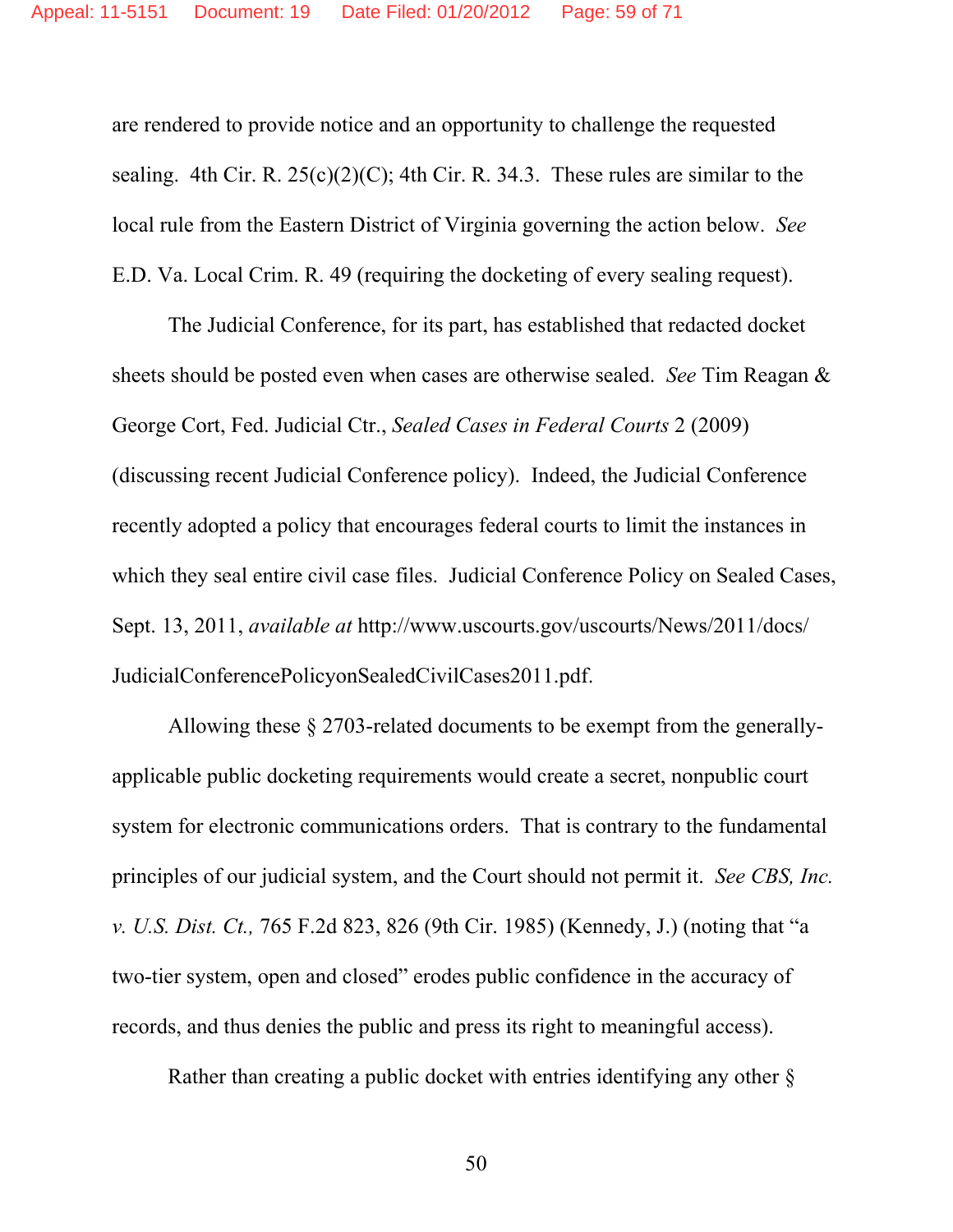are rendered to provide notice and an opportunity to challenge the requested sealing. 4th Cir. R. 25(c)(2)(C); 4th Cir. R. 34.3. These rules are similar to the local rule from the Eastern District of Virginia governing the action below. *See* E.D. Va. Local Crim. R. 49 (requiring the docketing of every sealing request).

The Judicial Conference, for its part, has established that redacted docket sheets should be posted even when cases are otherwise sealed. *See* Tim Reagan & George Cort, Fed. Judicial Ctr., *Sealed Cases in Federal Courts* 2 (2009) (discussing recent Judicial Conference policy). Indeed, the Judicial Conference recently adopted a policy that encourages federal courts to limit the instances in which they seal entire civil case files. Judicial Conference Policy on Sealed Cases, Sept. 13, 2011, *available at* http://www.uscourts.gov/uscourts/News/2011/docs/JudicialConferencePolicyonSealedCivilCases2011.pdf.

Allowing these § 2703-related documents to be exempt from the generally-applicable public docketing requirements would create a secret, nonpublic court system for electronic communications orders. That is contrary to the fundamental principles of our judicial system, and the Court should not permit it. *See CBS, Inc. v. U.S. Dist. Ct.,* 765 F.2d 823, 826 (9th Cir. 1985) (Kennedy, J.) (noting that "a two-tier system, open and closed" erodes public confidence in the accuracy of records, and thus denies the public and press its right to meaningful access).

Rather than creating a public docket with entries identifying any other §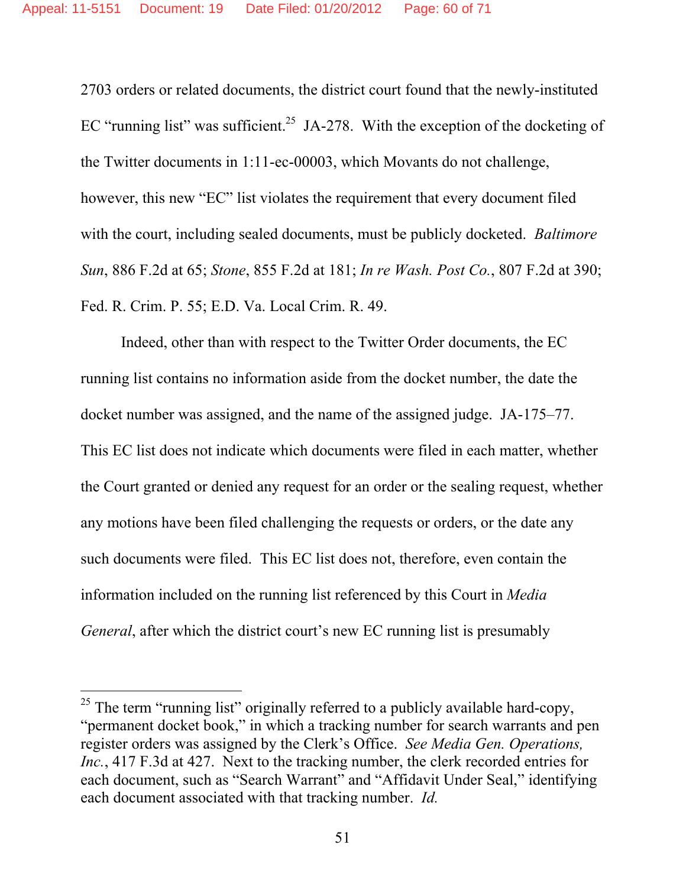2703 orders or related documents, the district court found that the newly-instituted EC "running list" was sufficient.[25] JA-278. With the exception of the docketing of the Twitter documents in 1:11-ec-00003, which Movants do not challenge, however, this new "EC" list violates the requirement that every document filed with the court, including sealed documents, must be publicly docketed. *Baltimore Sun*, 886 F.2d at 65; *Stone*, 855 F.2d at 181; *In re Wash. Post Co.*, 807 F.2d at 390; Fed. R. Crim. P. 55; E.D. Va. Local Crim. R. 49.

Indeed, other than with respect to the Twitter Order documents, the EC running list contains no information aside from the docket number, the date the docket number was assigned, and the name of the assigned judge. JA-175–77. This EC list does not indicate which documents were filed in each matter, whether the Court granted or denied any request for an order or the sealing request, whether any motions have been filed challenging the requests or orders, or the date any such documents were filed. This EC list does not, therefore, even contain the information included on the running list referenced by this Court in *Media General*, after which the district court's new EC running list is presumably

---

[25] The term "running list" originally referred to a publicly available hard-copy, "permanent docket book," in which a tracking number for search warrants and pen register orders was assigned by the Clerk's Office. *See Media Gen. Operations, Inc.*, 417 F.3d at 427. Next to the tracking number, the clerk recorded entries for each document, such as "Search Warrant" and "Affidavit Under Seal," identifying each document associated with that tracking number. *Id.*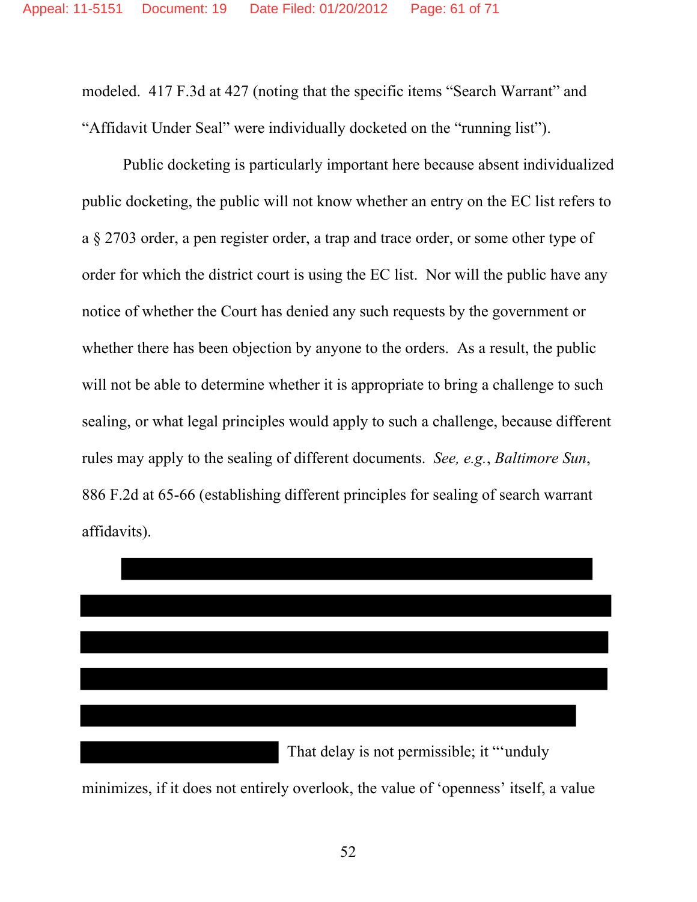modeled. 417 F.3d at 427 (noting that the specific items "Search Warrant" and "Affidavit Under Seal" were individually docketed on the "running list").

Public docketing is particularly important here because absent individualized public docketing, the public will not know whether an entry on the EC list refers to a § 2703 order, a pen register order, a trap and trace order, or some other type of order for which the district court is using the EC list. Nor will the public have any notice of whether the Court has denied any such requests by the government or whether there has been objection by anyone to the orders. As a result, the public will not be able to determine whether it is appropriate to bring a challenge to such sealing, or what legal principles would apply to such a challenge, because different rules may apply to the sealing of different documents. *See, e.g.*, *Baltimore Sun*, 886 F.2d at 65-66 (establishing different principles for sealing of search warrant affidavits).

That delay is not permissible; it "'unduly minimizes, if it does not entirely overlook, the value of 'openness' itself, a value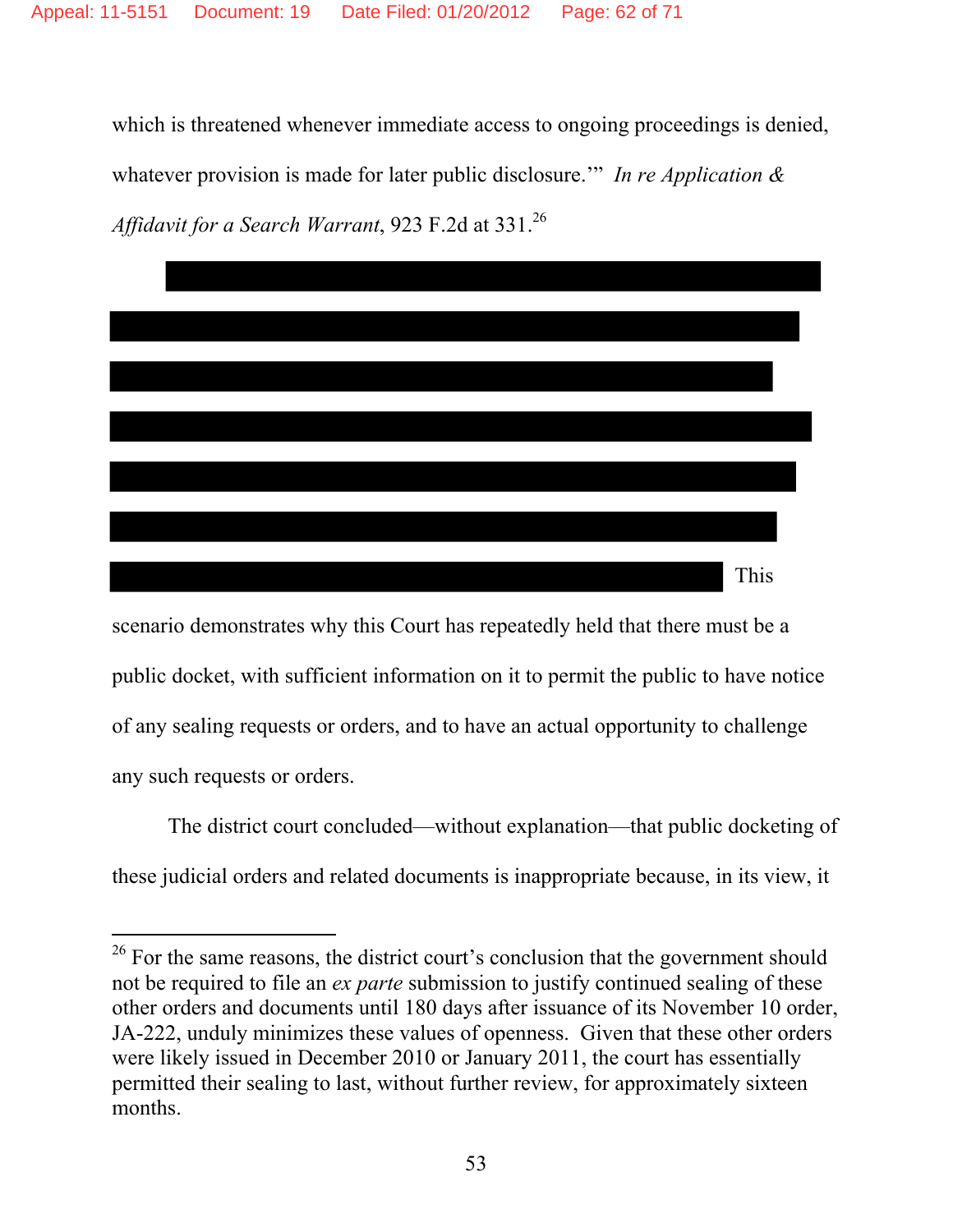which is threatened whenever immediate access to ongoing proceedings is denied, whatever provision is made for later public disclosure.'" *In re Application & Affidavit for a Search Warrant*, 923 F.2d at 331.[26]

This scenario demonstrates why this Court has repeatedly held that there must be a public docket, with sufficient information on it to permit the public to have notice of any sealing requests or orders, and to have an actual opportunity to challenge any such requests or orders.

The district court concluded—without explanation—that public docketing of these judicial orders and related documents is inappropriate because, in its view, it

---

[26] For the same reasons, the district court's conclusion that the government should not be required to file an *ex parte* submission to justify continued sealing of these other orders and documents until 180 days after issuance of its November 10 order, JA-222, unduly minimizes these values of openness. Given that these other orders were likely issued in December 2010 or January 2011, the court has essentially permitted their sealing to last, without further review, for approximately sixteen months.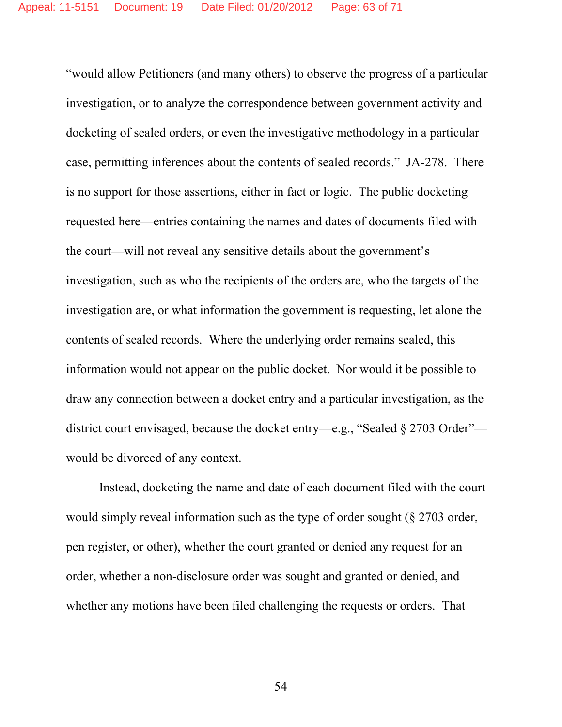"would allow Petitioners (and many others) to observe the progress of a particular investigation, or to analyze the correspondence between government activity and docketing of sealed orders, or even the investigative methodology in a particular case, permitting inferences about the contents of sealed records." JA-278. There is no support for those assertions, either in fact or logic. The public docketing requested here—entries containing the names and dates of documents filed with the court—will not reveal any sensitive details about the government's investigation, such as who the recipients of the orders are, who the targets of the investigation are, or what information the government is requesting, let alone the contents of sealed records. Where the underlying order remains sealed, this information would not appear on the public docket. Nor would it be possible to draw any connection between a docket entry and a particular investigation, as the district court envisaged, because the docket entry—e.g., "Sealed § 2703 Order"—would be divorced of any context.

Instead, docketing the name and date of each document filed with the court would simply reveal information such as the type of order sought (§ 2703 order, pen register, or other), whether the court granted or denied any request for an order, whether a non-disclosure order was sought and granted or denied, and whether any motions have been filed challenging the requests or orders. That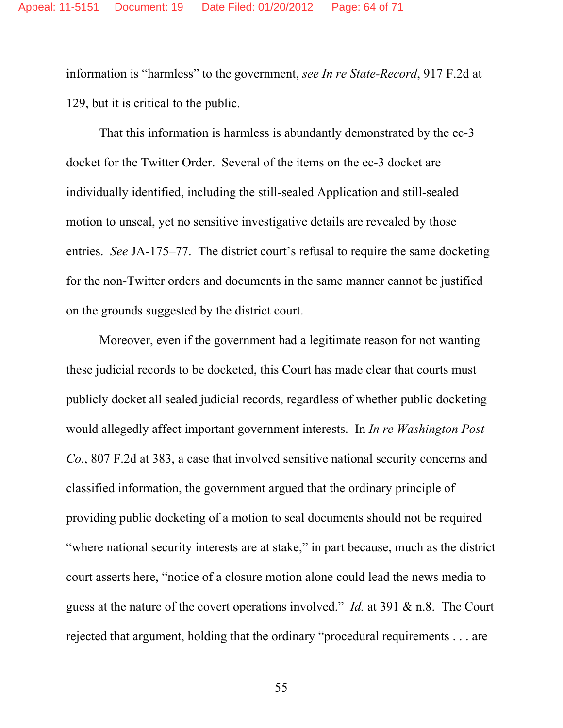information is "harmless" to the government, *see In re State-Record*, 917 F.2d at 129, but it is critical to the public.

That this information is harmless is abundantly demonstrated by the ec-3 docket for the Twitter Order. Several of the items on the ec-3 docket are individually identified, including the still-sealed Application and still-sealed motion to unseal, yet no sensitive investigative details are revealed by those entries. *See* JA-175–77. The district court's refusal to require the same docketing for the non-Twitter orders and documents in the same manner cannot be justified on the grounds suggested by the district court.

Moreover, even if the government had a legitimate reason for not wanting these judicial records to be docketed, this Court has made clear that courts must publicly docket all sealed judicial records, regardless of whether public docketing would allegedly affect important government interests. In *In re Washington Post Co.*, 807 F.2d at 383, a case that involved sensitive national security concerns and classified information, the government argued that the ordinary principle of providing public docketing of a motion to seal documents should not be required "where national security interests are at stake," in part because, much as the district court asserts here, "notice of a closure motion alone could lead the news media to guess at the nature of the covert operations involved." *Id.* at 391 & n.8. The Court rejected that argument, holding that the ordinary "procedural requirements . . . are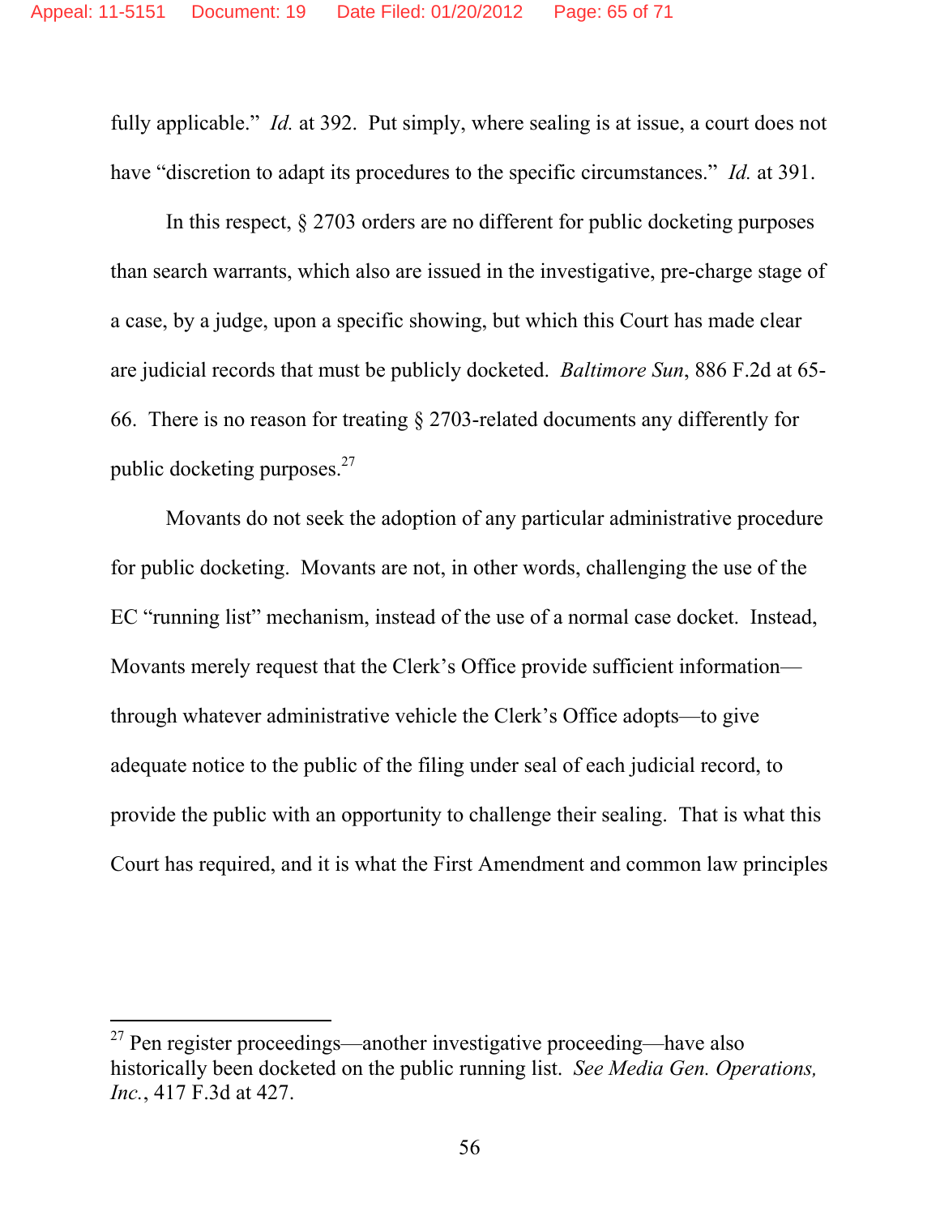fully applicable." *Id.* at 392. Put simply, where sealing is at issue, a court does not have "discretion to adapt its procedures to the specific circumstances." *Id.* at 391.

In this respect, § 2703 orders are no different for public docketing purposes than search warrants, which also are issued in the investigative, pre-charge stage of a case, by a judge, upon a specific showing, but which this Court has made clear are judicial records that must be publicly docketed. *Baltimore Sun*, 886 F.2d at 65-66. There is no reason for treating § 2703-related documents any differently for public docketing purposes.[27]

Movants do not seek the adoption of any particular administrative procedure for public docketing. Movants are not, in other words, challenging the use of the EC "running list" mechanism, instead of the use of a normal case docket. Instead, Movants merely request that the Clerk's Office provide sufficient information—through whatever administrative vehicle the Clerk's Office adopts—to give adequate notice to the public of the filing under seal of each judicial record, to provide the public with an opportunity to challenge their sealing. That is what this Court has required, and it is what the First Amendment and common law principles

---

[27] Pen register proceedings—another investigative proceeding—have also historically been docketed on the public running list. *See Media Gen. Operations, Inc.*, 417 F.3d at 427.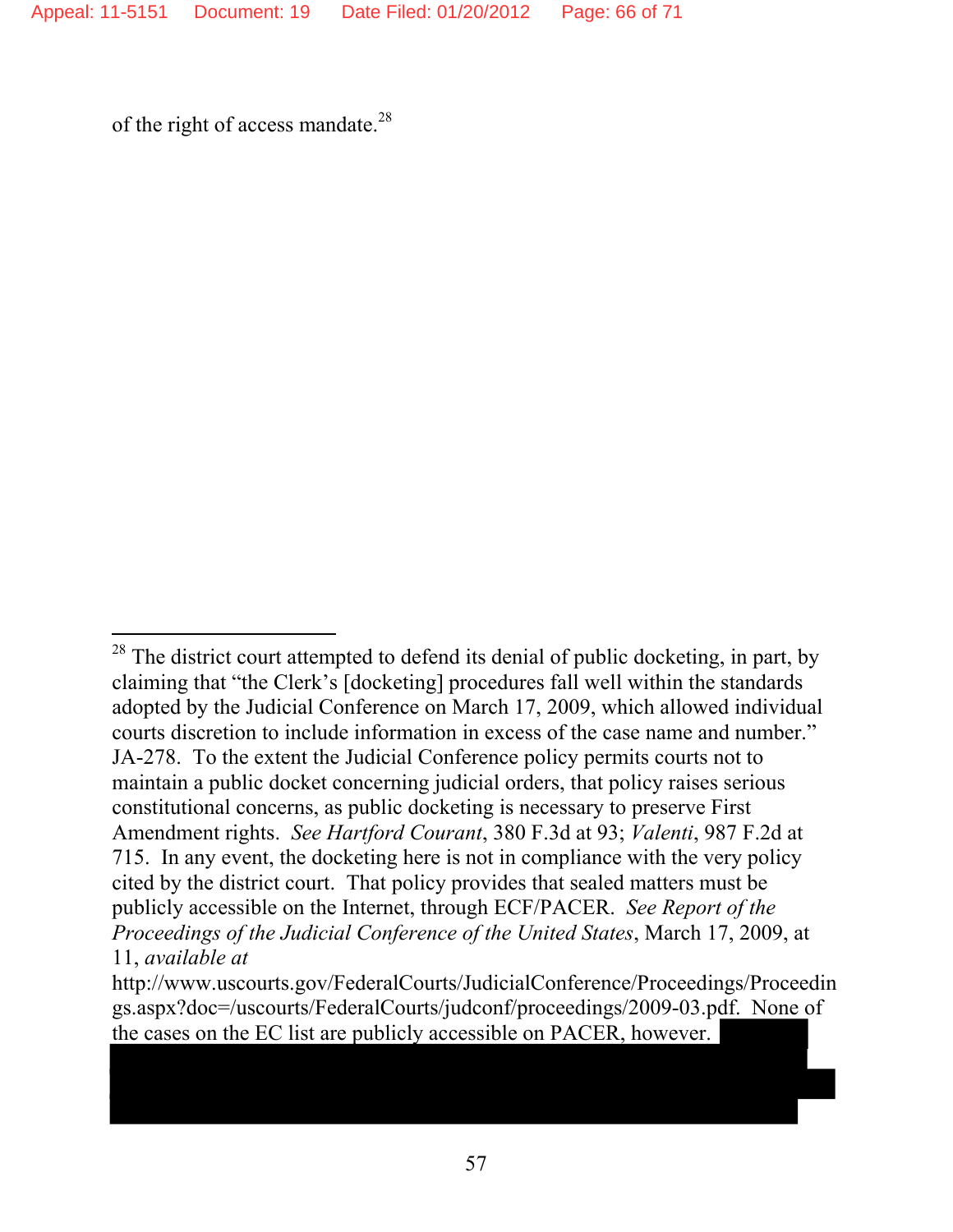of the right of access mandate.[28]

[28] The district court attempted to defend its denial of public docketing, in part, by claiming that "the Clerk's [docketing] procedures fall well within the standards adopted by the Judicial Conference on March 17, 2009, which allowed individual courts discretion to include information in excess of the case name and number." JA-278. To the extent the Judicial Conference policy permits courts not to maintain a public docket concerning judicial orders, that policy raises serious constitutional concerns, as public docketing is necessary to preserve First Amendment rights. *See Hartford Courant*, 380 F.3d at 93; *Valenti*, 987 F.2d at 715. In any event, the docketing here is not in compliance with the very policy cited by the district court. That policy provides that sealed matters must be publicly accessible on the Internet, through ECF/PACER. *See Report of the Proceedings of the Judicial Conference of the United States*, March 17, 2009, at 11, *available at* http://www.uscourts.gov/FederalCourts/JudicialConference/Proceedings/Proceedings.aspx?doc=/uscourts/FederalCourts/judconf/proceedings/2009-03.pdf. None of the cases on the EC list are publicly accessible on PACER, however.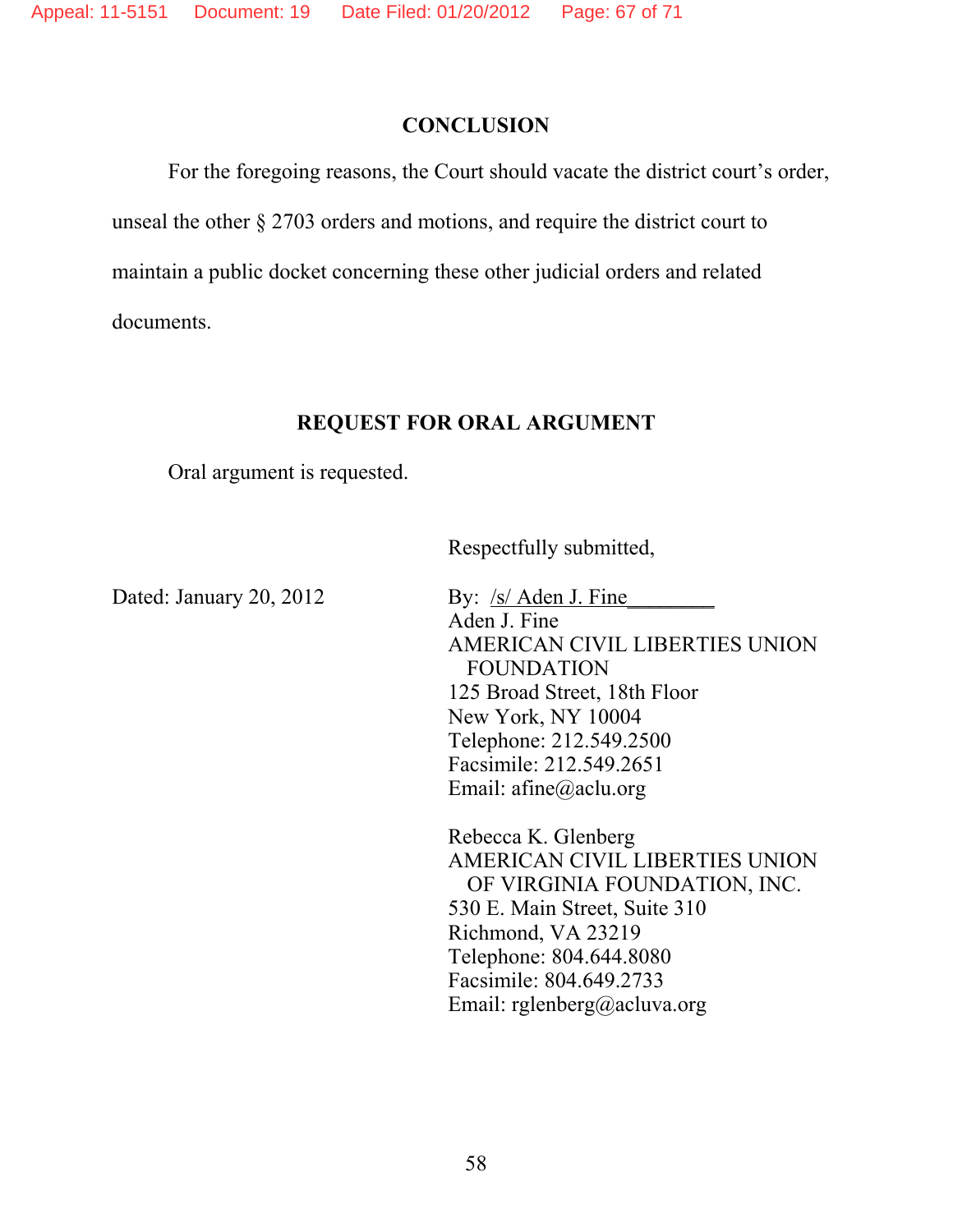## CONCLUSION

For the foregoing reasons, the Court should vacate the district court's order, unseal the other § 2703 orders and motions, and require the district court to maintain a public docket concerning these other judicial orders and related documents.

## REQUEST FOR ORAL ARGUMENT

Oral argument is requested.

Respectfully submitted,

Dated: January 20, 2012

By: /s/ Aden J. Fine________
Aden J. Fine
AMERICAN CIVIL LIBERTIES UNION FOUNDATION
125 Broad Street, 18th Floor
New York, NY 10004
Telephone: 212.549.2500
Facsimile: 212.549.2651
Email: afine@aclu.org

Rebecca K. Glenberg
AMERICAN CIVIL LIBERTIES UNION OF VIRGINIA FOUNDATION, INC.
530 E. Main Street, Suite 310
Richmond, VA 23219
Telephone: 804.644.8080
Facsimile: 804.649.2733
Email: rglenberg@acluva.org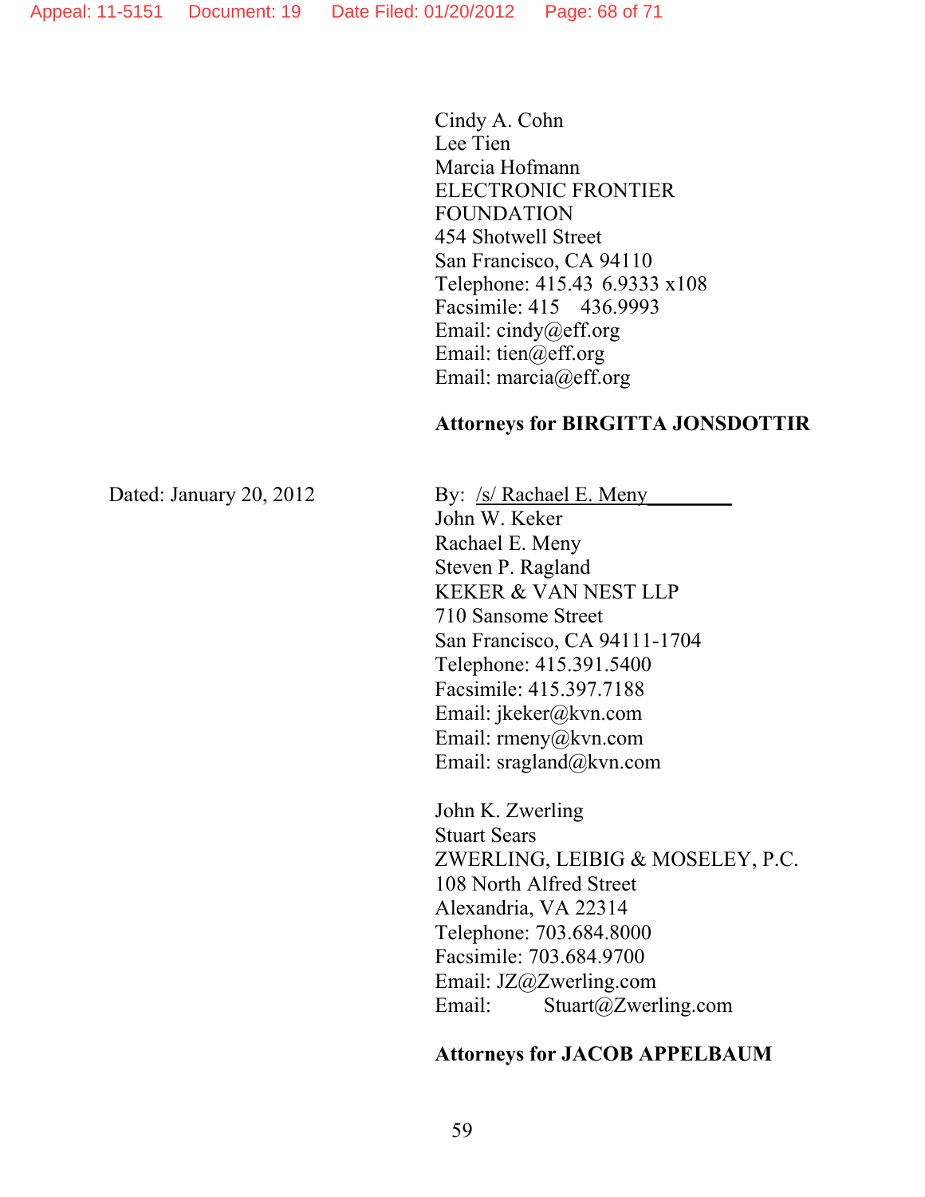Cindy A. Cohn
Lee Tien
Marcia Hofmann
ELECTRONIC FRONTIER FOUNDATION
454 Shotwell Street
San Francisco, CA 94110
Telephone: 415.436.9333 x108
Facsimile: 415 436.9993
Email: cindy@eff.org
Email: tien@eff.org
Email: marcia@eff.org

**Attorneys for BIRGITTA JONSDOTTIR**

Dated: January 20, 2012

By: /s/ Rachael E. Meny
John W. Keker
Rachael E. Meny
Steven P. Ragland
KEKER & VAN NEST LLP
710 Sansome Street
San Francisco, CA 94111-1704
Telephone: 415.391.5400
Facsimile: 415.397.7188
Email: jkeker@kvn.com
Email: rmeny@kvn.com
Email: sragland@kvn.com

John K. Zwerling
Stuart Sears
ZWERLING, LEIBIG & MOSELEY, P.C.
108 North Alfred Street
Alexandria, VA 22314
Telephone: 703.684.8000
Facsimile: 703.684.9700
Email: JZ@Zwerling.com
Email: Stuart@Zwerling.com

**Attorneys for JACOB APPELBAUM**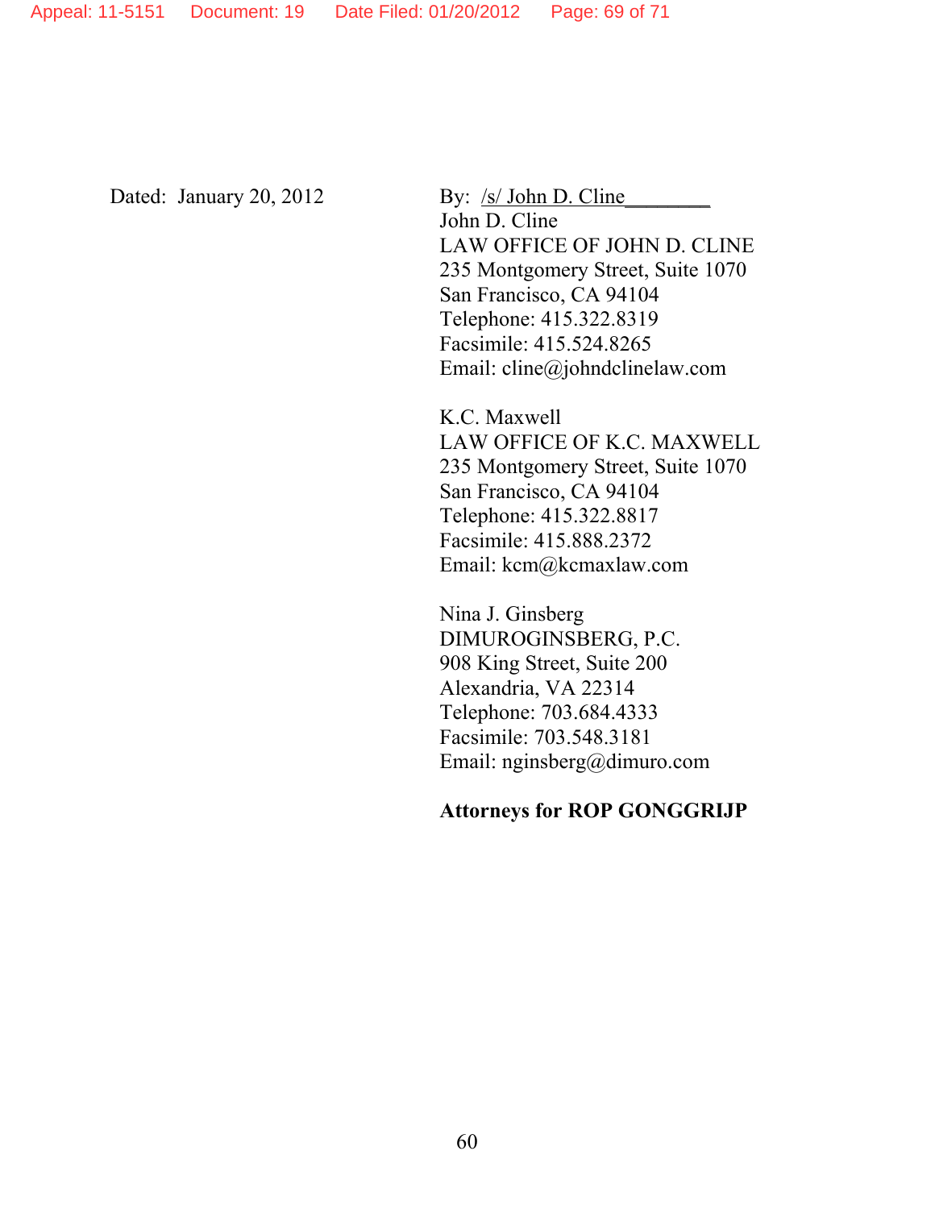Dated: January 20, 2012

By: /s/ John D. Cline________

John D. Cline
LAW OFFICE OF JOHN D. CLINE
235 Montgomery Street, Suite 1070
San Francisco, CA 94104
Telephone: 415.322.8319
Facsimile: 415.524.8265
Email: cline@johndclinelaw.com

K.C. Maxwell
LAW OFFICE OF K.C. MAXWELL
235 Montgomery Street, Suite 1070
San Francisco, CA 94104
Telephone: 415.322.8817
Facsimile: 415.888.2372
Email: kcm@kcmaxlaw.com

Nina J. Ginsberg
DIMUROGINSBERG, P.C.
908 King Street, Suite 200
Alexandria, VA 22314
Telephone: 703.684.4333
Facsimile: 703.548.3181
Email: nginsberg@dimuro.com

**Attorneys for ROP GONGGRIJP**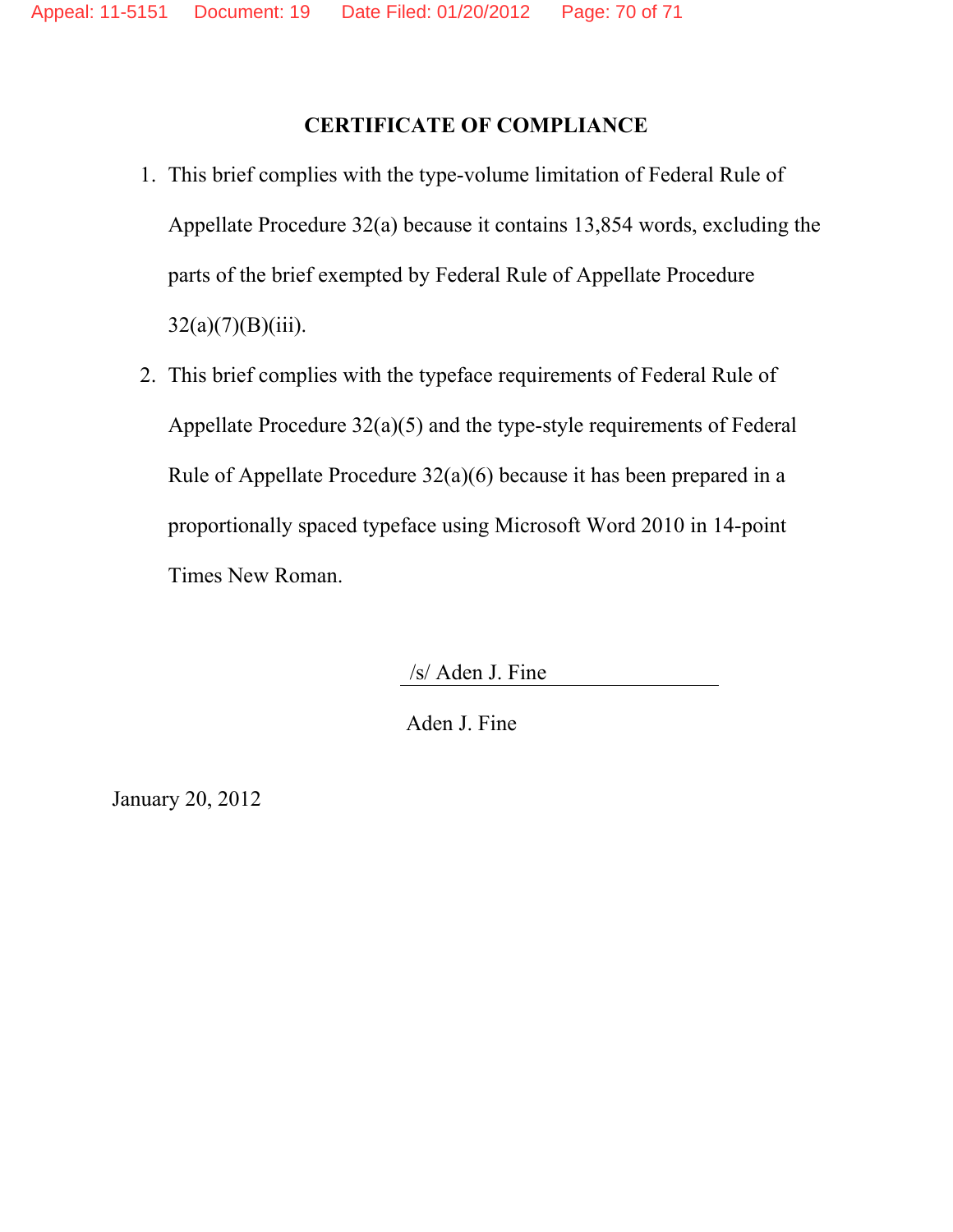**CERTIFICATE OF COMPLIANCE**

1. This brief complies with the type-volume limitation of Federal Rule of Appellate Procedure 32(a) because it contains 13,854 words, excluding the parts of the brief exempted by Federal Rule of Appellate Procedure 32(a)(7)(B)(iii).
2. This brief complies with the typeface requirements of Federal Rule of Appellate Procedure 32(a)(5) and the type-style requirements of Federal Rule of Appellate Procedure 32(a)(6) because it has been prepared in a proportionally spaced typeface using Microsoft Word 2010 in 14-point Times New Roman.

/s/ Aden J. Fine

Aden J. Fine

January 20, 2012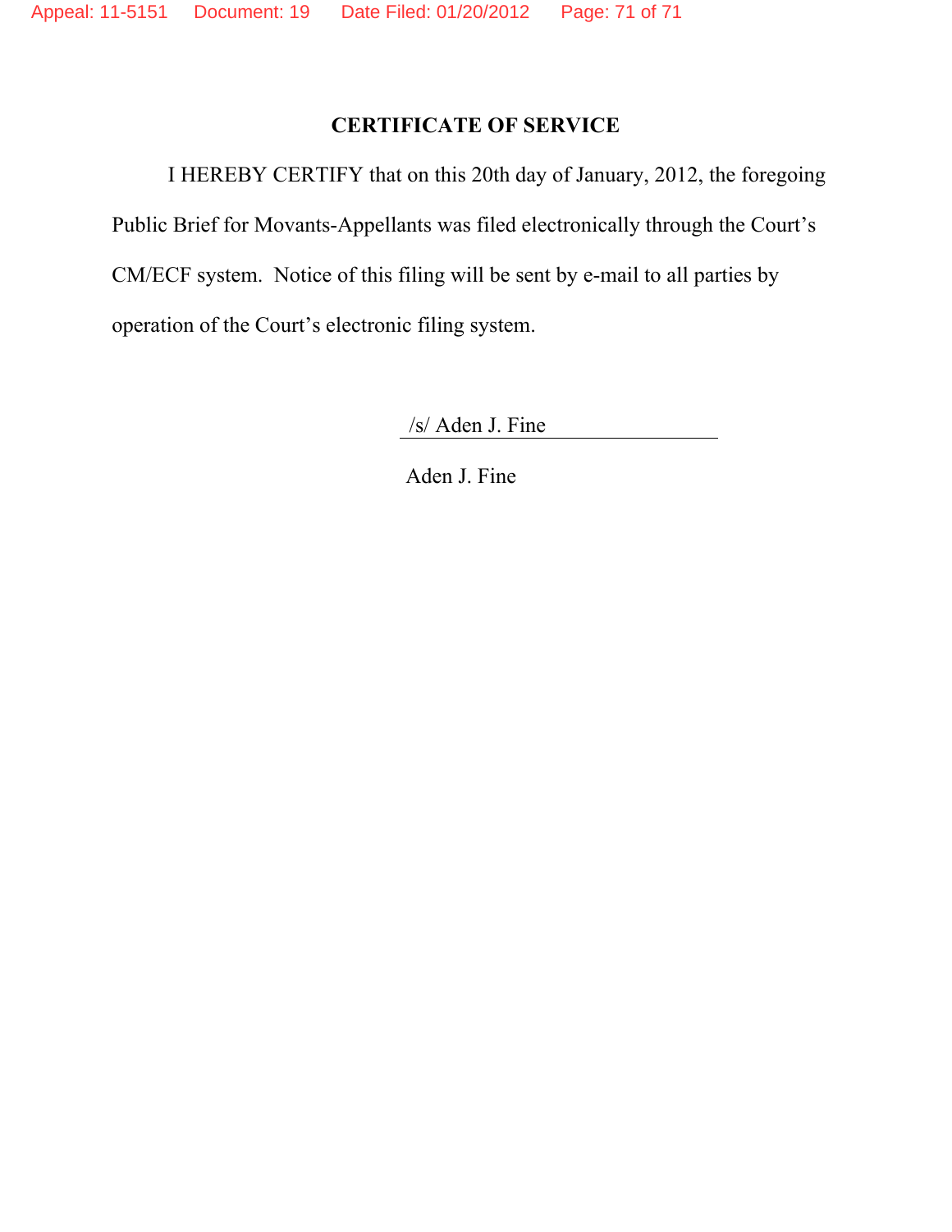**CERTIFICATE OF SERVICE**

I HEREBY CERTIFY that on this 20th day of January, 2012, the foregoing Public Brief for Movants-Appellants was filed electronically through the Court's CM/ECF system. Notice of this filing will be sent by e-mail to all parties by operation of the Court's electronic filing system.

/s/ Aden J. Fine

Aden J. Fine